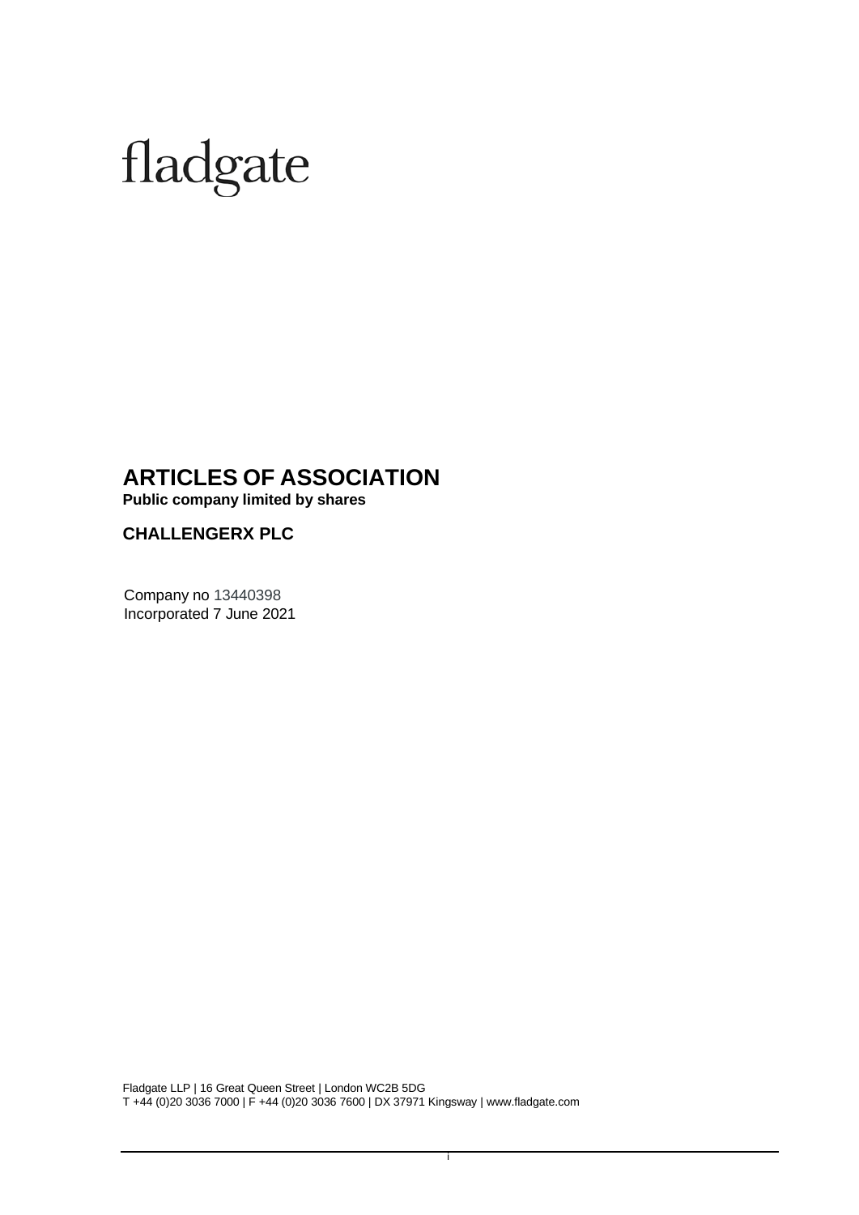fladgate

# ARTICLES OF ASSOCIATION

**Public company limited by shares**

**CHALLENGERX PLC**

Company no 13440398
Incorporated 7 June 2021

Fladgate LLP | 16 Great Queen Street | London WC2B 5DG
T +44 (0)20 3036 7000 | F +44 (0)20 3036 7600 | DX 37971 Kingsway | www.fladgate.com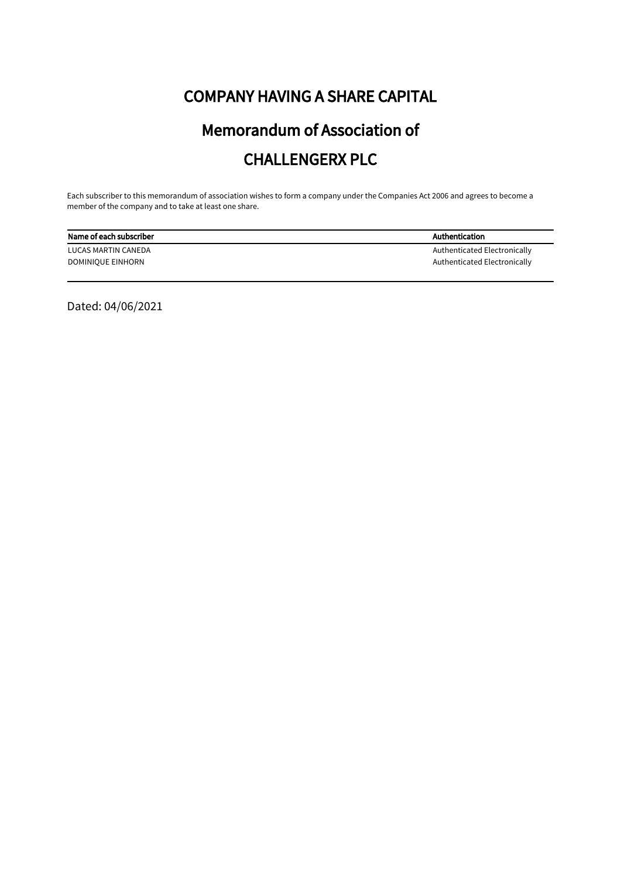# COMPANY HAVING A SHARE CAPITAL

# Memorandum of Association of

# CHALLENGERX PLC

Each subscriber to this memorandum of association wishes to form a company under the Companies Act 2006 and agrees to become a member of the company and to take at least one share.

| Name of each subscriber | Authentication |
|---|---|
| LUCAS MARTIN CANEDA | Authenticated Electronically |
| DOMINIQUE EINHORN | Authenticated Electronically |

Dated: 04/06/2021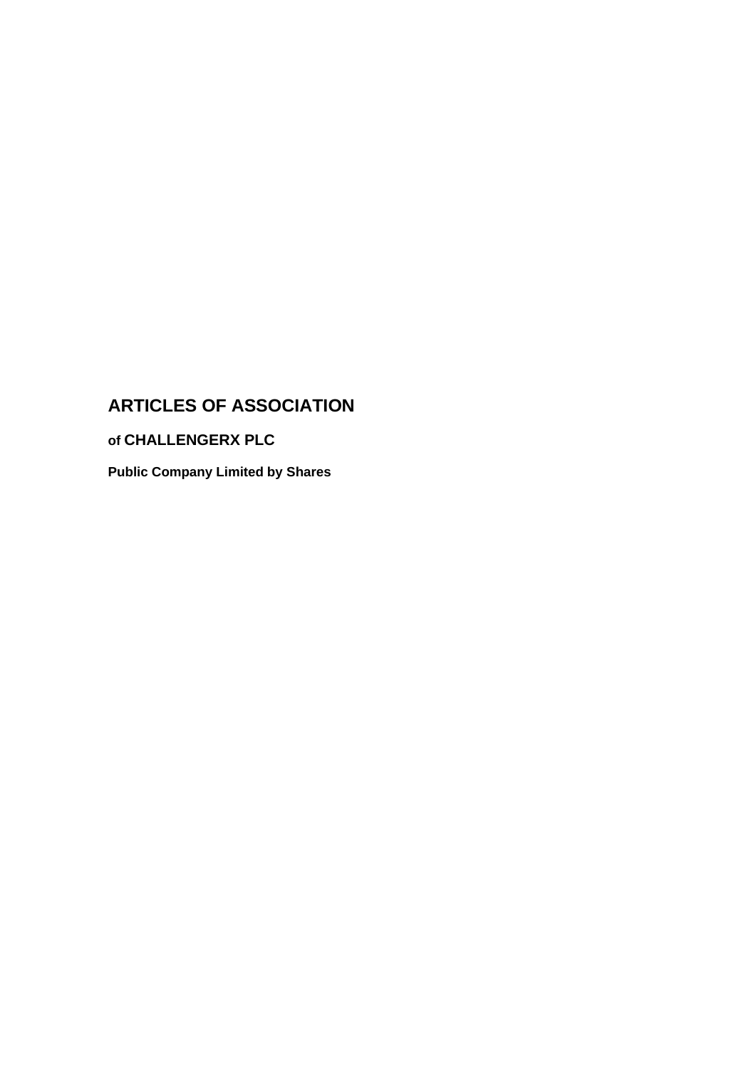# ARTICLES OF ASSOCIATION

**of CHALLENGERX PLC**

**Public Company Limited by Shares**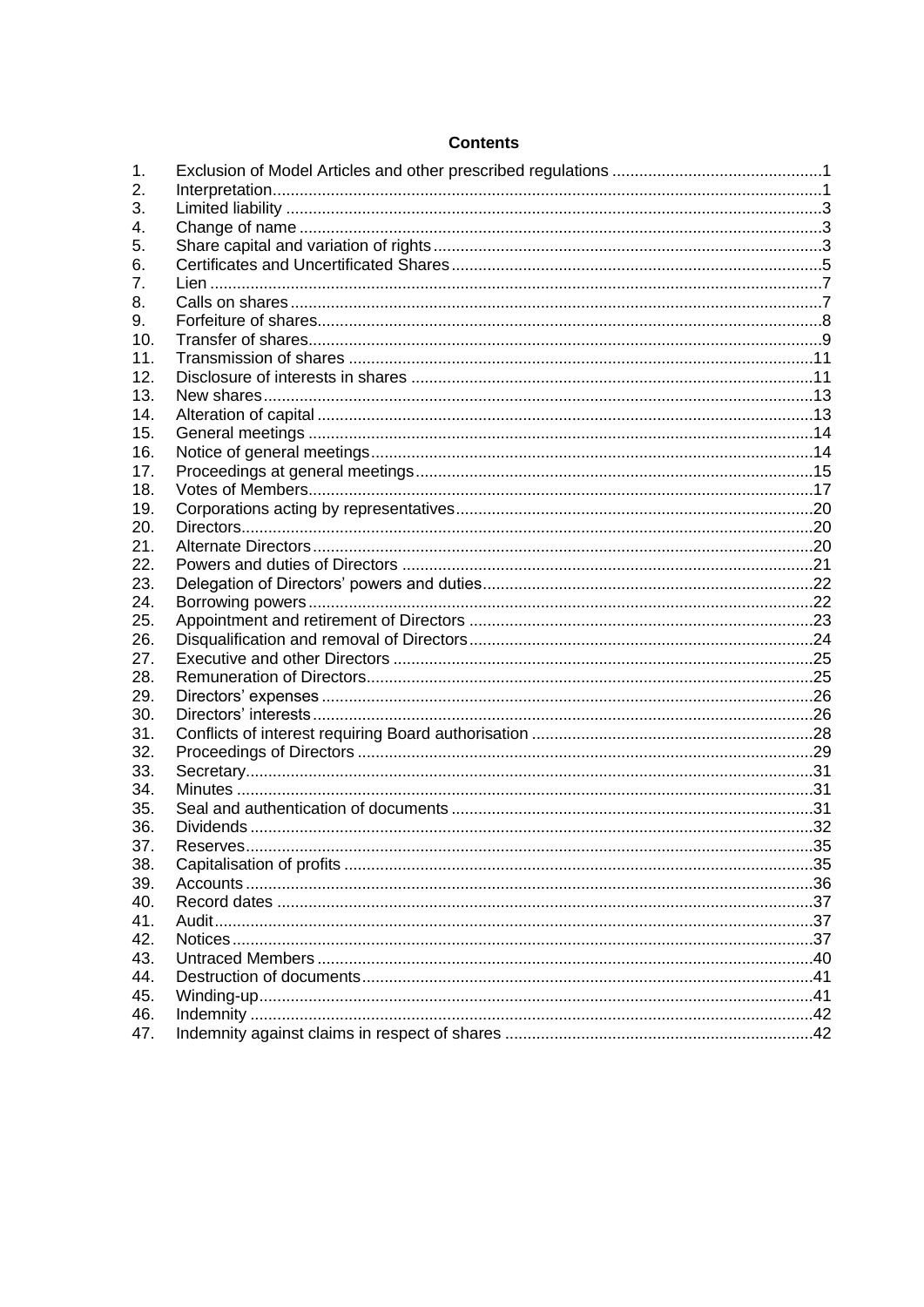## Contents

| | | |
|---|---|---|
| 1. | Exclusion of Model Articles and other prescribed regulations | 1 |
| 2. | Interpretation | 1 |
| 3. | Limited liability | 3 |
| 4. | Change of name | 3 |
| 5. | Share capital and variation of rights | 3 |
| 6. | Certificates and Uncertificated Shares | 5 |
| 7. | Lien | 7 |
| 8. | Calls on shares | 7 |
| 9. | Forfeiture of shares | 8 |
| 10. | Transfer of shares | 9 |
| 11. | Transmission of shares | 11 |
| 12. | Disclosure of interests in shares | 11 |
| 13. | New shares | 13 |
| 14. | Alteration of capital | 13 |
| 15. | General meetings | 14 |
| 16. | Notice of general meetings | 14 |
| 17. | Proceedings at general meetings | 15 |
| 18. | Votes of Members | 17 |
| 19. | Corporations acting by representatives | 20 |
| 20. | Directors | 20 |
| 21. | Alternate Directors | 20 |
| 22. | Powers and duties of Directors | 21 |
| 23. | Delegation of Directors' powers and duties | 22 |
| 24. | Borrowing powers | 22 |
| 25. | Appointment and retirement of Directors | 23 |
| 26. | Disqualification and removal of Directors | 24 |
| 27. | Executive and other Directors | 25 |
| 28. | Remuneration of Directors | 25 |
| 29. | Directors' expenses | 26 |
| 30. | Directors' interests | 26 |
| 31. | Conflicts of interest requiring Board authorisation | 28 |
| 32. | Proceedings of Directors | 29 |
| 33. | Secretary | 31 |
| 34. | Minutes | 31 |
| 35. | Seal and authentication of documents | 31 |
| 36. | Dividends | 32 |
| 37. | Reserves | 35 |
| 38. | Capitalisation of profits | 35 |
| 39. | Accounts | 36 |
| 40. | Record dates | 37 |
| 41. | Audit | 37 |
| 42. | Notices | 37 |
| 43. | Untraced Members | 40 |
| 44. | Destruction of documents | 41 |
| 45. | Winding-up | 41 |
| 46. | Indemnity | 42 |
| 47. | Indemnity against claims in respect of shares | 42 |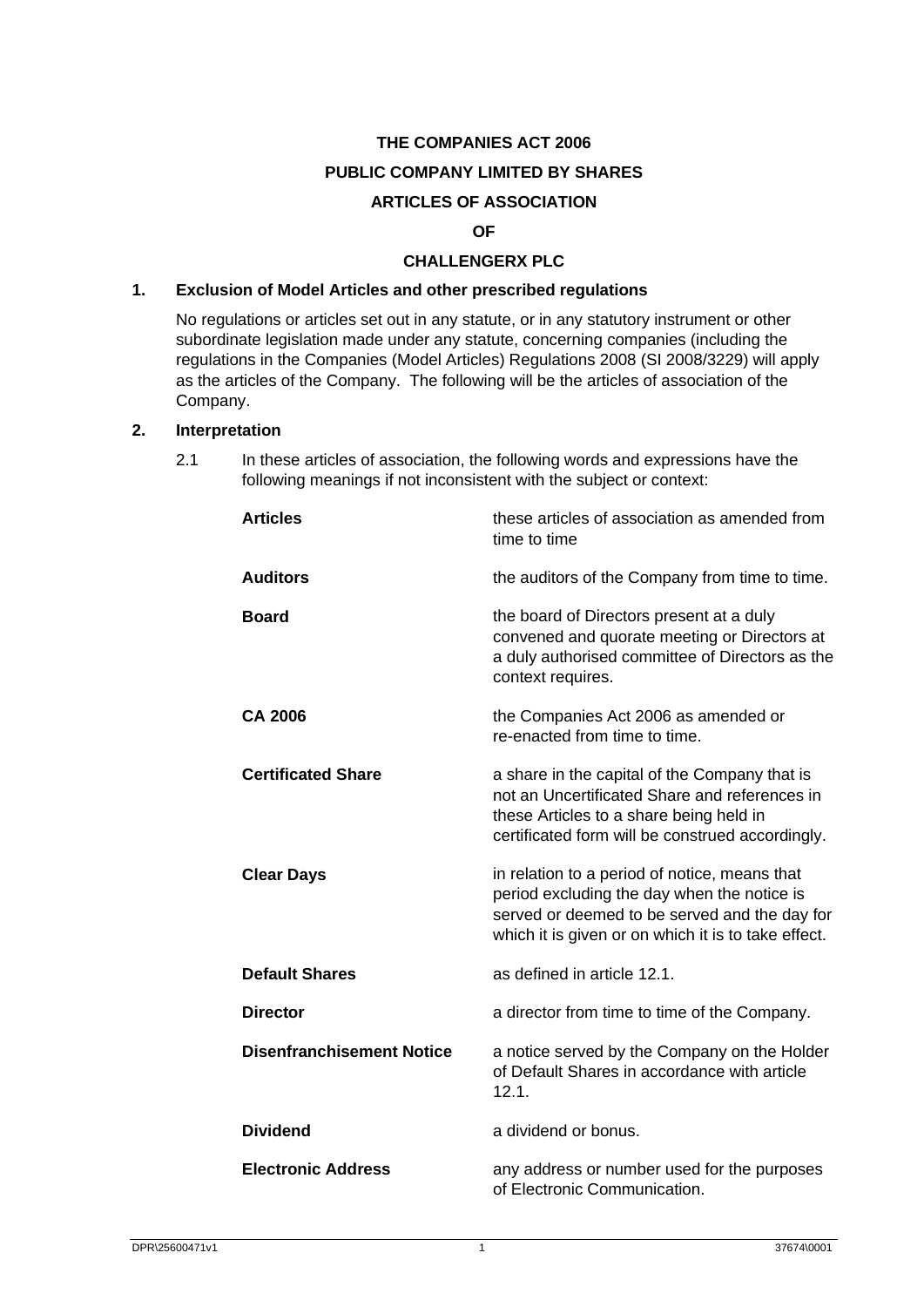**THE COMPANIES ACT 2006**

**PUBLIC COMPANY LIMITED BY SHARES**

**ARTICLES OF ASSOCIATION**

**OF**

**CHALLENGERX PLC**

## 1. Exclusion of Model Articles and other prescribed regulations

No regulations or articles set out in any statute, or in any statutory instrument or other subordinate legislation made under any statute, concerning companies (including the regulations in the Companies (Model Articles) Regulations 2008 (SI 2008/3229) will apply as the articles of the Company. The following will be the articles of association of the Company.

## 2. Interpretation

2.1 In these articles of association, the following words and expressions have the following meanings if not inconsistent with the subject or context:

| | |
|---|---|
| **Articles** | these articles of association as amended from time to time |
| **Auditors** | the auditors of the Company from time to time. |
| **Board** | the board of Directors present at a duly convened and quorate meeting or Directors at a duly authorised committee of Directors as the context requires. |
| **CA 2006** | the Companies Act 2006 as amended or re-enacted from time to time. |
| **Certificated Share** | a share in the capital of the Company that is not an Uncertificated Share and references in these Articles to a share being held in certificated form will be construed accordingly. |
| **Clear Days** | in relation to a period of notice, means that period excluding the day when the notice is served or deemed to be served and the day for which it is given or on which it is to take effect. |
| **Default Shares** | as defined in article 12.1. |
| **Director** | a director from time to time of the Company. |
| **Disenfranchisement Notice** | a notice served by the Company on the Holder of Default Shares in accordance with article 12.1. |
| **Dividend** | a dividend or bonus. |
| **Electronic Address** | any address or number used for the purposes of Electronic Communication. |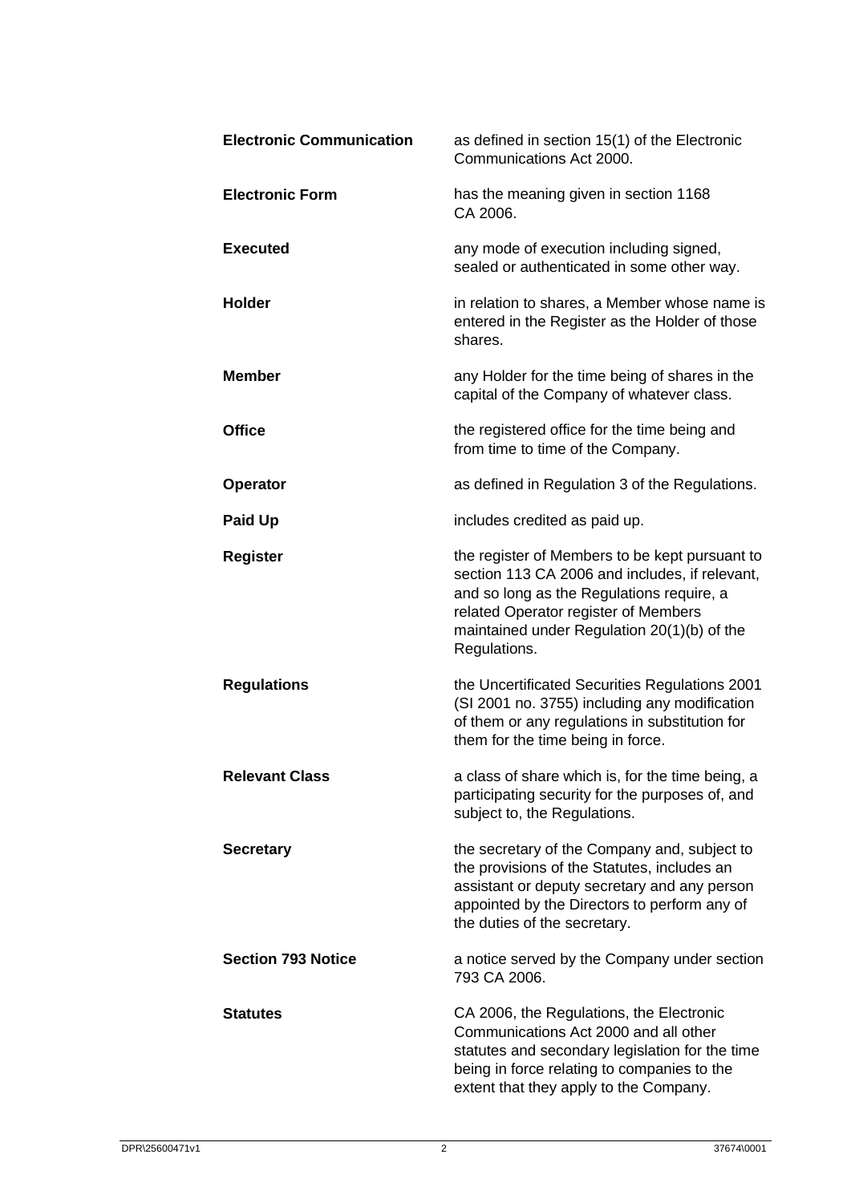| | |
|---|---|
| **Electronic Communication** | as defined in section 15(1) of the Electronic Communications Act 2000. |
| **Electronic Form** | has the meaning given in section 1168 CA 2006. |
| **Executed** | any mode of execution including signed, sealed or authenticated in some other way. |
| **Holder** | in relation to shares, a Member whose name is entered in the Register as the Holder of those shares. |
| **Member** | any Holder for the time being of shares in the capital of the Company of whatever class. |
| **Office** | the registered office for the time being and from time to time of the Company. |
| **Operator** | as defined in Regulation 3 of the Regulations. |
| **Paid Up** | includes credited as paid up. |
| **Register** | the register of Members to be kept pursuant to section 113 CA 2006 and includes, if relevant, and so long as the Regulations require, a related Operator register of Members maintained under Regulation 20(1)(b) of the Regulations. |
| **Regulations** | the Uncertificated Securities Regulations 2001 (SI 2001 no. 3755) including any modification of them or any regulations in substitution for them for the time being in force. |
| **Relevant Class** | a class of share which is, for the time being, a participating security for the purposes of, and subject to, the Regulations. |
| **Secretary** | the secretary of the Company and, subject to the provisions of the Statutes, includes an assistant or deputy secretary and any person appointed by the Directors to perform any of the duties of the secretary. |
| **Section 793 Notice** | a notice served by the Company under section 793 CA 2006. |
| **Statutes** | CA 2006, the Regulations, the Electronic Communications Act 2000 and all other statutes and secondary legislation for the time being in force relating to companies to the extent that they apply to the Company. |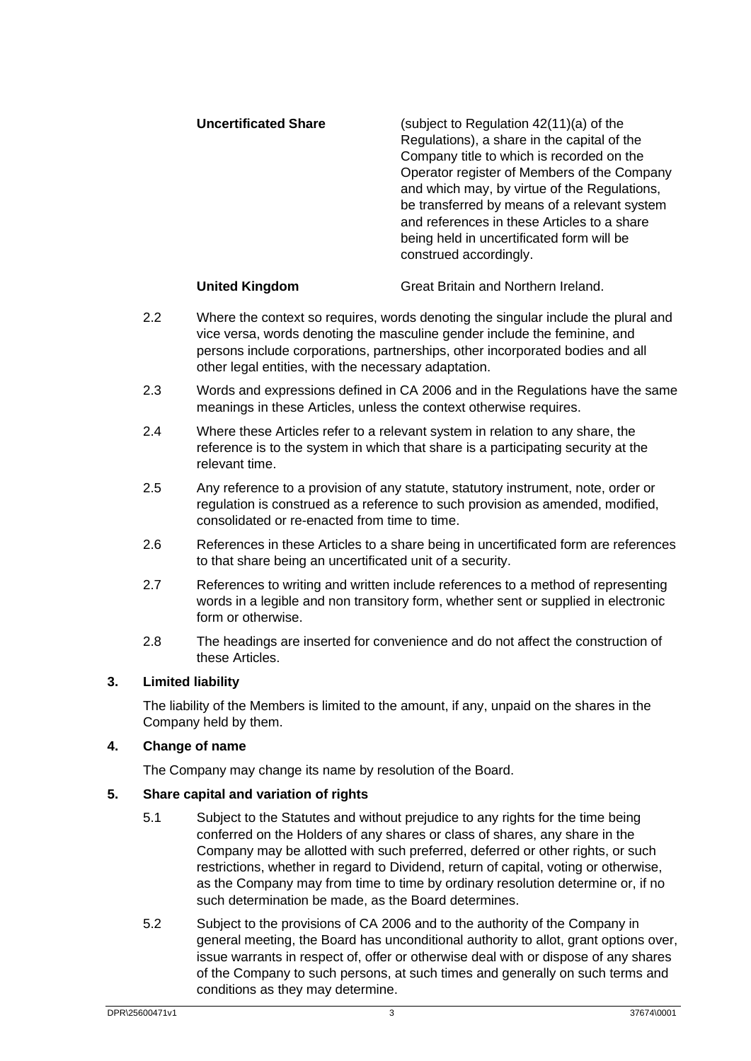| | |
|---|---|
| **Uncertificated Share** | (subject to Regulation 42(11)(a) of the Regulations), a share in the capital of the Company title to which is recorded on the Operator register of Members of the Company and which may, by virtue of the Regulations, be transferred by means of a relevant system and references in these Articles to a share being held in uncertificated form will be construed accordingly. |
| **United Kingdom** | Great Britain and Northern Ireland. |

2.2 Where the context so requires, words denoting the singular include the plural and vice versa, words denoting the masculine gender include the feminine, and persons include corporations, partnerships, other incorporated bodies and all other legal entities, with the necessary adaptation.

2.3 Words and expressions defined in CA 2006 and in the Regulations have the same meanings in these Articles, unless the context otherwise requires.

2.4 Where these Articles refer to a relevant system in relation to any share, the reference is to the system in which that share is a participating security at the relevant time.

2.5 Any reference to a provision of any statute, statutory instrument, note, order or regulation is construed as a reference to such provision as amended, modified, consolidated or re-enacted from time to time.

2.6 References in these Articles to a share being in uncertificated form are references to that share being an uncertificated unit of a security.

2.7 References to writing and written include references to a method of representing words in a legible and non transitory form, whether sent or supplied in electronic form or otherwise.

2.8 The headings are inserted for convenience and do not affect the construction of these Articles.

## 3. Limited liability

The liability of the Members is limited to the amount, if any, unpaid on the shares in the Company held by them.

## 4. Change of name

The Company may change its name by resolution of the Board.

## 5. Share capital and variation of rights

5.1 Subject to the Statutes and without prejudice to any rights for the time being conferred on the Holders of any shares or class of shares, any share in the Company may be allotted with such preferred, deferred or other rights, or such restrictions, whether in regard to Dividend, return of capital, voting or otherwise, as the Company may from time to time by ordinary resolution determine or, if no such determination be made, as the Board determines.

5.2 Subject to the provisions of CA 2006 and to the authority of the Company in general meeting, the Board has unconditional authority to allot, grant options over, issue warrants in respect of, offer or otherwise deal with or dispose of any shares of the Company to such persons, at such times and generally on such terms and conditions as they may determine.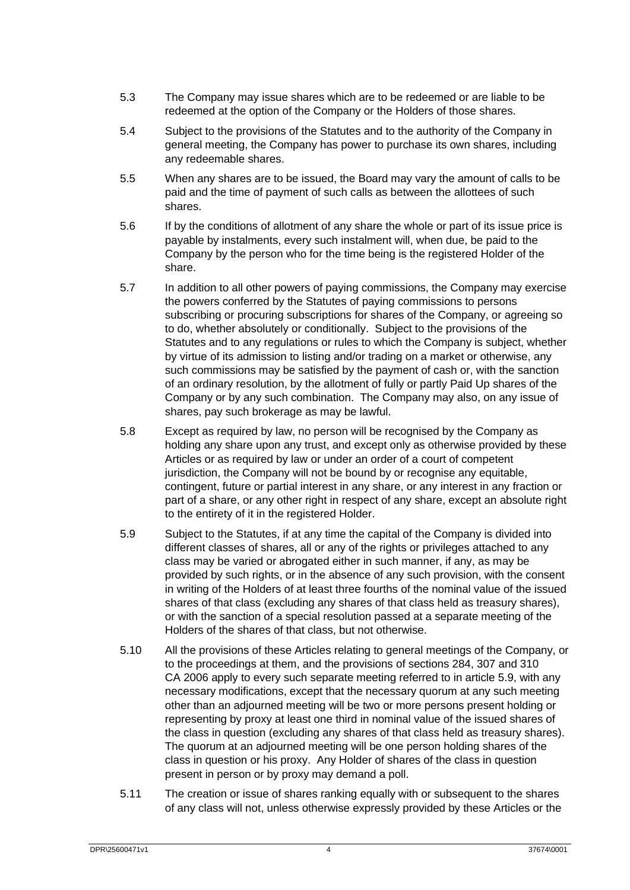5.3 The Company may issue shares which are to be redeemed or are liable to be redeemed at the option of the Company or the Holders of those shares.

5.4 Subject to the provisions of the Statutes and to the authority of the Company in general meeting, the Company has power to purchase its own shares, including any redeemable shares.

5.5 When any shares are to be issued, the Board may vary the amount of calls to be paid and the time of payment of such calls as between the allottees of such shares.

5.6 If by the conditions of allotment of any share the whole or part of its issue price is payable by instalments, every such instalment will, when due, be paid to the Company by the person who for the time being is the registered Holder of the share.

5.7 In addition to all other powers of paying commissions, the Company may exercise the powers conferred by the Statutes of paying commissions to persons subscribing or procuring subscriptions for shares of the Company, or agreeing so to do, whether absolutely or conditionally. Subject to the provisions of the Statutes and to any regulations or rules to which the Company is subject, whether by virtue of its admission to listing and/or trading on a market or otherwise, any such commissions may be satisfied by the payment of cash or, with the sanction of an ordinary resolution, by the allotment of fully or partly Paid Up shares of the Company or by any such combination. The Company may also, on any issue of shares, pay such brokerage as may be lawful.

5.8 Except as required by law, no person will be recognised by the Company as holding any share upon any trust, and except only as otherwise provided by these Articles or as required by law or under an order of a court of competent jurisdiction, the Company will not be bound by or recognise any equitable, contingent, future or partial interest in any share, or any interest in any fraction or part of a share, or any other right in respect of any share, except an absolute right to the entirety of it in the registered Holder.

5.9 Subject to the Statutes, if at any time the capital of the Company is divided into different classes of shares, all or any of the rights or privileges attached to any class may be varied or abrogated either in such manner, if any, as may be provided by such rights, or in the absence of any such provision, with the consent in writing of the Holders of at least three fourths of the nominal value of the issued shares of that class (excluding any shares of that class held as treasury shares), or with the sanction of a special resolution passed at a separate meeting of the Holders of the shares of that class, but not otherwise.

5.10 All the provisions of these Articles relating to general meetings of the Company, or to the proceedings at them, and the provisions of sections 284, 307 and 310 CA 2006 apply to every such separate meeting referred to in article 5.9, with any necessary modifications, except that the necessary quorum at any such meeting other than an adjourned meeting will be two or more persons present holding or representing by proxy at least one third in nominal value of the issued shares of the class in question (excluding any shares of that class held as treasury shares). The quorum at an adjourned meeting will be one person holding shares of the class in question or his proxy. Any Holder of shares of the class in question present in person or by proxy may demand a poll.

5.11 The creation or issue of shares ranking equally with or subsequent to the shares of any class will not, unless otherwise expressly provided by these Articles or the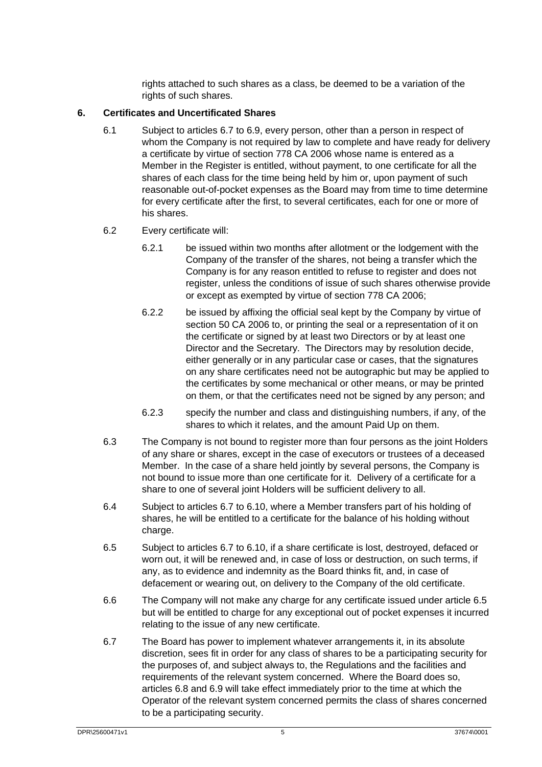rights attached to such shares as a class, be deemed to be a variation of the rights of such shares.

## 6. Certificates and Uncertificated Shares

6.1 Subject to articles 6.7 to 6.9, every person, other than a person in respect of whom the Company is not required by law to complete and have ready for delivery a certificate by virtue of section 778 CA 2006 whose name is entered as a Member in the Register is entitled, without payment, to one certificate for all the shares of each class for the time being held by him or, upon payment of such reasonable out-of-pocket expenses as the Board may from time to time determine for every certificate after the first, to several certificates, each for one or more of his shares.

6.2 Every certificate will:

6.2.1 be issued within two months after allotment or the lodgement with the Company of the transfer of the shares, not being a transfer which the Company is for any reason entitled to refuse to register and does not register, unless the conditions of issue of such shares otherwise provide or except as exempted by virtue of section 778 CA 2006;

6.2.2 be issued by affixing the official seal kept by the Company by virtue of section 50 CA 2006 to, or printing the seal or a representation of it on the certificate or signed by at least two Directors or by at least one Director and the Secretary. The Directors may by resolution decide, either generally or in any particular case or cases, that the signatures on any share certificates need not be autographic but may be applied to the certificates by some mechanical or other means, or may be printed on them, or that the certificates need not be signed by any person; and

6.2.3 specify the number and class and distinguishing numbers, if any, of the shares to which it relates, and the amount Paid Up on them.

6.3 The Company is not bound to register more than four persons as the joint Holders of any share or shares, except in the case of executors or trustees of a deceased Member. In the case of a share held jointly by several persons, the Company is not bound to issue more than one certificate for it. Delivery of a certificate for a share to one of several joint Holders will be sufficient delivery to all.

6.4 Subject to articles 6.7 to 6.10, where a Member transfers part of his holding of shares, he will be entitled to a certificate for the balance of his holding without charge.

6.5 Subject to articles 6.7 to 6.10, if a share certificate is lost, destroyed, defaced or worn out, it will be renewed and, in case of loss or destruction, on such terms, if any, as to evidence and indemnity as the Board thinks fit, and, in case of defacement or wearing out, on delivery to the Company of the old certificate.

6.6 The Company will not make any charge for any certificate issued under article 6.5 but will be entitled to charge for any exceptional out of pocket expenses it incurred relating to the issue of any new certificate.

6.7 The Board has power to implement whatever arrangements it, in its absolute discretion, sees fit in order for any class of shares to be a participating security for the purposes of, and subject always to, the Regulations and the facilities and requirements of the relevant system concerned. Where the Board does so, articles 6.8 and 6.9 will take effect immediately prior to the time at which the Operator of the relevant system concerned permits the class of shares concerned to be a participating security.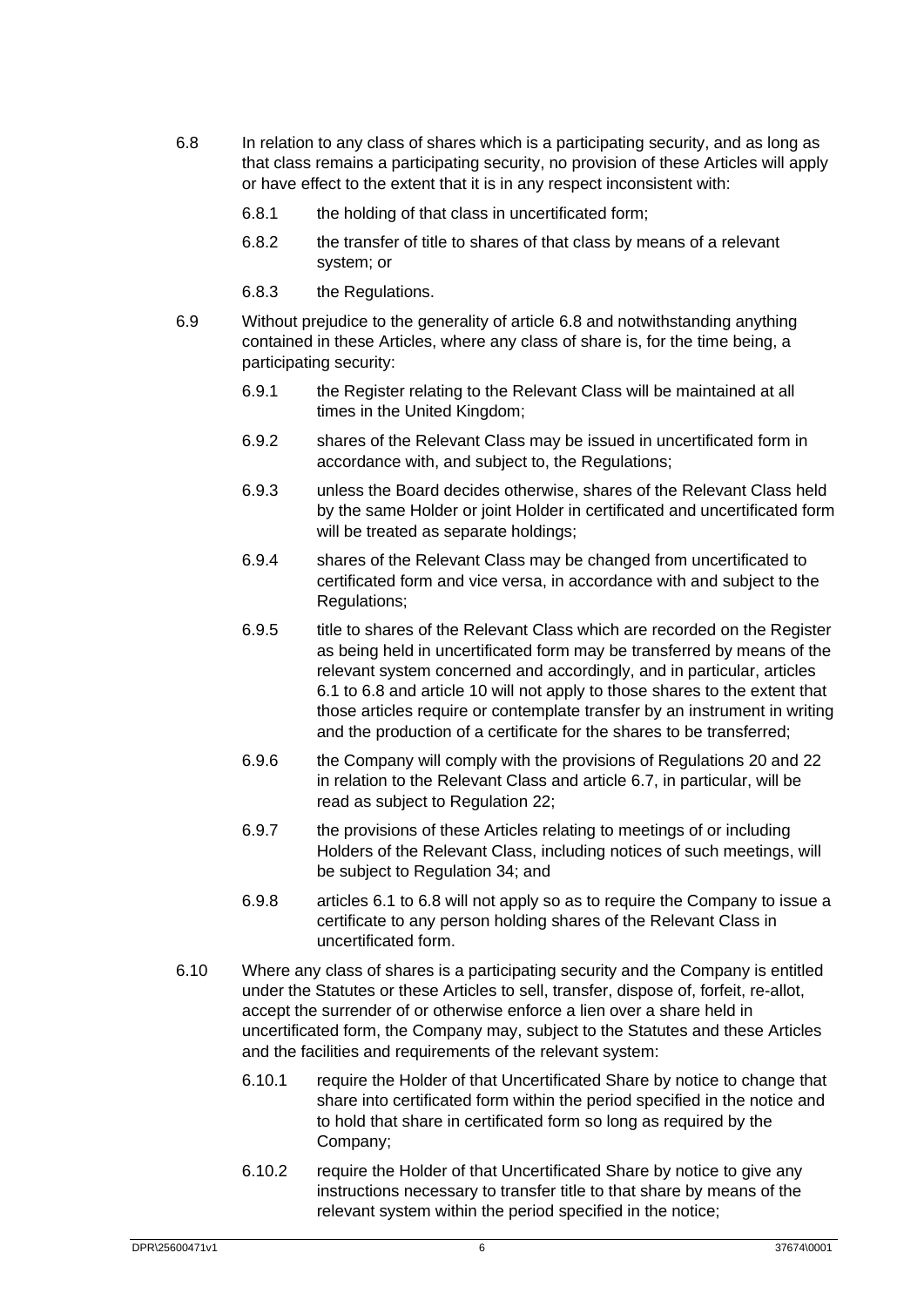6.8 In relation to any class of shares which is a participating security, and as long as that class remains a participating security, no provision of these Articles will apply or have effect to the extent that it is in any respect inconsistent with:

    6.8.1 the holding of that class in uncertificated form;

    6.8.2 the transfer of title to shares of that class by means of a relevant system; or

    6.8.3 the Regulations.

6.9 Without prejudice to the generality of article 6.8 and notwithstanding anything contained in these Articles, where any class of share is, for the time being, a participating security:

    6.9.1 the Register relating to the Relevant Class will be maintained at all times in the United Kingdom;

    6.9.2 shares of the Relevant Class may be issued in uncertificated form in accordance with, and subject to, the Regulations;

    6.9.3 unless the Board decides otherwise, shares of the Relevant Class held by the same Holder or joint Holder in certificated and uncertificated form will be treated as separate holdings;

    6.9.4 shares of the Relevant Class may be changed from uncertificated to certificated form and vice versa, in accordance with and subject to the Regulations;

    6.9.5 title to shares of the Relevant Class which are recorded on the Register as being held in uncertificated form may be transferred by means of the relevant system concerned and accordingly, and in particular, articles 6.1 to 6.8 and article 10 will not apply to those shares to the extent that those articles require or contemplate transfer by an instrument in writing and the production of a certificate for the shares to be transferred;

    6.9.6 the Company will comply with the provisions of Regulations 20 and 22 in relation to the Relevant Class and article 6.7, in particular, will be read as subject to Regulation 22;

    6.9.7 the provisions of these Articles relating to meetings of or including Holders of the Relevant Class, including notices of such meetings, will be subject to Regulation 34; and

    6.9.8 articles 6.1 to 6.8 will not apply so as to require the Company to issue a certificate to any person holding shares of the Relevant Class in uncertificated form.

6.10 Where any class of shares is a participating security and the Company is entitled under the Statutes or these Articles to sell, transfer, dispose of, forfeit, re-allot, accept the surrender of or otherwise enforce a lien over a share held in uncertificated form, the Company may, subject to the Statutes and these Articles and the facilities and requirements of the relevant system:

    6.10.1 require the Holder of that Uncertificated Share by notice to change that share into certificated form within the period specified in the notice and to hold that share in certificated form so long as required by the Company;

    6.10.2 require the Holder of that Uncertificated Share by notice to give any instructions necessary to transfer title to that share by means of the relevant system within the period specified in the notice;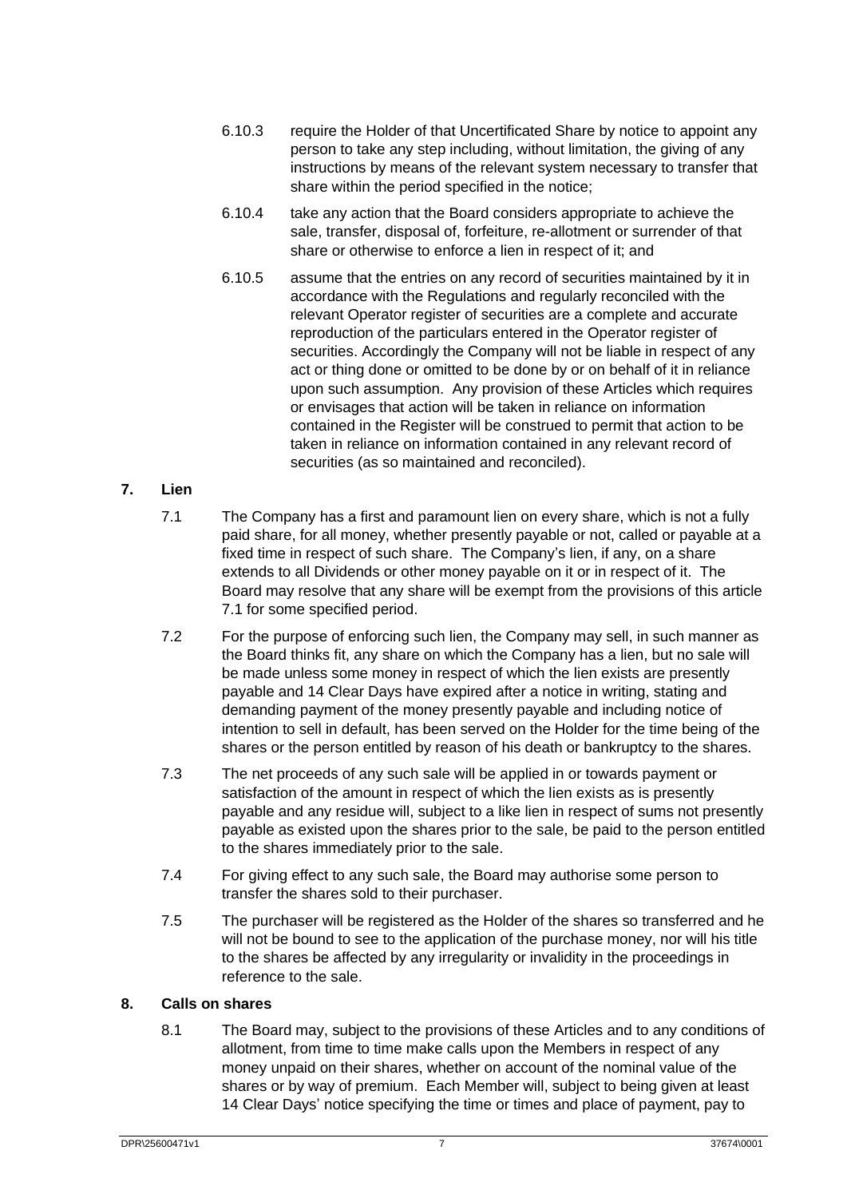6.10.3 require the Holder of that Uncertificated Share by notice to appoint any person to take any step including, without limitation, the giving of any instructions by means of the relevant system necessary to transfer that share within the period specified in the notice;

6.10.4 take any action that the Board considers appropriate to achieve the sale, transfer, disposal of, forfeiture, re-allotment or surrender of that share or otherwise to enforce a lien in respect of it; and

6.10.5 assume that the entries on any record of securities maintained by it in accordance with the Regulations and regularly reconciled with the relevant Operator register of securities are a complete and accurate reproduction of the particulars entered in the Operator register of securities. Accordingly the Company will not be liable in respect of any act or thing done or omitted to be done by or on behalf of it in reliance upon such assumption. Any provision of these Articles which requires or envisages that action will be taken in reliance on information contained in the Register will be construed to permit that action to be taken in reliance on information contained in any relevant record of securities (as so maintained and reconciled).

## 7. Lien

7.1 The Company has a first and paramount lien on every share, which is not a fully paid share, for all money, whether presently payable or not, called or payable at a fixed time in respect of such share. The Company's lien, if any, on a share extends to all Dividends or other money payable on it or in respect of it. The Board may resolve that any share will be exempt from the provisions of this article 7.1 for some specified period.

7.2 For the purpose of enforcing such lien, the Company may sell, in such manner as the Board thinks fit, any share on which the Company has a lien, but no sale will be made unless some money in respect of which the lien exists are presently payable and 14 Clear Days have expired after a notice in writing, stating and demanding payment of the money presently payable and including notice of intention to sell in default, has been served on the Holder for the time being of the shares or the person entitled by reason of his death or bankruptcy to the shares.

7.3 The net proceeds of any such sale will be applied in or towards payment or satisfaction of the amount in respect of which the lien exists as is presently payable and any residue will, subject to a like lien in respect of sums not presently payable as existed upon the shares prior to the sale, be paid to the person entitled to the shares immediately prior to the sale.

7.4 For giving effect to any such sale, the Board may authorise some person to transfer the shares sold to their purchaser.

7.5 The purchaser will be registered as the Holder of the shares so transferred and he will not be bound to see to the application of the purchase money, nor will his title to the shares be affected by any irregularity or invalidity in the proceedings in reference to the sale.

## 8. Calls on shares

8.1 The Board may, subject to the provisions of these Articles and to any conditions of allotment, from time to time make calls upon the Members in respect of any money unpaid on their shares, whether on account of the nominal value of the shares or by way of premium. Each Member will, subject to being given at least 14 Clear Days' notice specifying the time or times and place of payment, pay to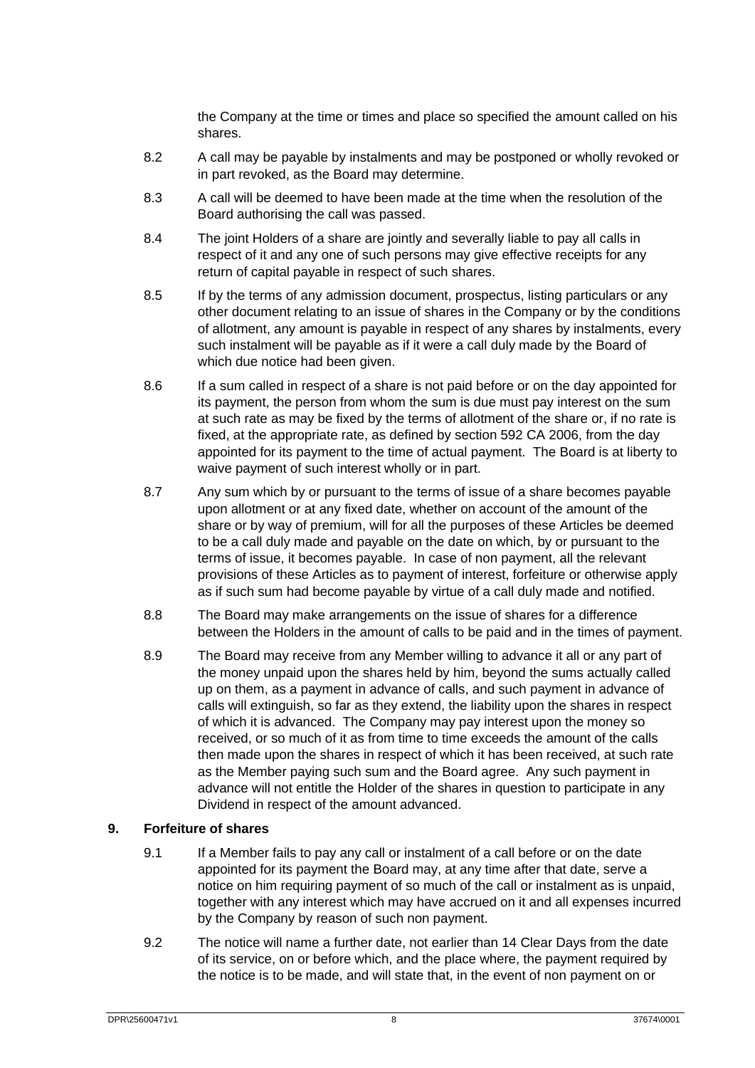the Company at the time or times and place so specified the amount called on his shares.

8.2 A call may be payable by instalments and may be postponed or wholly revoked or in part revoked, as the Board may determine.

8.3 A call will be deemed to have been made at the time when the resolution of the Board authorising the call was passed.

8.4 The joint Holders of a share are jointly and severally liable to pay all calls in respect of it and any one of such persons may give effective receipts for any return of capital payable in respect of such shares.

8.5 If by the terms of any admission document, prospectus, listing particulars or any other document relating to an issue of shares in the Company or by the conditions of allotment, any amount is payable in respect of any shares by instalments, every such instalment will be payable as if it were a call duly made by the Board of which due notice had been given.

8.6 If a sum called in respect of a share is not paid before or on the day appointed for its payment, the person from whom the sum is due must pay interest on the sum at such rate as may be fixed by the terms of allotment of the share or, if no rate is fixed, at the appropriate rate, as defined by section 592 CA 2006, from the day appointed for its payment to the time of actual payment. The Board is at liberty to waive payment of such interest wholly or in part.

8.7 Any sum which by or pursuant to the terms of issue of a share becomes payable upon allotment or at any fixed date, whether on account of the amount of the share or by way of premium, will for all the purposes of these Articles be deemed to be a call duly made and payable on the date on which, by or pursuant to the terms of issue, it becomes payable. In case of non payment, all the relevant provisions of these Articles as to payment of interest, forfeiture or otherwise apply as if such sum had become payable by virtue of a call duly made and notified.

8.8 The Board may make arrangements on the issue of shares for a difference between the Holders in the amount of calls to be paid and in the times of payment.

8.9 The Board may receive from any Member willing to advance it all or any part of the money unpaid upon the shares held by him, beyond the sums actually called up on them, as a payment in advance of calls, and such payment in advance of calls will extinguish, so far as they extend, the liability upon the shares in respect of which it is advanced. The Company may pay interest upon the money so received, or so much of it as from time to time exceeds the amount of the calls then made upon the shares in respect of which it has been received, at such rate as the Member paying such sum and the Board agree. Any such payment in advance will not entitle the Holder of the shares in question to participate in any Dividend in respect of the amount advanced.

## 9. Forfeiture of shares

9.1 If a Member fails to pay any call or instalment of a call before or on the date appointed for its payment the Board may, at any time after that date, serve a notice on him requiring payment of so much of the call or instalment as is unpaid, together with any interest which may have accrued on it and all expenses incurred by the Company by reason of such non payment.

9.2 The notice will name a further date, not earlier than 14 Clear Days from the date of its service, on or before which, and the place where, the payment required by the notice is to be made, and will state that, in the event of non payment on or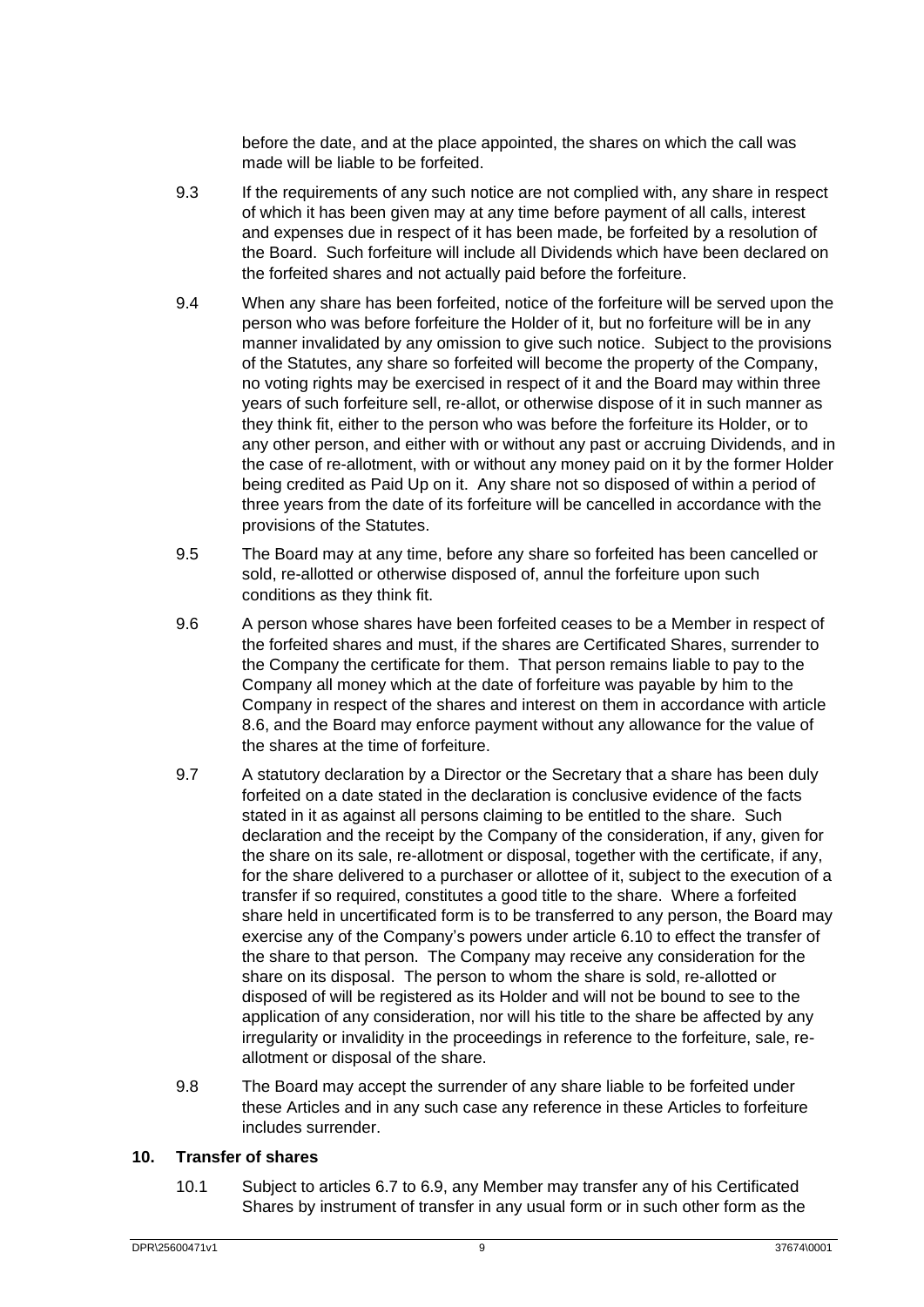before the date, and at the place appointed, the shares on which the call was made will be liable to be forfeited.

9.3 If the requirements of any such notice are not complied with, any share in respect of which it has been given may at any time before payment of all calls, interest and expenses due in respect of it has been made, be forfeited by a resolution of the Board. Such forfeiture will include all Dividends which have been declared on the forfeited shares and not actually paid before the forfeiture.

9.4 When any share has been forfeited, notice of the forfeiture will be served upon the person who was before forfeiture the Holder of it, but no forfeiture will be in any manner invalidated by any omission to give such notice. Subject to the provisions of the Statutes, any share so forfeited will become the property of the Company, no voting rights may be exercised in respect of it and the Board may within three years of such forfeiture sell, re-allot, or otherwise dispose of it in such manner as they think fit, either to the person who was before the forfeiture its Holder, or to any other person, and either with or without any past or accruing Dividends, and in the case of re-allotment, with or without any money paid on it by the former Holder being credited as Paid Up on it. Any share not so disposed of within a period of three years from the date of its forfeiture will be cancelled in accordance with the provisions of the Statutes.

9.5 The Board may at any time, before any share so forfeited has been cancelled or sold, re-allotted or otherwise disposed of, annul the forfeiture upon such conditions as they think fit.

9.6 A person whose shares have been forfeited ceases to be a Member in respect of the forfeited shares and must, if the shares are Certificated Shares, surrender to the Company the certificate for them. That person remains liable to pay to the Company all money which at the date of forfeiture was payable by him to the Company in respect of the shares and interest on them in accordance with article 8.6, and the Board may enforce payment without any allowance for the value of the shares at the time of forfeiture.

9.7 A statutory declaration by a Director or the Secretary that a share has been duly forfeited on a date stated in the declaration is conclusive evidence of the facts stated in it as against all persons claiming to be entitled to the share. Such declaration and the receipt by the Company of the consideration, if any, given for the share on its sale, re-allotment or disposal, together with the certificate, if any, for the share delivered to a purchaser or allottee of it, subject to the execution of a transfer if so required, constitutes a good title to the share. Where a forfeited share held in uncertificated form is to be transferred to any person, the Board may exercise any of the Company's powers under article 6.10 to effect the transfer of the share to that person. The Company may receive any consideration for the share on its disposal. The person to whom the share is sold, re-allotted or disposed of will be registered as its Holder and will not be bound to see to the application of any consideration, nor will his title to the share be affected by any irregularity or invalidity in the proceedings in reference to the forfeiture, sale, re-allotment or disposal of the share.

9.8 The Board may accept the surrender of any share liable to be forfeited under these Articles and in any such case any reference in these Articles to forfeiture includes surrender.

## 10. Transfer of shares

10.1 Subject to articles 6.7 to 6.9, any Member may transfer any of his Certificated Shares by instrument of transfer in any usual form or in such other form as the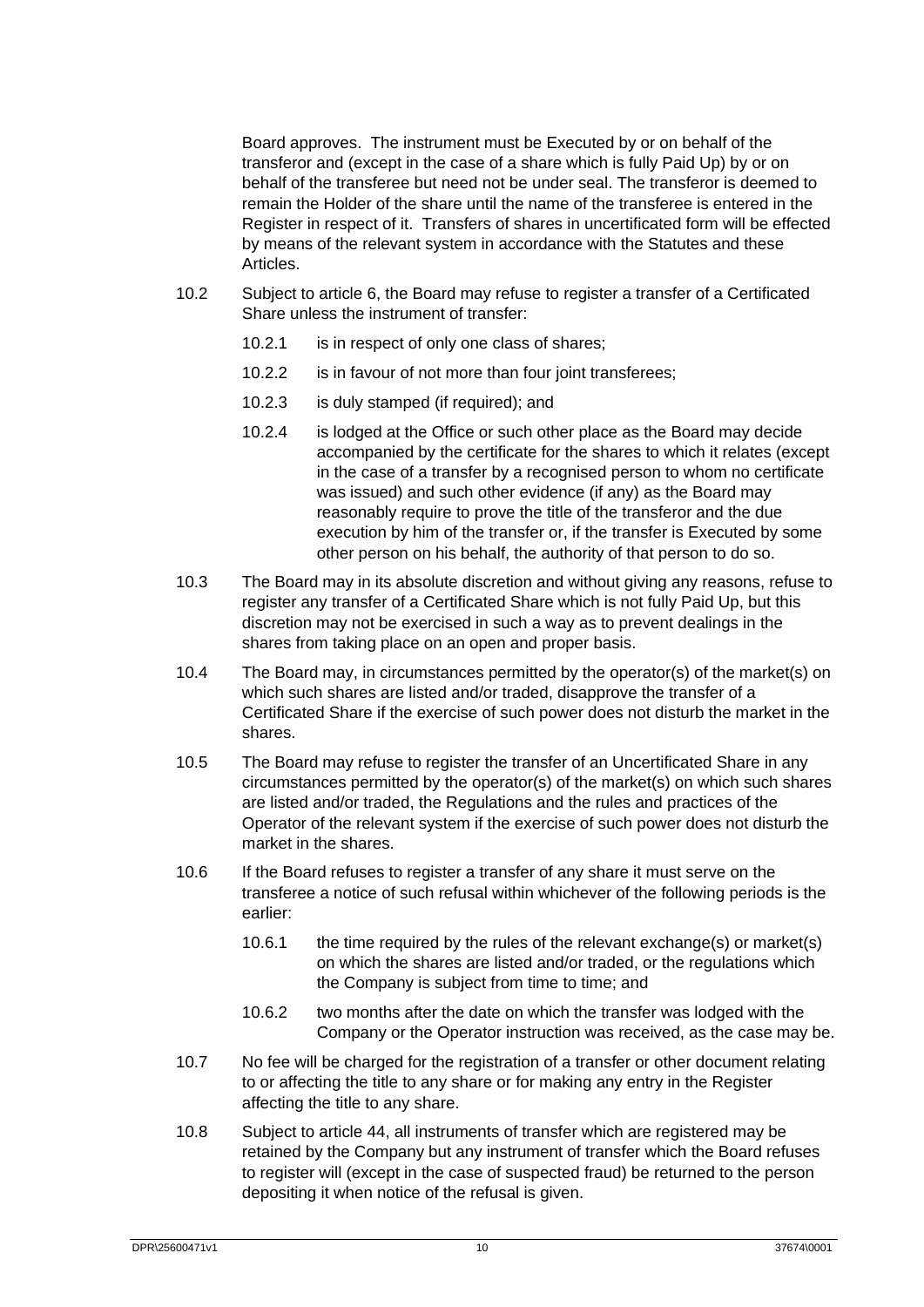Board approves. The instrument must be Executed by or on behalf of the transferor and (except in the case of a share which is fully Paid Up) by or on behalf of the transferee but need not be under seal. The transferor is deemed to remain the Holder of the share until the name of the transferee is entered in the Register in respect of it. Transfers of shares in uncertificated form will be effected by means of the relevant system in accordance with the Statutes and these Articles.

10.2 Subject to article 6, the Board may refuse to register a transfer of a Certificated Share unless the instrument of transfer:

10.2.1 is in respect of only one class of shares;

10.2.2 is in favour of not more than four joint transferees;

10.2.3 is duly stamped (if required); and

10.2.4 is lodged at the Office or such other place as the Board may decide accompanied by the certificate for the shares to which it relates (except in the case of a transfer by a recognised person to whom no certificate was issued) and such other evidence (if any) as the Board may reasonably require to prove the title of the transferor and the due execution by him of the transfer or, if the transfer is Executed by some other person on his behalf, the authority of that person to do so.

10.3 The Board may in its absolute discretion and without giving any reasons, refuse to register any transfer of a Certificated Share which is not fully Paid Up, but this discretion may not be exercised in such a way as to prevent dealings in the shares from taking place on an open and proper basis.

10.4 The Board may, in circumstances permitted by the operator(s) of the market(s) on which such shares are listed and/or traded, disapprove the transfer of a Certificated Share if the exercise of such power does not disturb the market in the shares.

10.5 The Board may refuse to register the transfer of an Uncertificated Share in any circumstances permitted by the operator(s) of the market(s) on which such shares are listed and/or traded, the Regulations and the rules and practices of the Operator of the relevant system if the exercise of such power does not disturb the market in the shares.

10.6 If the Board refuses to register a transfer of any share it must serve on the transferee a notice of such refusal within whichever of the following periods is the earlier:

10.6.1 the time required by the rules of the relevant exchange(s) or market(s) on which the shares are listed and/or traded, or the regulations which the Company is subject from time to time; and

10.6.2 two months after the date on which the transfer was lodged with the Company or the Operator instruction was received, as the case may be.

10.7 No fee will be charged for the registration of a transfer or other document relating to or affecting the title to any share or for making any entry in the Register affecting the title to any share.

10.8 Subject to article 44, all instruments of transfer which are registered may be retained by the Company but any instrument of transfer which the Board refuses to register will (except in the case of suspected fraud) be returned to the person depositing it when notice of the refusal is given.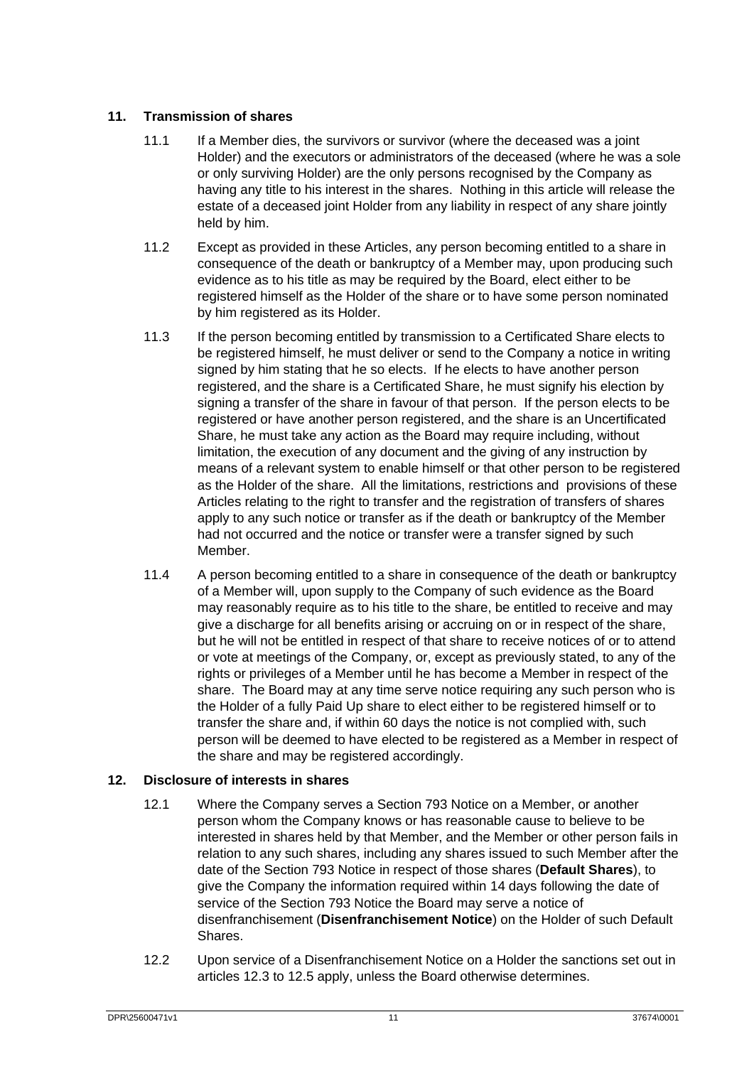## 11. Transmission of shares

11.1 If a Member dies, the survivors or survivor (where the deceased was a joint Holder) and the executors or administrators of the deceased (where he was a sole or only surviving Holder) are the only persons recognised by the Company as having any title to his interest in the shares. Nothing in this article will release the estate of a deceased joint Holder from any liability in respect of any share jointly held by him.

11.2 Except as provided in these Articles, any person becoming entitled to a share in consequence of the death or bankruptcy of a Member may, upon producing such evidence as to his title as may be required by the Board, elect either to be registered himself as the Holder of the share or to have some person nominated by him registered as its Holder.

11.3 If the person becoming entitled by transmission to a Certificated Share elects to be registered himself, he must deliver or send to the Company a notice in writing signed by him stating that he so elects. If he elects to have another person registered, and the share is a Certificated Share, he must signify his election by signing a transfer of the share in favour of that person. If the person elects to be registered or have another person registered, and the share is an Uncertificated Share, he must take any action as the Board may require including, without limitation, the execution of any document and the giving of any instruction by means of a relevant system to enable himself or that other person to be registered as the Holder of the share. All the limitations, restrictions and provisions of these Articles relating to the right to transfer and the registration of transfers of shares apply to any such notice or transfer as if the death or bankruptcy of the Member had not occurred and the notice or transfer were a transfer signed by such Member.

11.4 A person becoming entitled to a share in consequence of the death or bankruptcy of a Member will, upon supply to the Company of such evidence as the Board may reasonably require as to his title to the share, be entitled to receive and may give a discharge for all benefits arising or accruing on or in respect of the share, but he will not be entitled in respect of that share to receive notices of or to attend or vote at meetings of the Company, or, except as previously stated, to any of the rights or privileges of a Member until he has become a Member in respect of the share. The Board may at any time serve notice requiring any such person who is the Holder of a fully Paid Up share to elect either to be registered himself or to transfer the share and, if within 60 days the notice is not complied with, such person will be deemed to have elected to be registered as a Member in respect of the share and may be registered accordingly.

## 12. Disclosure of interests in shares

12.1 Where the Company serves a Section 793 Notice on a Member, or another person whom the Company knows or has reasonable cause to believe to be interested in shares held by that Member, and the Member or other person fails in relation to any such shares, including any shares issued to such Member after the date of the Section 793 Notice in respect of those shares (**Default Shares**), to give the Company the information required within 14 days following the date of service of the Section 793 Notice the Board may serve a notice of disenfranchisement (**Disenfranchisement Notice**) on the Holder of such Default Shares.

12.2 Upon service of a Disenfranchisement Notice on a Holder the sanctions set out in articles 12.3 to 12.5 apply, unless the Board otherwise determines.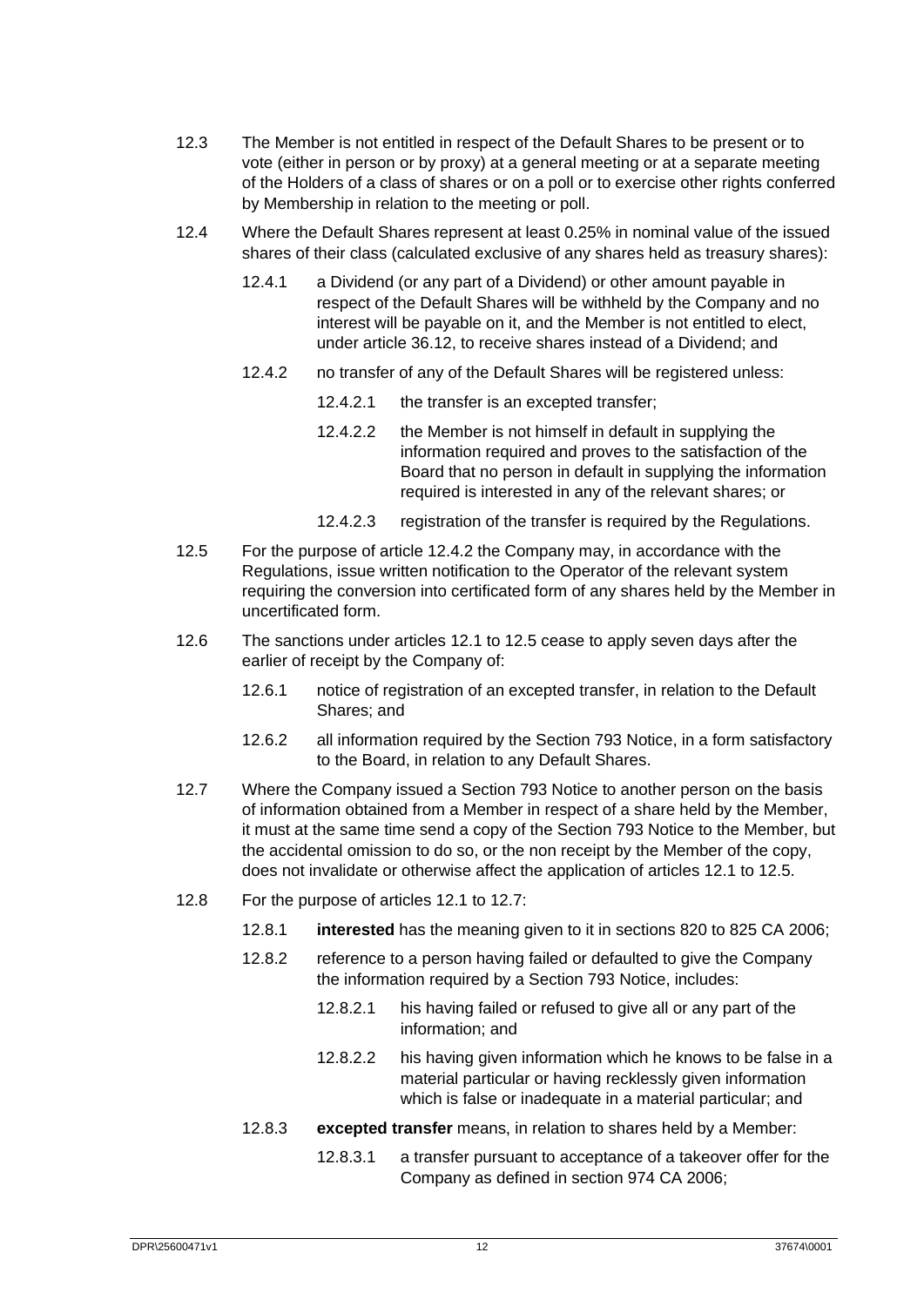12.3 The Member is not entitled in respect of the Default Shares to be present or to vote (either in person or by proxy) at a general meeting or at a separate meeting of the Holders of a class of shares or on a poll or to exercise other rights conferred by Membership in relation to the meeting or poll.

12.4 Where the Default Shares represent at least 0.25% in nominal value of the issued shares of their class (calculated exclusive of any shares held as treasury shares):

12.4.1 a Dividend (or any part of a Dividend) or other amount payable in respect of the Default Shares will be withheld by the Company and no interest will be payable on it, and the Member is not entitled to elect, under article 36.12, to receive shares instead of a Dividend; and

12.4.2 no transfer of any of the Default Shares will be registered unless:

12.4.2.1 the transfer is an excepted transfer;

12.4.2.2 the Member is not himself in default in supplying the information required and proves to the satisfaction of the Board that no person in default in supplying the information required is interested in any of the relevant shares; or

12.4.2.3 registration of the transfer is required by the Regulations.

12.5 For the purpose of article 12.4.2 the Company may, in accordance with the Regulations, issue written notification to the Operator of the relevant system requiring the conversion into certificated form of any shares held by the Member in uncertificated form.

12.6 The sanctions under articles 12.1 to 12.5 cease to apply seven days after the earlier of receipt by the Company of:

12.6.1 notice of registration of an excepted transfer, in relation to the Default Shares; and

12.6.2 all information required by the Section 793 Notice, in a form satisfactory to the Board, in relation to any Default Shares.

12.7 Where the Company issued a Section 793 Notice to another person on the basis of information obtained from a Member in respect of a share held by the Member, it must at the same time send a copy of the Section 793 Notice to the Member, but the accidental omission to do so, or the non receipt by the Member of the copy, does not invalidate or otherwise affect the application of articles 12.1 to 12.5.

12.8 For the purpose of articles 12.1 to 12.7:

12.8.1 **interested** has the meaning given to it in sections 820 to 825 CA 2006;

12.8.2 reference to a person having failed or defaulted to give the Company the information required by a Section 793 Notice, includes:

12.8.2.1 his having failed or refused to give all or any part of the information; and

12.8.2.2 his having given information which he knows to be false in a material particular or having recklessly given information which is false or inadequate in a material particular; and

12.8.3 **excepted transfer** means, in relation to shares held by a Member:

12.8.3.1 a transfer pursuant to acceptance of a takeover offer for the Company as defined in section 974 CA 2006;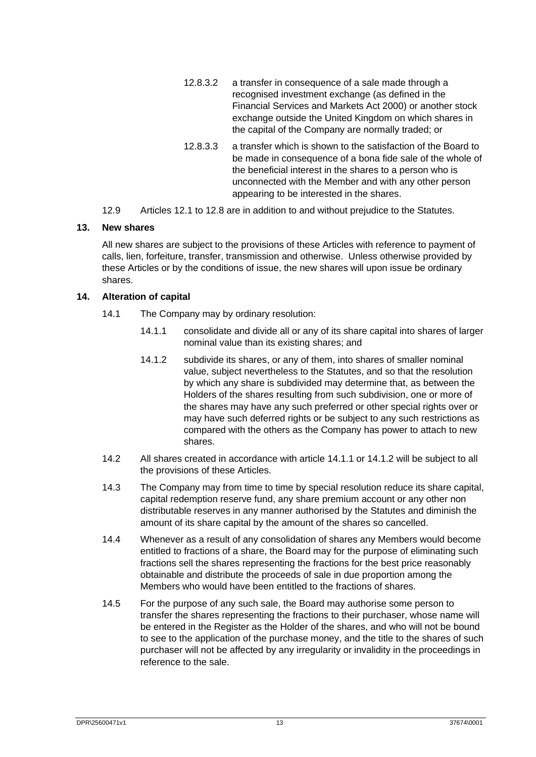12.8.3.2 a transfer in consequence of a sale made through a recognised investment exchange (as defined in the Financial Services and Markets Act 2000) or another stock exchange outside the United Kingdom on which shares in the capital of the Company are normally traded; or

12.8.3.3 a transfer which is shown to the satisfaction of the Board to be made in consequence of a bona fide sale of the whole of the beneficial interest in the shares to a person who is unconnected with the Member and with any other person appearing to be interested in the shares.

12.9 Articles 12.1 to 12.8 are in addition to and without prejudice to the Statutes.

## 13. New shares

All new shares are subject to the provisions of these Articles with reference to payment of calls, lien, forfeiture, transfer, transmission and otherwise. Unless otherwise provided by these Articles or by the conditions of issue, the new shares will upon issue be ordinary shares.

## 14. Alteration of capital

14.1 The Company may by ordinary resolution:

14.1.1 consolidate and divide all or any of its share capital into shares of larger nominal value than its existing shares; and

14.1.2 subdivide its shares, or any of them, into shares of smaller nominal value, subject nevertheless to the Statutes, and so that the resolution by which any share is subdivided may determine that, as between the Holders of the shares resulting from such subdivision, one or more of the shares may have any such preferred or other special rights over or may have such deferred rights or be subject to any such restrictions as compared with the others as the Company has power to attach to new shares.

14.2 All shares created in accordance with article 14.1.1 or 14.1.2 will be subject to all the provisions of these Articles.

14.3 The Company may from time to time by special resolution reduce its share capital, capital redemption reserve fund, any share premium account or any other non distributable reserves in any manner authorised by the Statutes and diminish the amount of its share capital by the amount of the shares so cancelled.

14.4 Whenever as a result of any consolidation of shares any Members would become entitled to fractions of a share, the Board may for the purpose of eliminating such fractions sell the shares representing the fractions for the best price reasonably obtainable and distribute the proceeds of sale in due proportion among the Members who would have been entitled to the fractions of shares.

14.5 For the purpose of any such sale, the Board may authorise some person to transfer the shares representing the fractions to their purchaser, whose name will be entered in the Register as the Holder of the shares, and who will not be bound to see to the application of the purchase money, and the title to the shares of such purchaser will not be affected by any irregularity or invalidity in the proceedings in reference to the sale.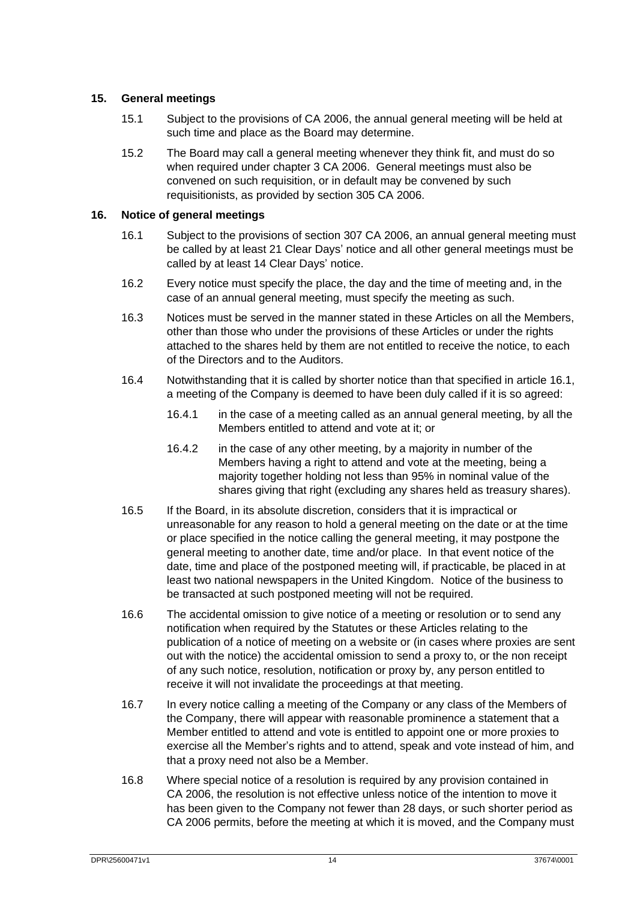## 15. General meetings

15.1 Subject to the provisions of CA 2006, the annual general meeting will be held at such time and place as the Board may determine.

15.2 The Board may call a general meeting whenever they think fit, and must do so when required under chapter 3 CA 2006. General meetings must also be convened on such requisition, or in default may be convened by such requisitionists, as provided by section 305 CA 2006.

## 16. Notice of general meetings

16.1 Subject to the provisions of section 307 CA 2006, an annual general meeting must be called by at least 21 Clear Days' notice and all other general meetings must be called by at least 14 Clear Days' notice.

16.2 Every notice must specify the place, the day and the time of meeting and, in the case of an annual general meeting, must specify the meeting as such.

16.3 Notices must be served in the manner stated in these Articles on all the Members, other than those who under the provisions of these Articles or under the rights attached to the shares held by them are not entitled to receive the notice, to each of the Directors and to the Auditors.

16.4 Notwithstanding that it is called by shorter notice than that specified in article 16.1, a meeting of the Company is deemed to have been duly called if it is so agreed:

16.4.1 in the case of a meeting called as an annual general meeting, by all the Members entitled to attend and vote at it; or

16.4.2 in the case of any other meeting, by a majority in number of the Members having a right to attend and vote at the meeting, being a majority together holding not less than 95% in nominal value of the shares giving that right (excluding any shares held as treasury shares).

16.5 If the Board, in its absolute discretion, considers that it is impractical or unreasonable for any reason to hold a general meeting on the date or at the time or place specified in the notice calling the general meeting, it may postpone the general meeting to another date, time and/or place. In that event notice of the date, time and place of the postponed meeting will, if practicable, be placed in at least two national newspapers in the United Kingdom. Notice of the business to be transacted at such postponed meeting will not be required.

16.6 The accidental omission to give notice of a meeting or resolution or to send any notification when required by the Statutes or these Articles relating to the publication of a notice of meeting on a website or (in cases where proxies are sent out with the notice) the accidental omission to send a proxy to, or the non receipt of any such notice, resolution, notification or proxy by, any person entitled to receive it will not invalidate the proceedings at that meeting.

16.7 In every notice calling a meeting of the Company or any class of the Members of the Company, there will appear with reasonable prominence a statement that a Member entitled to attend and vote is entitled to appoint one or more proxies to exercise all the Member's rights and to attend, speak and vote instead of him, and that a proxy need not also be a Member.

16.8 Where special notice of a resolution is required by any provision contained in CA 2006, the resolution is not effective unless notice of the intention to move it has been given to the Company not fewer than 28 days, or such shorter period as CA 2006 permits, before the meeting at which it is moved, and the Company must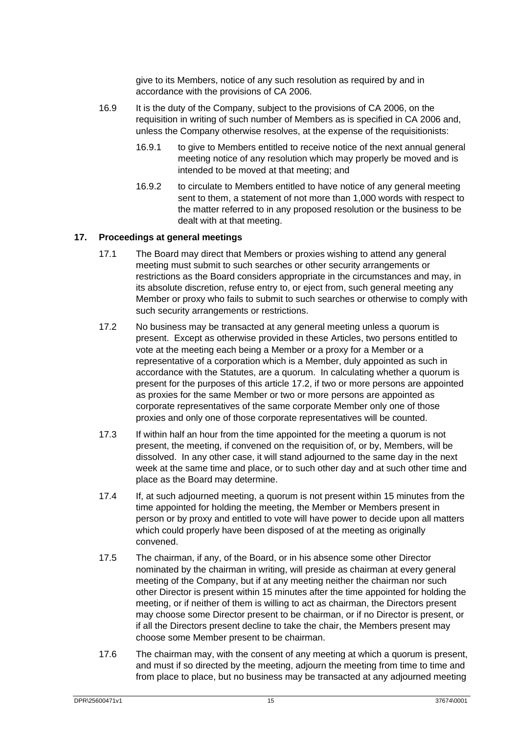give to its Members, notice of any such resolution as required by and in accordance with the provisions of CA 2006.

16.9 It is the duty of the Company, subject to the provisions of CA 2006, on the requisition in writing of such number of Members as is specified in CA 2006 and, unless the Company otherwise resolves, at the expense of the requisitionists:

16.9.1 to give to Members entitled to receive notice of the next annual general meeting notice of any resolution which may properly be moved and is intended to be moved at that meeting; and

16.9.2 to circulate to Members entitled to have notice of any general meeting sent to them, a statement of not more than 1,000 words with respect to the matter referred to in any proposed resolution or the business to be dealt with at that meeting.

## 17. Proceedings at general meetings

17.1 The Board may direct that Members or proxies wishing to attend any general meeting must submit to such searches or other security arrangements or restrictions as the Board considers appropriate in the circumstances and may, in its absolute discretion, refuse entry to, or eject from, such general meeting any Member or proxy who fails to submit to such searches or otherwise to comply with such security arrangements or restrictions.

17.2 No business may be transacted at any general meeting unless a quorum is present. Except as otherwise provided in these Articles, two persons entitled to vote at the meeting each being a Member or a proxy for a Member or a representative of a corporation which is a Member, duly appointed as such in accordance with the Statutes, are a quorum. In calculating whether a quorum is present for the purposes of this article 17.2, if two or more persons are appointed as proxies for the same Member or two or more persons are appointed as corporate representatives of the same corporate Member only one of those proxies and only one of those corporate representatives will be counted.

17.3 If within half an hour from the time appointed for the meeting a quorum is not present, the meeting, if convened on the requisition of, or by, Members, will be dissolved. In any other case, it will stand adjourned to the same day in the next week at the same time and place, or to such other day and at such other time and place as the Board may determine.

17.4 If, at such adjourned meeting, a quorum is not present within 15 minutes from the time appointed for holding the meeting, the Member or Members present in person or by proxy and entitled to vote will have power to decide upon all matters which could properly have been disposed of at the meeting as originally convened.

17.5 The chairman, if any, of the Board, or in his absence some other Director nominated by the chairman in writing, will preside as chairman at every general meeting of the Company, but if at any meeting neither the chairman nor such other Director is present within 15 minutes after the time appointed for holding the meeting, or if neither of them is willing to act as chairman, the Directors present may choose some Director present to be chairman, or if no Director is present, or if all the Directors present decline to take the chair, the Members present may choose some Member present to be chairman.

17.6 The chairman may, with the consent of any meeting at which a quorum is present, and must if so directed by the meeting, adjourn the meeting from time to time and from place to place, but no business may be transacted at any adjourned meeting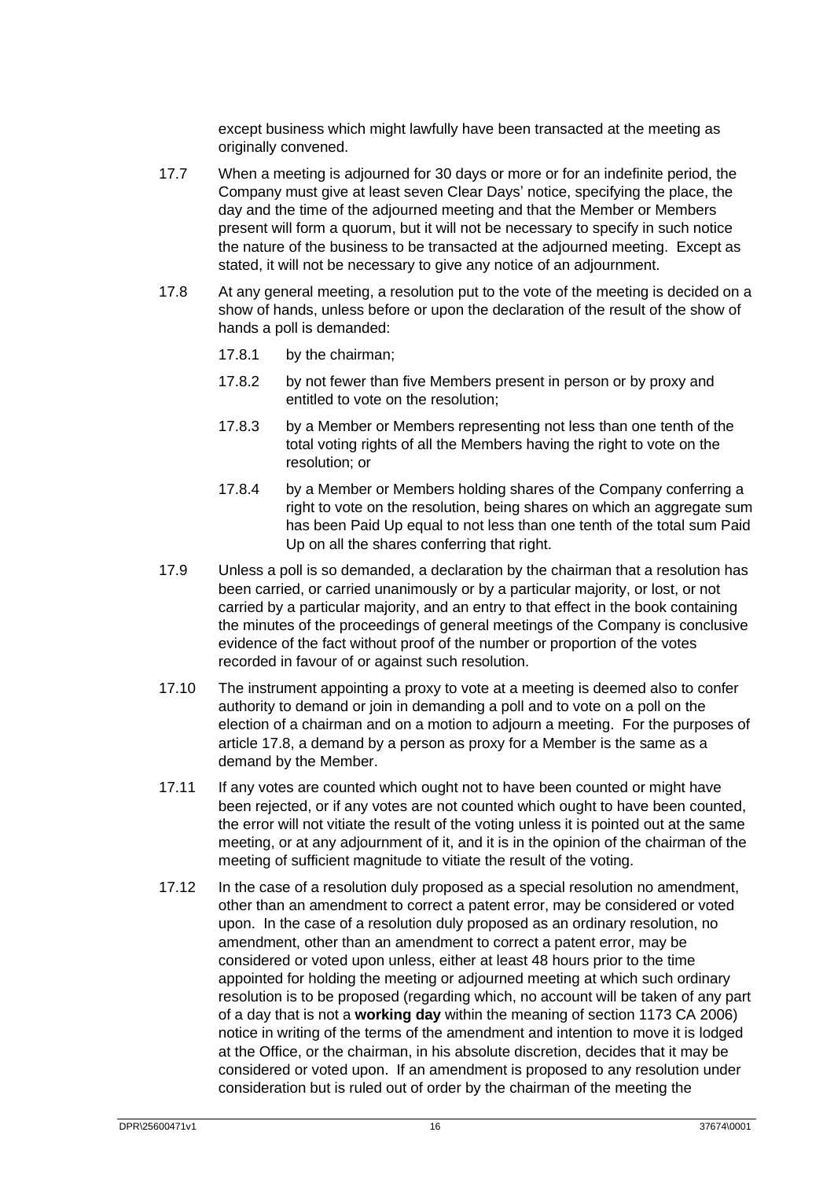except business which might lawfully have been transacted at the meeting as originally convened.

17.7 When a meeting is adjourned for 30 days or more or for an indefinite period, the Company must give at least seven Clear Days' notice, specifying the place, the day and the time of the adjourned meeting and that the Member or Members present will form a quorum, but it will not be necessary to specify in such notice the nature of the business to be transacted at the adjourned meeting. Except as stated, it will not be necessary to give any notice of an adjournment.

17.8 At any general meeting, a resolution put to the vote of the meeting is decided on a show of hands, unless before or upon the declaration of the result of the show of hands a poll is demanded:

17.8.1 by the chairman;

17.8.2 by not fewer than five Members present in person or by proxy and entitled to vote on the resolution;

17.8.3 by a Member or Members representing not less than one tenth of the total voting rights of all the Members having the right to vote on the resolution; or

17.8.4 by a Member or Members holding shares of the Company conferring a right to vote on the resolution, being shares on which an aggregate sum has been Paid Up equal to not less than one tenth of the total sum Paid Up on all the shares conferring that right.

17.9 Unless a poll is so demanded, a declaration by the chairman that a resolution has been carried, or carried unanimously or by a particular majority, or lost, or not carried by a particular majority, and an entry to that effect in the book containing the minutes of the proceedings of general meetings of the Company is conclusive evidence of the fact without proof of the number or proportion of the votes recorded in favour of or against such resolution.

17.10 The instrument appointing a proxy to vote at a meeting is deemed also to confer authority to demand or join in demanding a poll and to vote on a poll on the election of a chairman and on a motion to adjourn a meeting. For the purposes of article 17.8, a demand by a person as proxy for a Member is the same as a demand by the Member.

17.11 If any votes are counted which ought not to have been counted or might have been rejected, or if any votes are not counted which ought to have been counted, the error will not vitiate the result of the voting unless it is pointed out at the same meeting, or at any adjournment of it, and it is in the opinion of the chairman of the meeting of sufficient magnitude to vitiate the result of the voting.

17.12 In the case of a resolution duly proposed as a special resolution no amendment, other than an amendment to correct a patent error, may be considered or voted upon. In the case of a resolution duly proposed as an ordinary resolution, no amendment, other than an amendment to correct a patent error, may be considered or voted upon unless, either at least 48 hours prior to the time appointed for holding the meeting or adjourned meeting at which such ordinary resolution is to be proposed (regarding which, no account will be taken of any part of a day that is not a **working day** within the meaning of section 1173 CA 2006) notice in writing of the terms of the amendment and intention to move it is lodged at the Office, or the chairman, in his absolute discretion, decides that it may be considered or voted upon. If an amendment is proposed to any resolution under consideration but is ruled out of order by the chairman of the meeting the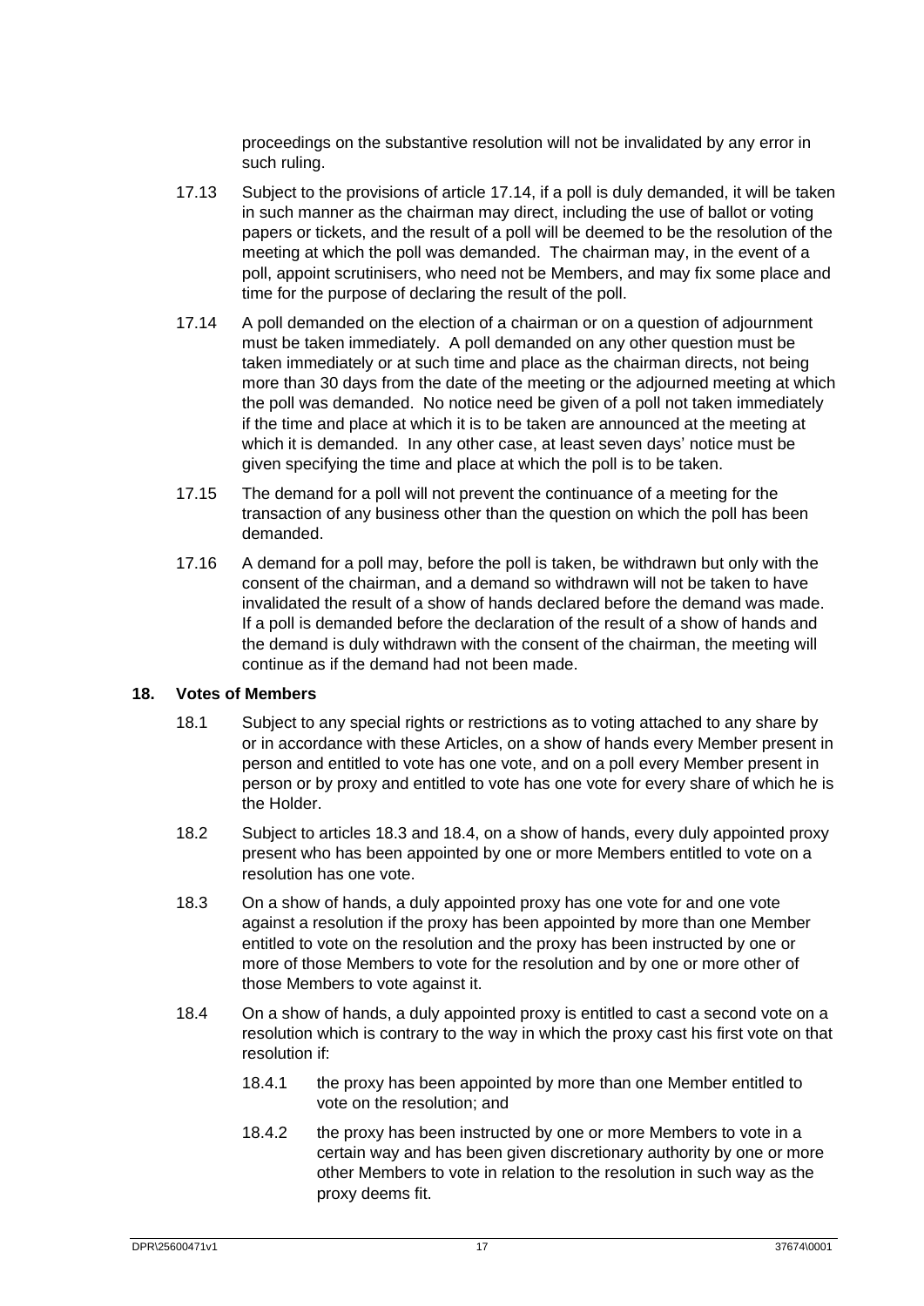proceedings on the substantive resolution will not be invalidated by any error in such ruling.

17.13 Subject to the provisions of article 17.14, if a poll is duly demanded, it will be taken in such manner as the chairman may direct, including the use of ballot or voting papers or tickets, and the result of a poll will be deemed to be the resolution of the meeting at which the poll was demanded. The chairman may, in the event of a poll, appoint scrutinisers, who need not be Members, and may fix some place and time for the purpose of declaring the result of the poll.

17.14 A poll demanded on the election of a chairman or on a question of adjournment must be taken immediately. A poll demanded on any other question must be taken immediately or at such time and place as the chairman directs, not being more than 30 days from the date of the meeting or the adjourned meeting at which the poll was demanded. No notice need be given of a poll not taken immediately if the time and place at which it is to be taken are announced at the meeting at which it is demanded. In any other case, at least seven days' notice must be given specifying the time and place at which the poll is to be taken.

17.15 The demand for a poll will not prevent the continuance of a meeting for the transaction of any business other than the question on which the poll has been demanded.

17.16 A demand for a poll may, before the poll is taken, be withdrawn but only with the consent of the chairman, and a demand so withdrawn will not be taken to have invalidated the result of a show of hands declared before the demand was made. If a poll is demanded before the declaration of the result of a show of hands and the demand is duly withdrawn with the consent of the chairman, the meeting will continue as if the demand had not been made.

## 18. Votes of Members

18.1 Subject to any special rights or restrictions as to voting attached to any share by or in accordance with these Articles, on a show of hands every Member present in person and entitled to vote has one vote, and on a poll every Member present in person or by proxy and entitled to vote has one vote for every share of which he is the Holder.

18.2 Subject to articles 18.3 and 18.4, on a show of hands, every duly appointed proxy present who has been appointed by one or more Members entitled to vote on a resolution has one vote.

18.3 On a show of hands, a duly appointed proxy has one vote for and one vote against a resolution if the proxy has been appointed by more than one Member entitled to vote on the resolution and the proxy has been instructed by one or more of those Members to vote for the resolution and by one or more other of those Members to vote against it.

18.4 On a show of hands, a duly appointed proxy is entitled to cast a second vote on a resolution which is contrary to the way in which the proxy cast his first vote on that resolution if:

18.4.1 the proxy has been appointed by more than one Member entitled to vote on the resolution; and

18.4.2 the proxy has been instructed by one or more Members to vote in a certain way and has been given discretionary authority by one or more other Members to vote in relation to the resolution in such way as the proxy deems fit.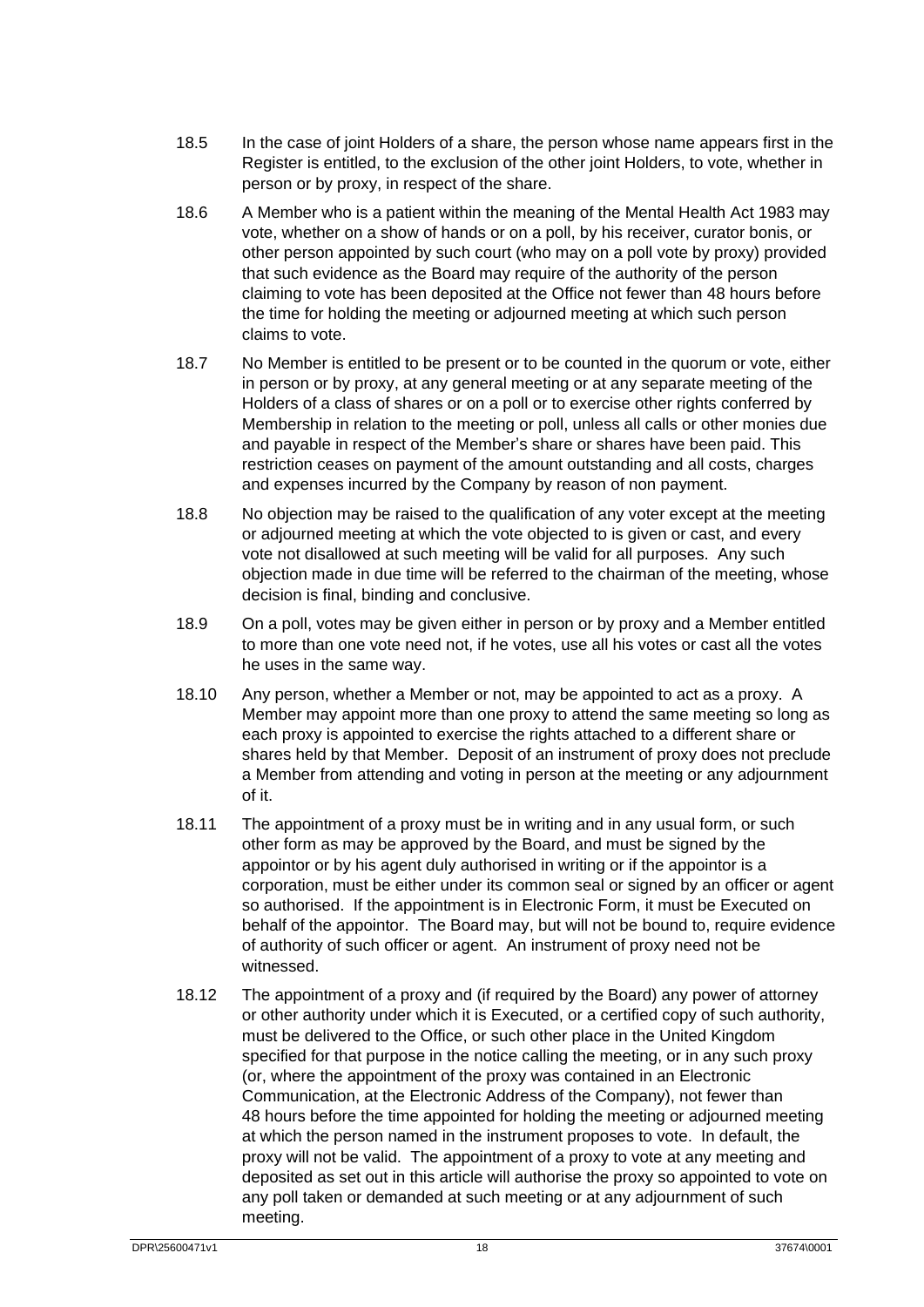18.5 In the case of joint Holders of a share, the person whose name appears first in the Register is entitled, to the exclusion of the other joint Holders, to vote, whether in person or by proxy, in respect of the share.

18.6 A Member who is a patient within the meaning of the Mental Health Act 1983 may vote, whether on a show of hands or on a poll, by his receiver, curator bonis, or other person appointed by such court (who may on a poll vote by proxy) provided that such evidence as the Board may require of the authority of the person claiming to vote has been deposited at the Office not fewer than 48 hours before the time for holding the meeting or adjourned meeting at which such person claims to vote.

18.7 No Member is entitled to be present or to be counted in the quorum or vote, either in person or by proxy, at any general meeting or at any separate meeting of the Holders of a class of shares or on a poll or to exercise other rights conferred by Membership in relation to the meeting or poll, unless all calls or other monies due and payable in respect of the Member's share or shares have been paid. This restriction ceases on payment of the amount outstanding and all costs, charges and expenses incurred by the Company by reason of non payment.

18.8 No objection may be raised to the qualification of any voter except at the meeting or adjourned meeting at which the vote objected to is given or cast, and every vote not disallowed at such meeting will be valid for all purposes. Any such objection made in due time will be referred to the chairman of the meeting, whose decision is final, binding and conclusive.

18.9 On a poll, votes may be given either in person or by proxy and a Member entitled to more than one vote need not, if he votes, use all his votes or cast all the votes he uses in the same way.

18.10 Any person, whether a Member or not, may be appointed to act as a proxy. A Member may appoint more than one proxy to attend the same meeting so long as each proxy is appointed to exercise the rights attached to a different share or shares held by that Member. Deposit of an instrument of proxy does not preclude a Member from attending and voting in person at the meeting or any adjournment of it.

18.11 The appointment of a proxy must be in writing and in any usual form, or such other form as may be approved by the Board, and must be signed by the appointor or by his agent duly authorised in writing or if the appointor is a corporation, must be either under its common seal or signed by an officer or agent so authorised. If the appointment is in Electronic Form, it must be Executed on behalf of the appointor. The Board may, but will not be bound to, require evidence of authority of such officer or agent. An instrument of proxy need not be witnessed.

18.12 The appointment of a proxy and (if required by the Board) any power of attorney or other authority under which it is Executed, or a certified copy of such authority, must be delivered to the Office, or such other place in the United Kingdom specified for that purpose in the notice calling the meeting, or in any such proxy (or, where the appointment of the proxy was contained in an Electronic Communication, at the Electronic Address of the Company), not fewer than 48 hours before the time appointed for holding the meeting or adjourned meeting at which the person named in the instrument proposes to vote. In default, the proxy will not be valid. The appointment of a proxy to vote at any meeting and deposited as set out in this article will authorise the proxy so appointed to vote on any poll taken or demanded at such meeting or at any adjournment of such meeting.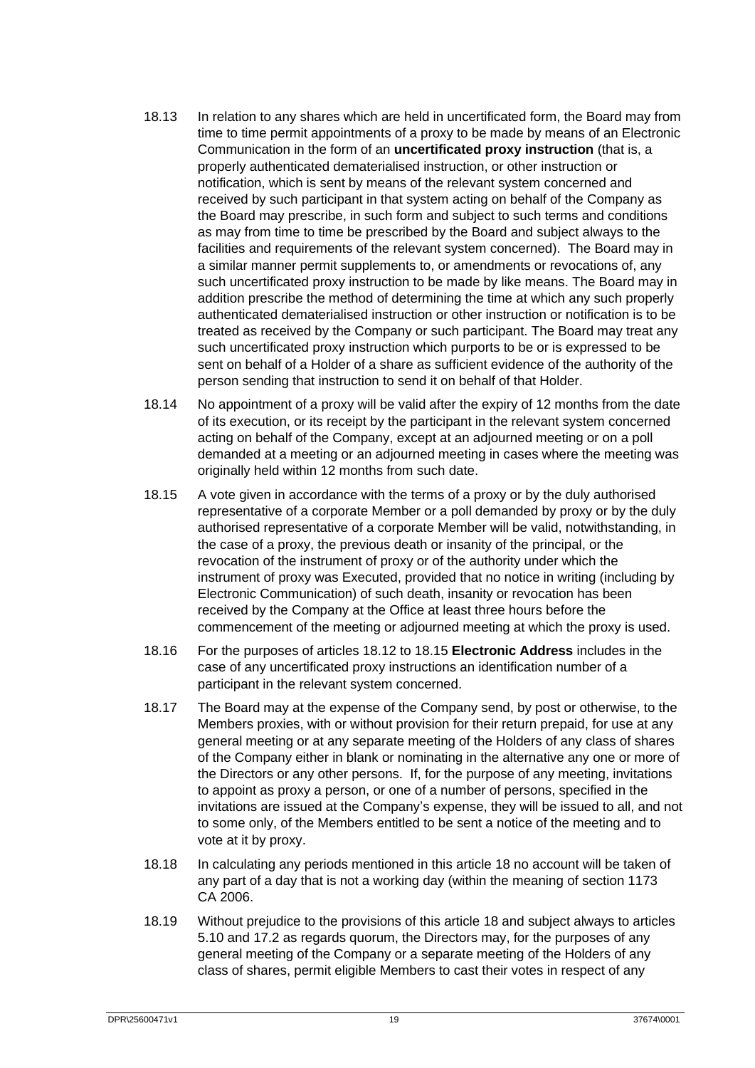18.13 In relation to any shares which are held in uncertificated form, the Board may from time to time permit appointments of a proxy to be made by means of an Electronic Communication in the form of an **uncertificated proxy instruction** (that is, a properly authenticated dematerialised instruction, or other instruction or notification, which is sent by means of the relevant system concerned and received by such participant in that system acting on behalf of the Company as the Board may prescribe, in such form and subject to such terms and conditions as may from time to time be prescribed by the Board and subject always to the facilities and requirements of the relevant system concerned). The Board may in a similar manner permit supplements to, or amendments or revocations of, any such uncertificated proxy instruction to be made by like means. The Board may in addition prescribe the method of determining the time at which any such properly authenticated dematerialised instruction or other instruction or notification is to be treated as received by the Company or such participant. The Board may treat any such uncertificated proxy instruction which purports to be or is expressed to be sent on behalf of a Holder of a share as sufficient evidence of the authority of the person sending that instruction to send it on behalf of that Holder.

18.14 No appointment of a proxy will be valid after the expiry of 12 months from the date of its execution, or its receipt by the participant in the relevant system concerned acting on behalf of the Company, except at an adjourned meeting or on a poll demanded at a meeting or an adjourned meeting in cases where the meeting was originally held within 12 months from such date.

18.15 A vote given in accordance with the terms of a proxy or by the duly authorised representative of a corporate Member or a poll demanded by proxy or by the duly authorised representative of a corporate Member will be valid, notwithstanding, in the case of a proxy, the previous death or insanity of the principal, or the revocation of the instrument of proxy or of the authority under which the instrument of proxy was Executed, provided that no notice in writing (including by Electronic Communication) of such death, insanity or revocation has been received by the Company at the Office at least three hours before the commencement of the meeting or adjourned meeting at which the proxy is used.

18.16 For the purposes of articles 18.12 to 18.15 **Electronic Address** includes in the case of any uncertificated proxy instructions an identification number of a participant in the relevant system concerned.

18.17 The Board may at the expense of the Company send, by post or otherwise, to the Members proxies, with or without provision for their return prepaid, for use at any general meeting or at any separate meeting of the Holders of any class of shares of the Company either in blank or nominating in the alternative any one or more of the Directors or any other persons. If, for the purpose of any meeting, invitations to appoint as proxy a person, or one of a number of persons, specified in the invitations are issued at the Company's expense, they will be issued to all, and not to some only, of the Members entitled to be sent a notice of the meeting and to vote at it by proxy.

18.18 In calculating any periods mentioned in this article 18 no account will be taken of any part of a day that is not a working day (within the meaning of section 1173 CA 2006.

18.19 Without prejudice to the provisions of this article 18 and subject always to articles 5.10 and 17.2 as regards quorum, the Directors may, for the purposes of any general meeting of the Company or a separate meeting of the Holders of any class of shares, permit eligible Members to cast their votes in respect of any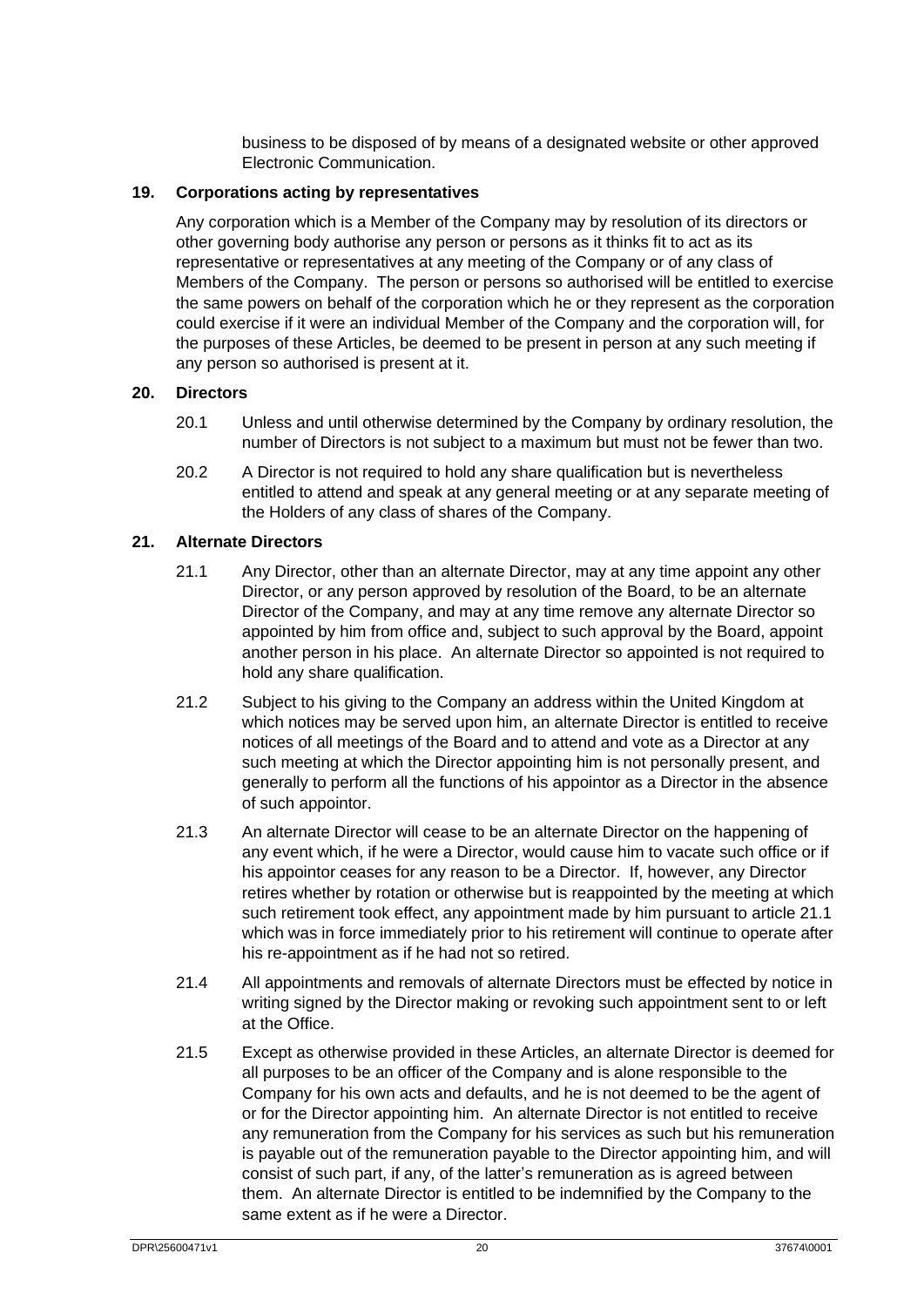business to be disposed of by means of a designated website or other approved Electronic Communication.

## 19. Corporations acting by representatives

Any corporation which is a Member of the Company may by resolution of its directors or other governing body authorise any person or persons as it thinks fit to act as its representative or representatives at any meeting of the Company or of any class of Members of the Company. The person or persons so authorised will be entitled to exercise the same powers on behalf of the corporation which he or they represent as the corporation could exercise if it were an individual Member of the Company and the corporation will, for the purposes of these Articles, be deemed to be present in person at any such meeting if any person so authorised is present at it.

## 20. Directors

20.1 Unless and until otherwise determined by the Company by ordinary resolution, the number of Directors is not subject to a maximum but must not be fewer than two.

20.2 A Director is not required to hold any share qualification but is nevertheless entitled to attend and speak at any general meeting or at any separate meeting of the Holders of any class of shares of the Company.

## 21. Alternate Directors

21.1 Any Director, other than an alternate Director, may at any time appoint any other Director, or any person approved by resolution of the Board, to be an alternate Director of the Company, and may at any time remove any alternate Director so appointed by him from office and, subject to such approval by the Board, appoint another person in his place. An alternate Director so appointed is not required to hold any share qualification.

21.2 Subject to his giving to the Company an address within the United Kingdom at which notices may be served upon him, an alternate Director is entitled to receive notices of all meetings of the Board and to attend and vote as a Director at any such meeting at which the Director appointing him is not personally present, and generally to perform all the functions of his appointor as a Director in the absence of such appointor.

21.3 An alternate Director will cease to be an alternate Director on the happening of any event which, if he were a Director, would cause him to vacate such office or if his appointor ceases for any reason to be a Director. If, however, any Director retires whether by rotation or otherwise but is reappointed by the meeting at which such retirement took effect, any appointment made by him pursuant to article 21.1 which was in force immediately prior to his retirement will continue to operate after his re-appointment as if he had not so retired.

21.4 All appointments and removals of alternate Directors must be effected by notice in writing signed by the Director making or revoking such appointment sent to or left at the Office.

21.5 Except as otherwise provided in these Articles, an alternate Director is deemed for all purposes to be an officer of the Company and is alone responsible to the Company for his own acts and defaults, and he is not deemed to be the agent of or for the Director appointing him. An alternate Director is not entitled to receive any remuneration from the Company for his services as such but his remuneration is payable out of the remuneration payable to the Director appointing him, and will consist of such part, if any, of the latter's remuneration as is agreed between them. An alternate Director is entitled to be indemnified by the Company to the same extent as if he were a Director.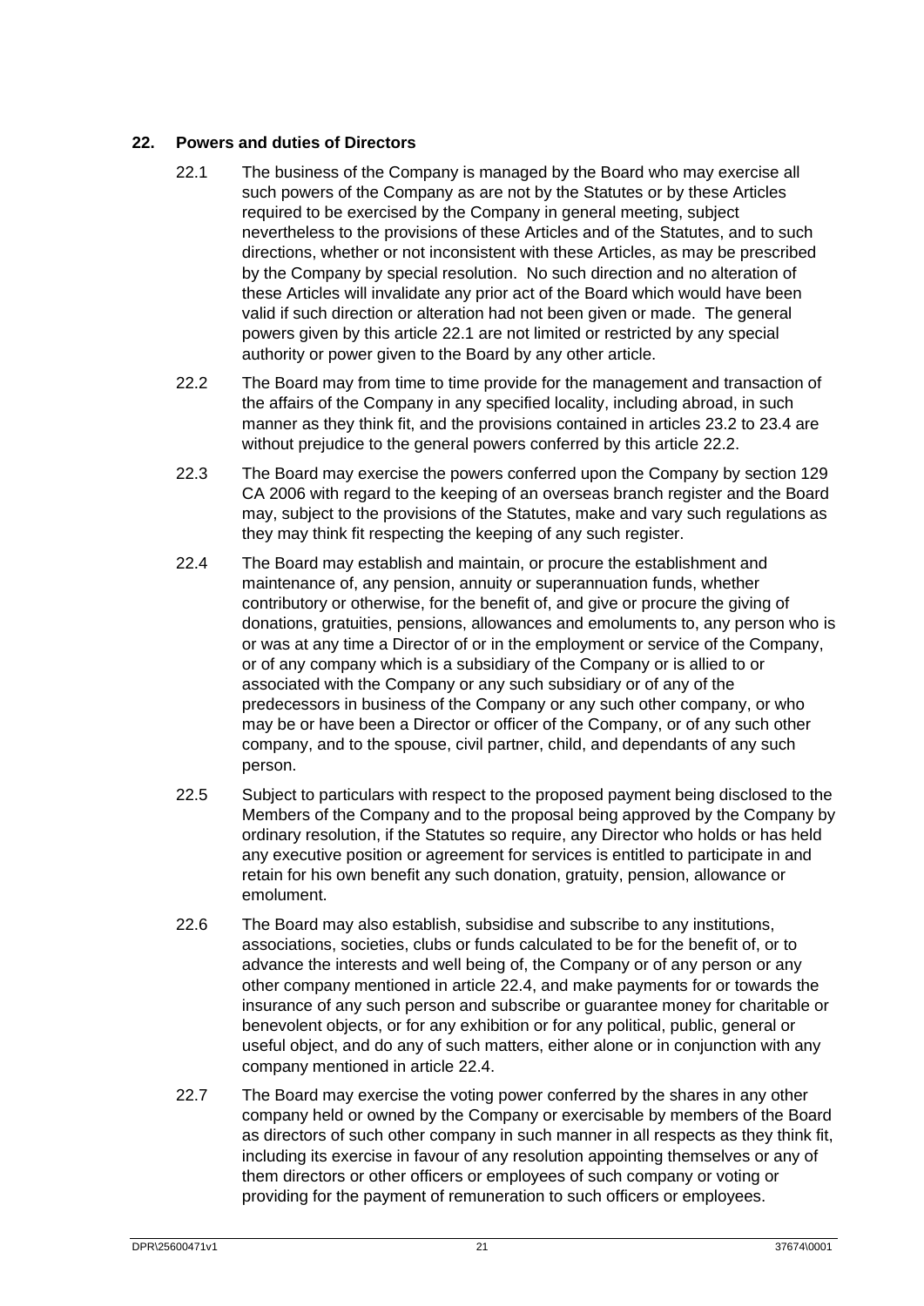## 22. Powers and duties of Directors

22.1 The business of the Company is managed by the Board who may exercise all such powers of the Company as are not by the Statutes or by these Articles required to be exercised by the Company in general meeting, subject nevertheless to the provisions of these Articles and of the Statutes, and to such directions, whether or not inconsistent with these Articles, as may be prescribed by the Company by special resolution. No such direction and no alteration of these Articles will invalidate any prior act of the Board which would have been valid if such direction or alteration had not been given or made. The general powers given by this article 22.1 are not limited or restricted by any special authority or power given to the Board by any other article.

22.2 The Board may from time to time provide for the management and transaction of the affairs of the Company in any specified locality, including abroad, in such manner as they think fit, and the provisions contained in articles 23.2 to 23.4 are without prejudice to the general powers conferred by this article 22.2.

22.3 The Board may exercise the powers conferred upon the Company by section 129 CA 2006 with regard to the keeping of an overseas branch register and the Board may, subject to the provisions of the Statutes, make and vary such regulations as they may think fit respecting the keeping of any such register.

22.4 The Board may establish and maintain, or procure the establishment and maintenance of, any pension, annuity or superannuation funds, whether contributory or otherwise, for the benefit of, and give or procure the giving of donations, gratuities, pensions, allowances and emoluments to, any person who is or was at any time a Director of or in the employment or service of the Company, or of any company which is a subsidiary of the Company or is allied to or associated with the Company or any such subsidiary or of any of the predecessors in business of the Company or any such other company, or who may be or have been a Director or officer of the Company, or of any such other company, and to the spouse, civil partner, child, and dependants of any such person.

22.5 Subject to particulars with respect to the proposed payment being disclosed to the Members of the Company and to the proposal being approved by the Company by ordinary resolution, if the Statutes so require, any Director who holds or has held any executive position or agreement for services is entitled to participate in and retain for his own benefit any such donation, gratuity, pension, allowance or emolument.

22.6 The Board may also establish, subsidise and subscribe to any institutions, associations, societies, clubs or funds calculated to be for the benefit of, or to advance the interests and well being of, the Company or of any person or any other company mentioned in article 22.4, and make payments for or towards the insurance of any such person and subscribe or guarantee money for charitable or benevolent objects, or for any exhibition or for any political, public, general or useful object, and do any of such matters, either alone or in conjunction with any company mentioned in article 22.4.

22.7 The Board may exercise the voting power conferred by the shares in any other company held or owned by the Company or exercisable by members of the Board as directors of such other company in such manner in all respects as they think fit, including its exercise in favour of any resolution appointing themselves or any of them directors or other officers or employees of such company or voting or providing for the payment of remuneration to such officers or employees.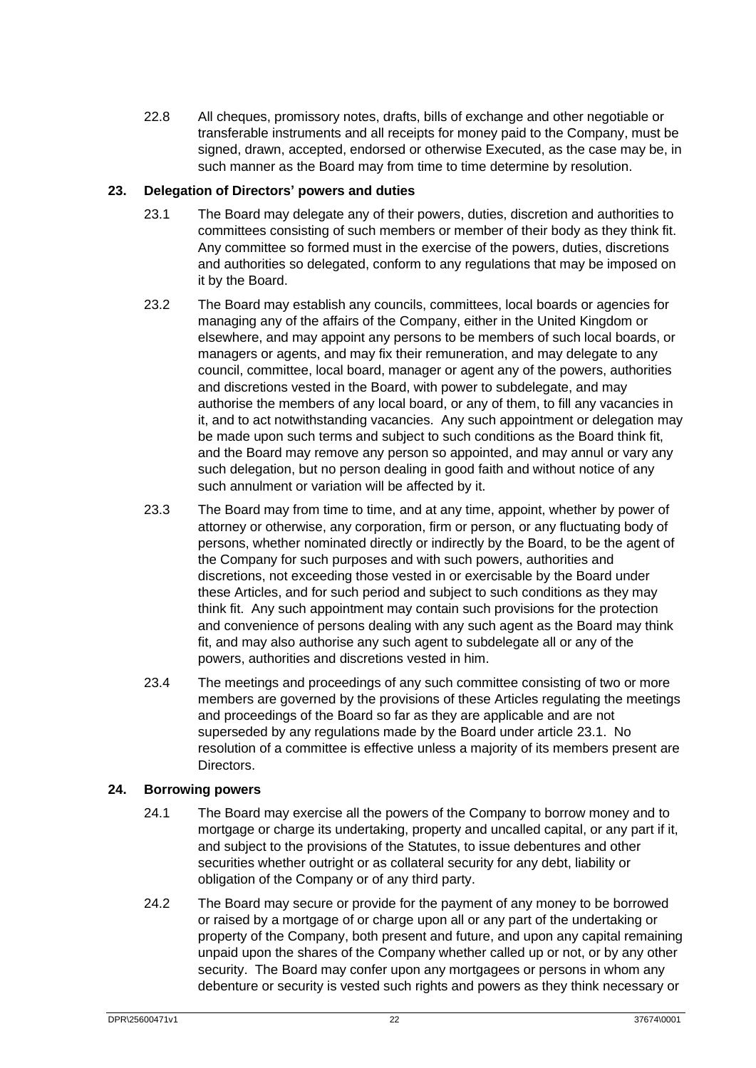22.8 All cheques, promissory notes, drafts, bills of exchange and other negotiable or transferable instruments and all receipts for money paid to the Company, must be signed, drawn, accepted, endorsed or otherwise Executed, as the case may be, in such manner as the Board may from time to time determine by resolution.

## 23. Delegation of Directors' powers and duties

23.1 The Board may delegate any of their powers, duties, discretion and authorities to committees consisting of such members or member of their body as they think fit. Any committee so formed must in the exercise of the powers, duties, discretions and authorities so delegated, conform to any regulations that may be imposed on it by the Board.

23.2 The Board may establish any councils, committees, local boards or agencies for managing any of the affairs of the Company, either in the United Kingdom or elsewhere, and may appoint any persons to be members of such local boards, or managers or agents, and may fix their remuneration, and may delegate to any council, committee, local board, manager or agent any of the powers, authorities and discretions vested in the Board, with power to subdelegate, and may authorise the members of any local board, or any of them, to fill any vacancies in it, and to act notwithstanding vacancies. Any such appointment or delegation may be made upon such terms and subject to such conditions as the Board think fit, and the Board may remove any person so appointed, and may annul or vary any such delegation, but no person dealing in good faith and without notice of any such annulment or variation will be affected by it.

23.3 The Board may from time to time, and at any time, appoint, whether by power of attorney or otherwise, any corporation, firm or person, or any fluctuating body of persons, whether nominated directly or indirectly by the Board, to be the agent of the Company for such purposes and with such powers, authorities and discretions, not exceeding those vested in or exercisable by the Board under these Articles, and for such period and subject to such conditions as they may think fit. Any such appointment may contain such provisions for the protection and convenience of persons dealing with any such agent as the Board may think fit, and may also authorise any such agent to subdelegate all or any of the powers, authorities and discretions vested in him.

23.4 The meetings and proceedings of any such committee consisting of two or more members are governed by the provisions of these Articles regulating the meetings and proceedings of the Board so far as they are applicable and are not superseded by any regulations made by the Board under article 23.1. No resolution of a committee is effective unless a majority of its members present are Directors.

## 24. Borrowing powers

24.1 The Board may exercise all the powers of the Company to borrow money and to mortgage or charge its undertaking, property and uncalled capital, or any part if it, and subject to the provisions of the Statutes, to issue debentures and other securities whether outright or as collateral security for any debt, liability or obligation of the Company or of any third party.

24.2 The Board may secure or provide for the payment of any money to be borrowed or raised by a mortgage of or charge upon all or any part of the undertaking or property of the Company, both present and future, and upon any capital remaining unpaid upon the shares of the Company whether called up or not, or by any other security. The Board may confer upon any mortgagees or persons in whom any debenture or security is vested such rights and powers as they think necessary or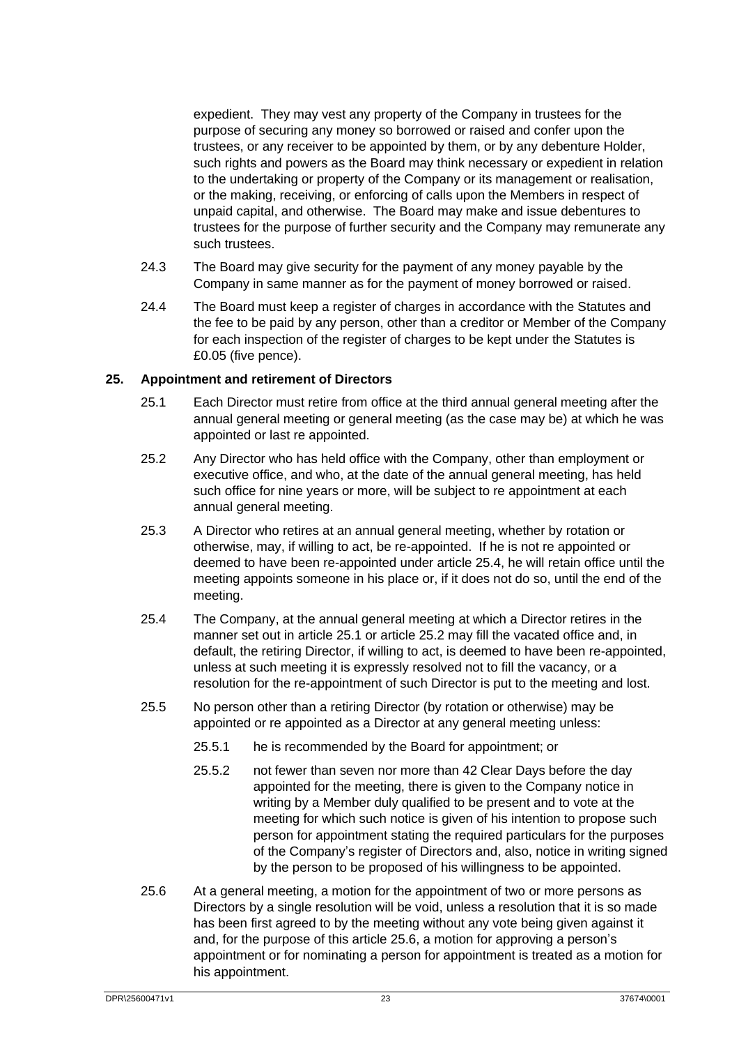expedient. They may vest any property of the Company in trustees for the purpose of securing any money so borrowed or raised and confer upon the trustees, or any receiver to be appointed by them, or by any debenture Holder, such rights and powers as the Board may think necessary or expedient in relation to the undertaking or property of the Company or its management or realisation, or the making, receiving, or enforcing of calls upon the Members in respect of unpaid capital, and otherwise. The Board may make and issue debentures to trustees for the purpose of further security and the Company may remunerate any such trustees.

24.3 The Board may give security for the payment of any money payable by the Company in same manner as for the payment of money borrowed or raised.

24.4 The Board must keep a register of charges in accordance with the Statutes and the fee to be paid by any person, other than a creditor or Member of the Company for each inspection of the register of charges to be kept under the Statutes is £0.05 (five pence).

## 25. Appointment and retirement of Directors

25.1 Each Director must retire from office at the third annual general meeting after the annual general meeting or general meeting (as the case may be) at which he was appointed or last re appointed.

25.2 Any Director who has held office with the Company, other than employment or executive office, and who, at the date of the annual general meeting, has held such office for nine years or more, will be subject to re appointment at each annual general meeting.

25.3 A Director who retires at an annual general meeting, whether by rotation or otherwise, may, if willing to act, be re-appointed. If he is not re appointed or deemed to have been re-appointed under article 25.4, he will retain office until the meeting appoints someone in his place or, if it does not do so, until the end of the meeting.

25.4 The Company, at the annual general meeting at which a Director retires in the manner set out in article 25.1 or article 25.2 may fill the vacated office and, in default, the retiring Director, if willing to act, is deemed to have been re-appointed, unless at such meeting it is expressly resolved not to fill the vacancy, or a resolution for the re-appointment of such Director is put to the meeting and lost.

25.5 No person other than a retiring Director (by rotation or otherwise) may be appointed or re appointed as a Director at any general meeting unless:

25.5.1 he is recommended by the Board for appointment; or

25.5.2 not fewer than seven nor more than 42 Clear Days before the day appointed for the meeting, there is given to the Company notice in writing by a Member duly qualified to be present and to vote at the meeting for which such notice is given of his intention to propose such person for appointment stating the required particulars for the purposes of the Company's register of Directors and, also, notice in writing signed by the person to be proposed of his willingness to be appointed.

25.6 At a general meeting, a motion for the appointment of two or more persons as Directors by a single resolution will be void, unless a resolution that it is so made has been first agreed to by the meeting without any vote being given against it and, for the purpose of this article 25.6, a motion for approving a person's appointment or for nominating a person for appointment is treated as a motion for his appointment.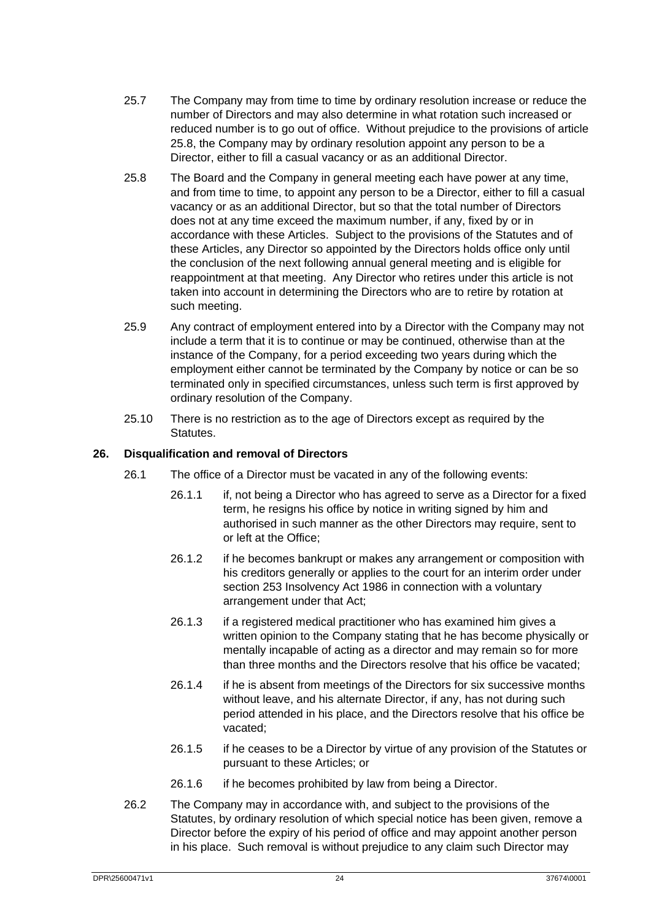25.7 The Company may from time to time by ordinary resolution increase or reduce the number of Directors and may also determine in what rotation such increased or reduced number is to go out of office. Without prejudice to the provisions of article 25.8, the Company may by ordinary resolution appoint any person to be a Director, either to fill a casual vacancy or as an additional Director.

25.8 The Board and the Company in general meeting each have power at any time, and from time to time, to appoint any person to be a Director, either to fill a casual vacancy or as an additional Director, but so that the total number of Directors does not at any time exceed the maximum number, if any, fixed by or in accordance with these Articles. Subject to the provisions of the Statutes and of these Articles, any Director so appointed by the Directors holds office only until the conclusion of the next following annual general meeting and is eligible for reappointment at that meeting. Any Director who retires under this article is not taken into account in determining the Directors who are to retire by rotation at such meeting.

25.9 Any contract of employment entered into by a Director with the Company may not include a term that it is to continue or may be continued, otherwise than at the instance of the Company, for a period exceeding two years during which the employment either cannot be terminated by the Company by notice or can be so terminated only in specified circumstances, unless such term is first approved by ordinary resolution of the Company.

25.10 There is no restriction as to the age of Directors except as required by the Statutes.

## 26. Disqualification and removal of Directors

26.1 The office of a Director must be vacated in any of the following events:

26.1.1 if, not being a Director who has agreed to serve as a Director for a fixed term, he resigns his office by notice in writing signed by him and authorised in such manner as the other Directors may require, sent to or left at the Office;

26.1.2 if he becomes bankrupt or makes any arrangement or composition with his creditors generally or applies to the court for an interim order under section 253 Insolvency Act 1986 in connection with a voluntary arrangement under that Act;

26.1.3 if a registered medical practitioner who has examined him gives a written opinion to the Company stating that he has become physically or mentally incapable of acting as a director and may remain so for more than three months and the Directors resolve that his office be vacated;

26.1.4 if he is absent from meetings of the Directors for six successive months without leave, and his alternate Director, if any, has not during such period attended in his place, and the Directors resolve that his office be vacated;

26.1.5 if he ceases to be a Director by virtue of any provision of the Statutes or pursuant to these Articles; or

26.1.6 if he becomes prohibited by law from being a Director.

26.2 The Company may in accordance with, and subject to the provisions of the Statutes, by ordinary resolution of which special notice has been given, remove a Director before the expiry of his period of office and may appoint another person in his place. Such removal is without prejudice to any claim such Director may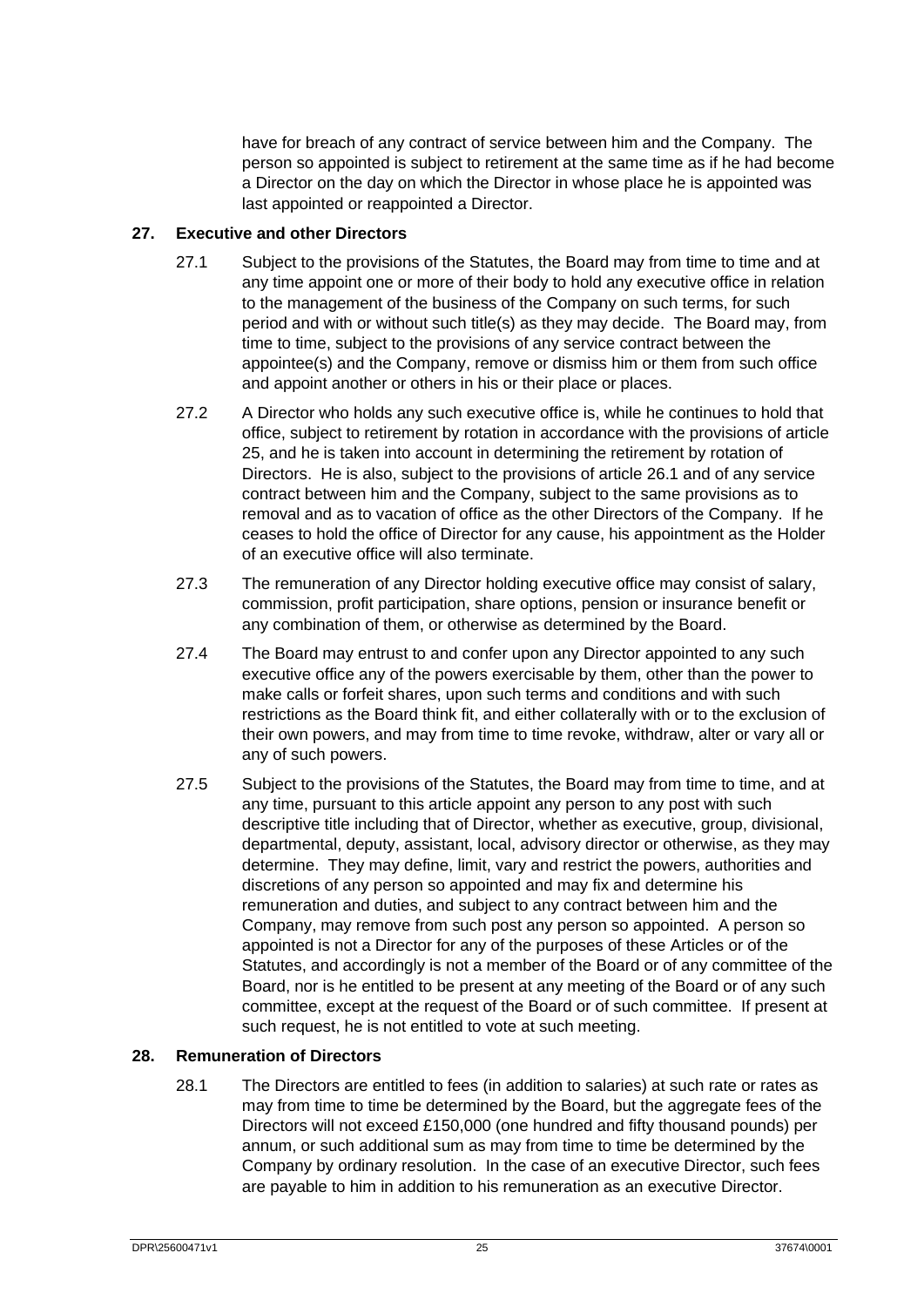have for breach of any contract of service between him and the Company. The person so appointed is subject to retirement at the same time as if he had become a Director on the day on which the Director in whose place he is appointed was last appointed or reappointed a Director.

## 27. Executive and other Directors

27.1 Subject to the provisions of the Statutes, the Board may from time to time and at any time appoint one or more of their body to hold any executive office in relation to the management of the business of the Company on such terms, for such period and with or without such title(s) as they may decide. The Board may, from time to time, subject to the provisions of any service contract between the appointee(s) and the Company, remove or dismiss him or them from such office and appoint another or others in his or their place or places.

27.2 A Director who holds any such executive office is, while he continues to hold that office, subject to retirement by rotation in accordance with the provisions of article 25, and he is taken into account in determining the retirement by rotation of Directors. He is also, subject to the provisions of article 26.1 and of any service contract between him and the Company, subject to the same provisions as to removal and as to vacation of office as the other Directors of the Company. If he ceases to hold the office of Director for any cause, his appointment as the Holder of an executive office will also terminate.

27.3 The remuneration of any Director holding executive office may consist of salary, commission, profit participation, share options, pension or insurance benefit or any combination of them, or otherwise as determined by the Board.

27.4 The Board may entrust to and confer upon any Director appointed to any such executive office any of the powers exercisable by them, other than the power to make calls or forfeit shares, upon such terms and conditions and with such restrictions as the Board think fit, and either collaterally with or to the exclusion of their own powers, and may from time to time revoke, withdraw, alter or vary all or any of such powers.

27.5 Subject to the provisions of the Statutes, the Board may from time to time, and at any time, pursuant to this article appoint any person to any post with such descriptive title including that of Director, whether as executive, group, divisional, departmental, deputy, assistant, local, advisory director or otherwise, as they may determine. They may define, limit, vary and restrict the powers, authorities and discretions of any person so appointed and may fix and determine his remuneration and duties, and subject to any contract between him and the Company, may remove from such post any person so appointed. A person so appointed is not a Director for any of the purposes of these Articles or of the Statutes, and accordingly is not a member of the Board or of any committee of the Board, nor is he entitled to be present at any meeting of the Board or of any such committee, except at the request of the Board or of such committee. If present at such request, he is not entitled to vote at such meeting.

## 28. Remuneration of Directors

28.1 The Directors are entitled to fees (in addition to salaries) at such rate or rates as may from time to time be determined by the Board, but the aggregate fees of the Directors will not exceed £150,000 (one hundred and fifty thousand pounds) per annum, or such additional sum as may from time to time be determined by the Company by ordinary resolution. In the case of an executive Director, such fees are payable to him in addition to his remuneration as an executive Director.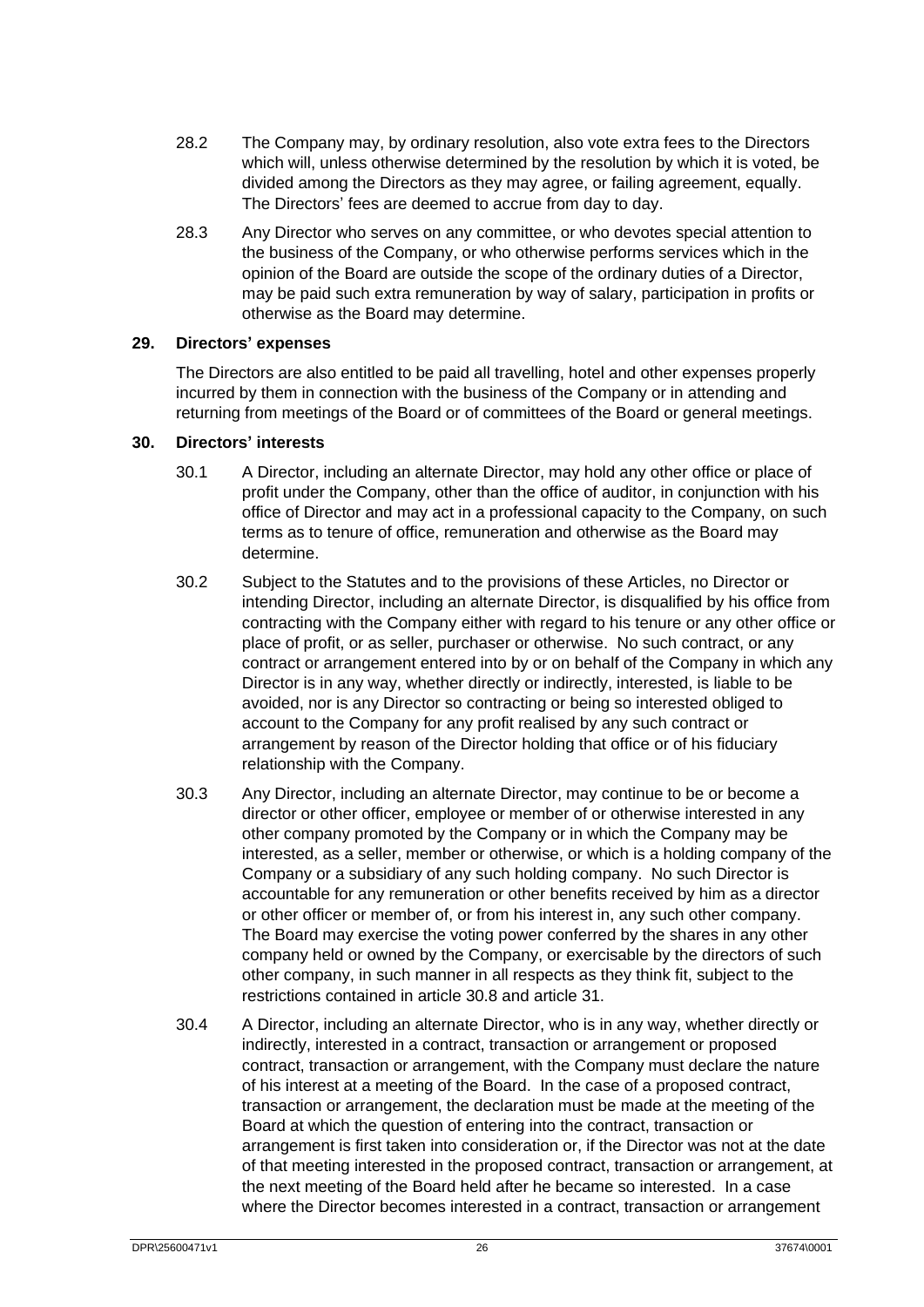28.2 The Company may, by ordinary resolution, also vote extra fees to the Directors which will, unless otherwise determined by the resolution by which it is voted, be divided among the Directors as they may agree, or failing agreement, equally. The Directors' fees are deemed to accrue from day to day.

28.3 Any Director who serves on any committee, or who devotes special attention to the business of the Company, or who otherwise performs services which in the opinion of the Board are outside the scope of the ordinary duties of a Director, may be paid such extra remuneration by way of salary, participation in profits or otherwise as the Board may determine.

## 29. Directors' expenses

The Directors are also entitled to be paid all travelling, hotel and other expenses properly incurred by them in connection with the business of the Company or in attending and returning from meetings of the Board or of committees of the Board or general meetings.

## 30. Directors' interests

30.1 A Director, including an alternate Director, may hold any other office or place of profit under the Company, other than the office of auditor, in conjunction with his office of Director and may act in a professional capacity to the Company, on such terms as to tenure of office, remuneration and otherwise as the Board may determine.

30.2 Subject to the Statutes and to the provisions of these Articles, no Director or intending Director, including an alternate Director, is disqualified by his office from contracting with the Company either with regard to his tenure or any other office or place of profit, or as seller, purchaser or otherwise. No such contract, or any contract or arrangement entered into by or on behalf of the Company in which any Director is in any way, whether directly or indirectly, interested, is liable to be avoided, nor is any Director so contracting or being so interested obliged to account to the Company for any profit realised by any such contract or arrangement by reason of the Director holding that office or of his fiduciary relationship with the Company.

30.3 Any Director, including an alternate Director, may continue to be or become a director or other officer, employee or member of or otherwise interested in any other company promoted by the Company or in which the Company may be interested, as a seller, member or otherwise, or which is a holding company of the Company or a subsidiary of any such holding company. No such Director is accountable for any remuneration or other benefits received by him as a director or other officer or member of, or from his interest in, any such other company. The Board may exercise the voting power conferred by the shares in any other company held or owned by the Company, or exercisable by the directors of such other company, in such manner in all respects as they think fit, subject to the restrictions contained in article 30.8 and article 31.

30.4 A Director, including an alternate Director, who is in any way, whether directly or indirectly, interested in a contract, transaction or arrangement or proposed contract, transaction or arrangement, with the Company must declare the nature of his interest at a meeting of the Board. In the case of a proposed contract, transaction or arrangement, the declaration must be made at the meeting of the Board at which the question of entering into the contract, transaction or arrangement is first taken into consideration or, if the Director was not at the date of that meeting interested in the proposed contract, transaction or arrangement, at the next meeting of the Board held after he became so interested. In a case where the Director becomes interested in a contract, transaction or arrangement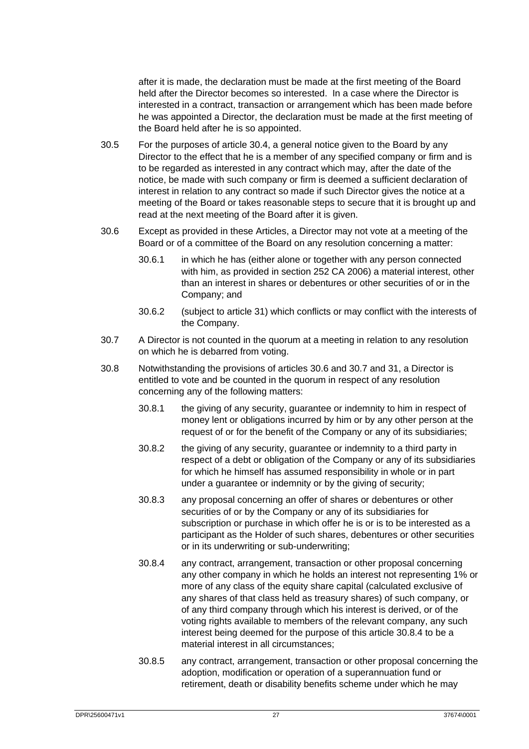after it is made, the declaration must be made at the first meeting of the Board held after the Director becomes so interested. In a case where the Director is interested in a contract, transaction or arrangement which has been made before he was appointed a Director, the declaration must be made at the first meeting of the Board held after he is so appointed.

30.5 For the purposes of article 30.4, a general notice given to the Board by any Director to the effect that he is a member of any specified company or firm and is to be regarded as interested in any contract which may, after the date of the notice, be made with such company or firm is deemed a sufficient declaration of interest in relation to any contract so made if such Director gives the notice at a meeting of the Board or takes reasonable steps to secure that it is brought up and read at the next meeting of the Board after it is given.

30.6 Except as provided in these Articles, a Director may not vote at a meeting of the Board or of a committee of the Board on any resolution concerning a matter:

30.6.1 in which he has (either alone or together with any person connected with him, as provided in section 252 CA 2006) a material interest, other than an interest in shares or debentures or other securities of or in the Company; and

30.6.2 (subject to article 31) which conflicts or may conflict with the interests of the Company.

30.7 A Director is not counted in the quorum at a meeting in relation to any resolution on which he is debarred from voting.

30.8 Notwithstanding the provisions of articles 30.6 and 30.7 and 31, a Director is entitled to vote and be counted in the quorum in respect of any resolution concerning any of the following matters:

30.8.1 the giving of any security, guarantee or indemnity to him in respect of money lent or obligations incurred by him or by any other person at the request of or for the benefit of the Company or any of its subsidiaries;

30.8.2 the giving of any security, guarantee or indemnity to a third party in respect of a debt or obligation of the Company or any of its subsidiaries for which he himself has assumed responsibility in whole or in part under a guarantee or indemnity or by the giving of security;

30.8.3 any proposal concerning an offer of shares or debentures or other securities of or by the Company or any of its subsidiaries for subscription or purchase in which offer he is or is to be interested as a participant as the Holder of such shares, debentures or other securities or in its underwriting or sub-underwriting;

30.8.4 any contract, arrangement, transaction or other proposal concerning any other company in which he holds an interest not representing 1% or more of any class of the equity share capital (calculated exclusive of any shares of that class held as treasury shares) of such company, or of any third company through which his interest is derived, or of the voting rights available to members of the relevant company, any such interest being deemed for the purpose of this article 30.8.4 to be a material interest in all circumstances;

30.8.5 any contract, arrangement, transaction or other proposal concerning the adoption, modification or operation of a superannuation fund or retirement, death or disability benefits scheme under which he may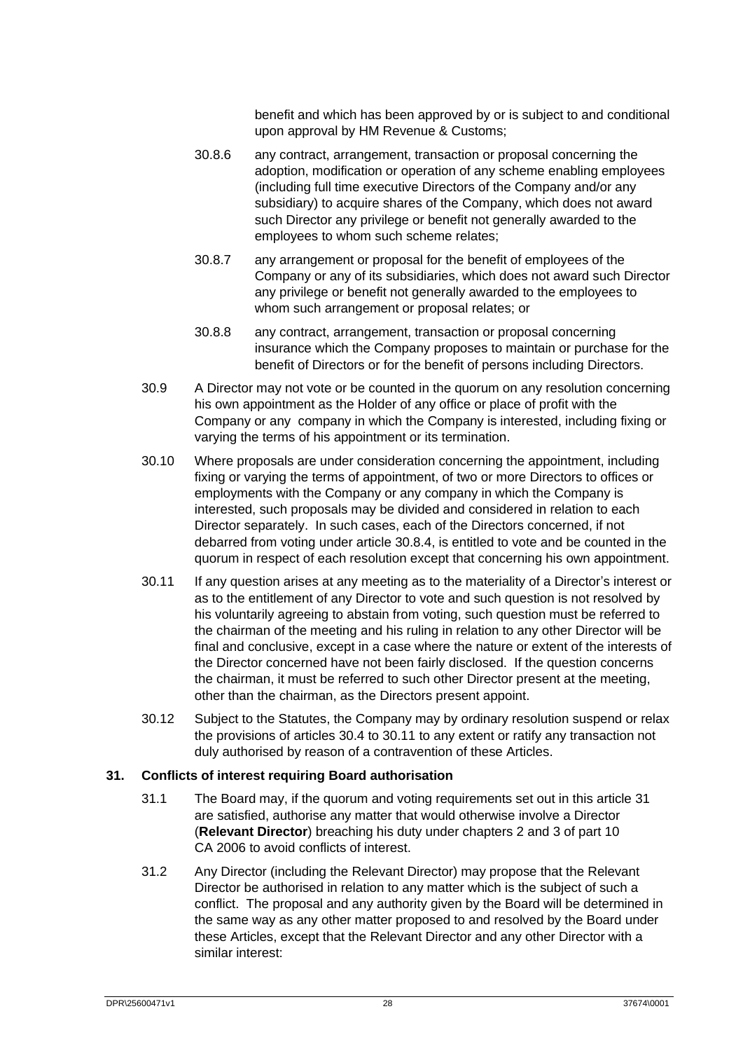benefit and which has been approved by or is subject to and conditional upon approval by HM Revenue & Customs;

30.8.6 any contract, arrangement, transaction or proposal concerning the adoption, modification or operation of any scheme enabling employees (including full time executive Directors of the Company and/or any subsidiary) to acquire shares of the Company, which does not award such Director any privilege or benefit not generally awarded to the employees to whom such scheme relates;

30.8.7 any arrangement or proposal for the benefit of employees of the Company or any of its subsidiaries, which does not award such Director any privilege or benefit not generally awarded to the employees to whom such arrangement or proposal relates; or

30.8.8 any contract, arrangement, transaction or proposal concerning insurance which the Company proposes to maintain or purchase for the benefit of Directors or for the benefit of persons including Directors.

30.9 A Director may not vote or be counted in the quorum on any resolution concerning his own appointment as the Holder of any office or place of profit with the Company or any company in which the Company is interested, including fixing or varying the terms of his appointment or its termination.

30.10 Where proposals are under consideration concerning the appointment, including fixing or varying the terms of appointment, of two or more Directors to offices or employments with the Company or any company in which the Company is interested, such proposals may be divided and considered in relation to each Director separately. In such cases, each of the Directors concerned, if not debarred from voting under article 30.8.4, is entitled to vote and be counted in the quorum in respect of each resolution except that concerning his own appointment.

30.11 If any question arises at any meeting as to the materiality of a Director's interest or as to the entitlement of any Director to vote and such question is not resolved by his voluntarily agreeing to abstain from voting, such question must be referred to the chairman of the meeting and his ruling in relation to any other Director will be final and conclusive, except in a case where the nature or extent of the interests of the Director concerned have not been fairly disclosed. If the question concerns the chairman, it must be referred to such other Director present at the meeting, other than the chairman, as the Directors present appoint.

30.12 Subject to the Statutes, the Company may by ordinary resolution suspend or relax the provisions of articles 30.4 to 30.11 to any extent or ratify any transaction not duly authorised by reason of a contravention of these Articles.

## 31. Conflicts of interest requiring Board authorisation

31.1 The Board may, if the quorum and voting requirements set out in this article 31 are satisfied, authorise any matter that would otherwise involve a Director (**Relevant Director**) breaching his duty under chapters 2 and 3 of part 10 CA 2006 to avoid conflicts of interest.

31.2 Any Director (including the Relevant Director) may propose that the Relevant Director be authorised in relation to any matter which is the subject of such a conflict. The proposal and any authority given by the Board will be determined in the same way as any other matter proposed to and resolved by the Board under these Articles, except that the Relevant Director and any other Director with a similar interest: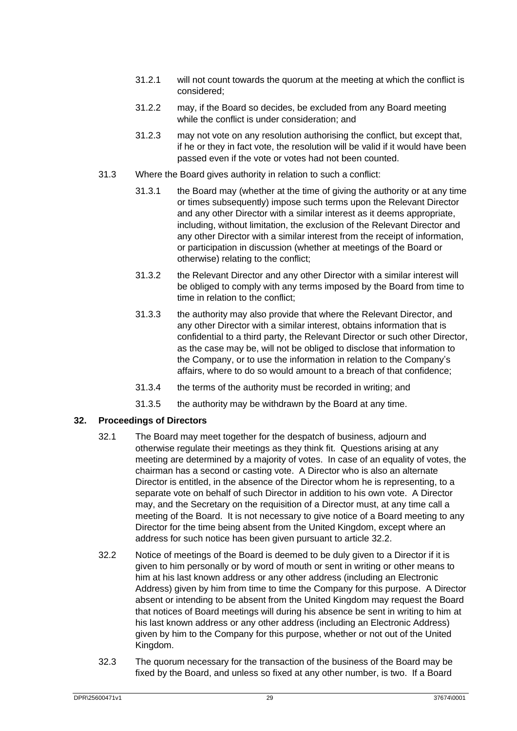31.2.1 will not count towards the quorum at the meeting at which the conflict is considered;

31.2.2 may, if the Board so decides, be excluded from any Board meeting while the conflict is under consideration; and

31.2.3 may not vote on any resolution authorising the conflict, but except that, if he or they in fact vote, the resolution will be valid if it would have been passed even if the vote or votes had not been counted.

31.3 Where the Board gives authority in relation to such a conflict:

31.3.1 the Board may (whether at the time of giving the authority or at any time or times subsequently) impose such terms upon the Relevant Director and any other Director with a similar interest as it deems appropriate, including, without limitation, the exclusion of the Relevant Director and any other Director with a similar interest from the receipt of information, or participation in discussion (whether at meetings of the Board or otherwise) relating to the conflict;

31.3.2 the Relevant Director and any other Director with a similar interest will be obliged to comply with any terms imposed by the Board from time to time in relation to the conflict;

31.3.3 the authority may also provide that where the Relevant Director, and any other Director with a similar interest, obtains information that is confidential to a third party, the Relevant Director or such other Director, as the case may be, will not be obliged to disclose that information to the Company, or to use the information in relation to the Company's affairs, where to do so would amount to a breach of that confidence;

31.3.4 the terms of the authority must be recorded in writing; and

31.3.5 the authority may be withdrawn by the Board at any time.

## 32. Proceedings of Directors

32.1 The Board may meet together for the despatch of business, adjourn and otherwise regulate their meetings as they think fit. Questions arising at any meeting are determined by a majority of votes. In case of an equality of votes, the chairman has a second or casting vote. A Director who is also an alternate Director is entitled, in the absence of the Director whom he is representing, to a separate vote on behalf of such Director in addition to his own vote. A Director may, and the Secretary on the requisition of a Director must, at any time call a meeting of the Board. It is not necessary to give notice of a Board meeting to any Director for the time being absent from the United Kingdom, except where an address for such notice has been given pursuant to article 32.2.

32.2 Notice of meetings of the Board is deemed to be duly given to a Director if it is given to him personally or by word of mouth or sent in writing or other means to him at his last known address or any other address (including an Electronic Address) given by him from time to time the Company for this purpose. A Director absent or intending to be absent from the United Kingdom may request the Board that notices of Board meetings will during his absence be sent in writing to him at his last known address or any other address (including an Electronic Address) given by him to the Company for this purpose, whether or not out of the United Kingdom.

32.3 The quorum necessary for the transaction of the business of the Board may be fixed by the Board, and unless so fixed at any other number, is two. If a Board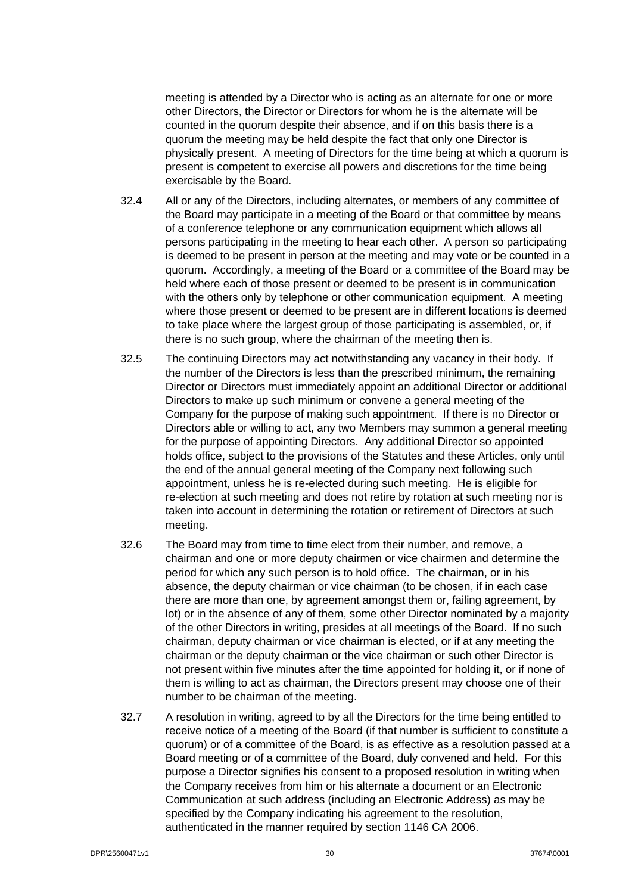meeting is attended by a Director who is acting as an alternate for one or more other Directors, the Director or Directors for whom he is the alternate will be counted in the quorum despite their absence, and if on this basis there is a quorum the meeting may be held despite the fact that only one Director is physically present. A meeting of Directors for the time being at which a quorum is present is competent to exercise all powers and discretions for the time being exercisable by the Board.

32.4 All or any of the Directors, including alternates, or members of any committee of the Board may participate in a meeting of the Board or that committee by means of a conference telephone or any communication equipment which allows all persons participating in the meeting to hear each other. A person so participating is deemed to be present in person at the meeting and may vote or be counted in a quorum. Accordingly, a meeting of the Board or a committee of the Board may be held where each of those present or deemed to be present is in communication with the others only by telephone or other communication equipment. A meeting where those present or deemed to be present are in different locations is deemed to take place where the largest group of those participating is assembled, or, if there is no such group, where the chairman of the meeting then is.

32.5 The continuing Directors may act notwithstanding any vacancy in their body. If the number of the Directors is less than the prescribed minimum, the remaining Director or Directors must immediately appoint an additional Director or additional Directors to make up such minimum or convene a general meeting of the Company for the purpose of making such appointment. If there is no Director or Directors able or willing to act, any two Members may summon a general meeting for the purpose of appointing Directors. Any additional Director so appointed holds office, subject to the provisions of the Statutes and these Articles, only until the end of the annual general meeting of the Company next following such appointment, unless he is re-elected during such meeting. He is eligible for re-election at such meeting and does not retire by rotation at such meeting nor is taken into account in determining the rotation or retirement of Directors at such meeting.

32.6 The Board may from time to time elect from their number, and remove, a chairman and one or more deputy chairmen or vice chairmen and determine the period for which any such person is to hold office. The chairman, or in his absence, the deputy chairman or vice chairman (to be chosen, if in each case there are more than one, by agreement amongst them or, failing agreement, by lot) or in the absence of any of them, some other Director nominated by a majority of the other Directors in writing, presides at all meetings of the Board. If no such chairman, deputy chairman or vice chairman is elected, or if at any meeting the chairman or the deputy chairman or the vice chairman or such other Director is not present within five minutes after the time appointed for holding it, or if none of them is willing to act as chairman, the Directors present may choose one of their number to be chairman of the meeting.

32.7 A resolution in writing, agreed to by all the Directors for the time being entitled to receive notice of a meeting of the Board (if that number is sufficient to constitute a quorum) or of a committee of the Board, is as effective as a resolution passed at a Board meeting or of a committee of the Board, duly convened and held. For this purpose a Director signifies his consent to a proposed resolution in writing when the Company receives from him or his alternate a document or an Electronic Communication at such address (including an Electronic Address) as may be specified by the Company indicating his agreement to the resolution, authenticated in the manner required by section 1146 CA 2006.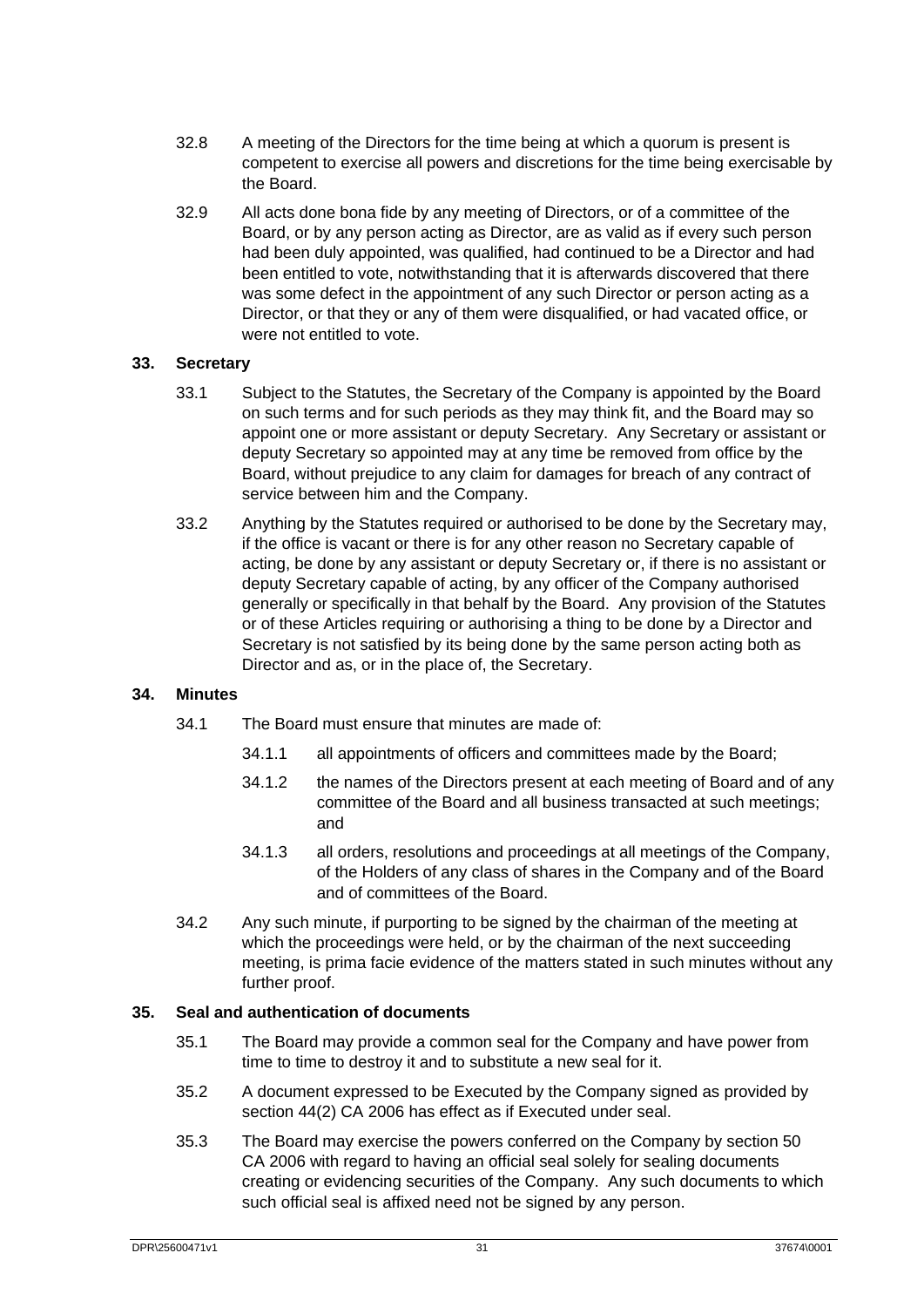32.8 A meeting of the Directors for the time being at which a quorum is present is competent to exercise all powers and discretions for the time being exercisable by the Board.

32.9 All acts done bona fide by any meeting of Directors, or of a committee of the Board, or by any person acting as Director, are as valid as if every such person had been duly appointed, was qualified, had continued to be a Director and had been entitled to vote, notwithstanding that it is afterwards discovered that there was some defect in the appointment of any such Director or person acting as a Director, or that they or any of them were disqualified, or had vacated office, or were not entitled to vote.

## 33. Secretary

33.1 Subject to the Statutes, the Secretary of the Company is appointed by the Board on such terms and for such periods as they may think fit, and the Board may so appoint one or more assistant or deputy Secretary. Any Secretary or assistant or deputy Secretary so appointed may at any time be removed from office by the Board, without prejudice to any claim for damages for breach of any contract of service between him and the Company.

33.2 Anything by the Statutes required or authorised to be done by the Secretary may, if the office is vacant or there is for any other reason no Secretary capable of acting, be done by any assistant or deputy Secretary or, if there is no assistant or deputy Secretary capable of acting, by any officer of the Company authorised generally or specifically in that behalf by the Board. Any provision of the Statutes or of these Articles requiring or authorising a thing to be done by a Director and Secretary is not satisfied by its being done by the same person acting both as Director and as, or in the place of, the Secretary.

## 34. Minutes

34.1 The Board must ensure that minutes are made of:

34.1.1 all appointments of officers and committees made by the Board;

34.1.2 the names of the Directors present at each meeting of Board and of any committee of the Board and all business transacted at such meetings; and

34.1.3 all orders, resolutions and proceedings at all meetings of the Company, of the Holders of any class of shares in the Company and of the Board and of committees of the Board.

34.2 Any such minute, if purporting to be signed by the chairman of the meeting at which the proceedings were held, or by the chairman of the next succeeding meeting, is prima facie evidence of the matters stated in such minutes without any further proof.

## 35. Seal and authentication of documents

35.1 The Board may provide a common seal for the Company and have power from time to time to destroy it and to substitute a new seal for it.

35.2 A document expressed to be Executed by the Company signed as provided by section 44(2) CA 2006 has effect as if Executed under seal.

35.3 The Board may exercise the powers conferred on the Company by section 50 CA 2006 with regard to having an official seal solely for sealing documents creating or evidencing securities of the Company. Any such documents to which such official seal is affixed need not be signed by any person.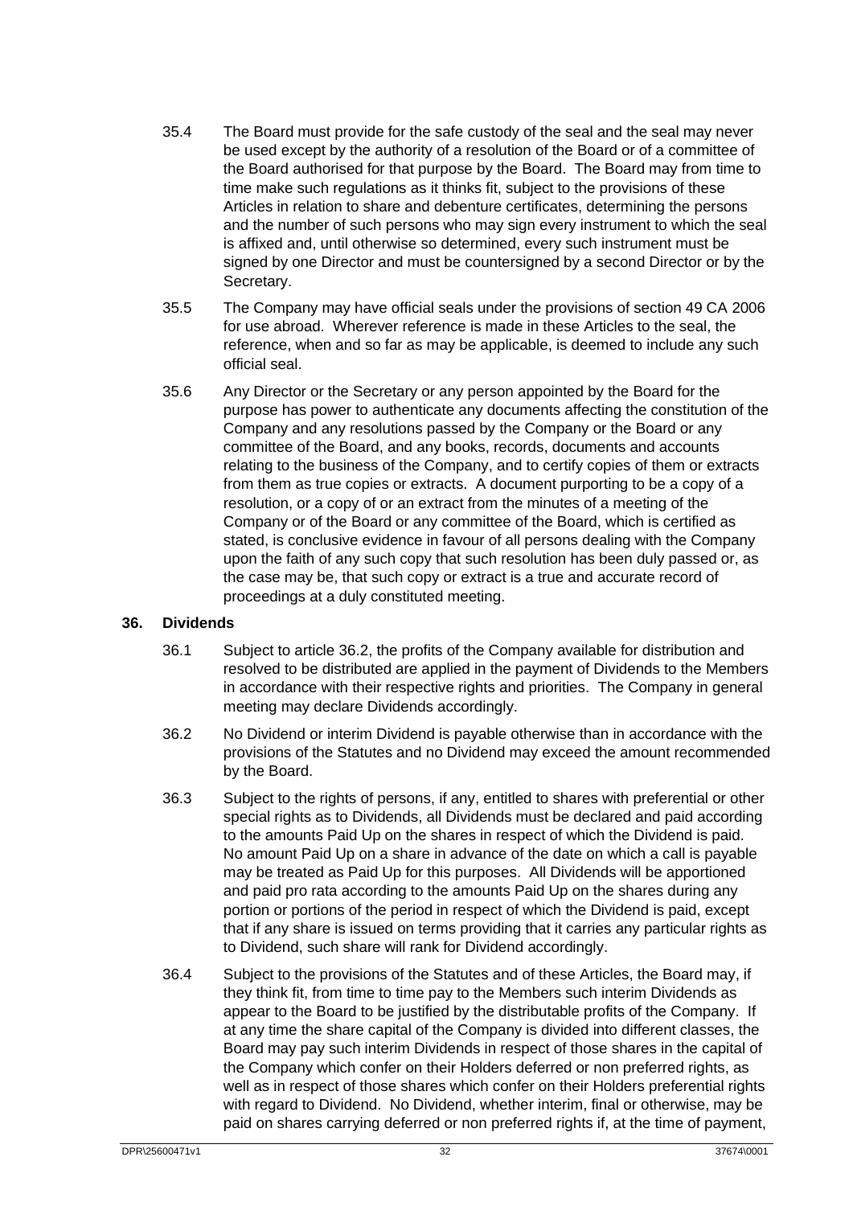35.4 The Board must provide for the safe custody of the seal and the seal may never be used except by the authority of a resolution of the Board or of a committee of the Board authorised for that purpose by the Board. The Board may from time to time make such regulations as it thinks fit, subject to the provisions of these Articles in relation to share and debenture certificates, determining the persons and the number of such persons who may sign every instrument to which the seal is affixed and, until otherwise so determined, every such instrument must be signed by one Director and must be countersigned by a second Director or by the Secretary.

35.5 The Company may have official seals under the provisions of section 49 CA 2006 for use abroad. Wherever reference is made in these Articles to the seal, the reference, when and so far as may be applicable, is deemed to include any such official seal.

35.6 Any Director or the Secretary or any person appointed by the Board for the purpose has power to authenticate any documents affecting the constitution of the Company and any resolutions passed by the Company or the Board or any committee of the Board, and any books, records, documents and accounts relating to the business of the Company, and to certify copies of them or extracts from them as true copies or extracts. A document purporting to be a copy of a resolution, or a copy of or an extract from the minutes of a meeting of the Company or of the Board or any committee of the Board, which is certified as stated, is conclusive evidence in favour of all persons dealing with the Company upon the faith of any such copy that such resolution has been duly passed or, as the case may be, that such copy or extract is a true and accurate record of proceedings at a duly constituted meeting.

## 36. Dividends

36.1 Subject to article 36.2, the profits of the Company available for distribution and resolved to be distributed are applied in the payment of Dividends to the Members in accordance with their respective rights and priorities. The Company in general meeting may declare Dividends accordingly.

36.2 No Dividend or interim Dividend is payable otherwise than in accordance with the provisions of the Statutes and no Dividend may exceed the amount recommended by the Board.

36.3 Subject to the rights of persons, if any, entitled to shares with preferential or other special rights as to Dividends, all Dividends must be declared and paid according to the amounts Paid Up on the shares in respect of which the Dividend is paid. No amount Paid Up on a share in advance of the date on which a call is payable may be treated as Paid Up for this purposes. All Dividends will be apportioned and paid pro rata according to the amounts Paid Up on the shares during any portion or portions of the period in respect of which the Dividend is paid, except that if any share is issued on terms providing that it carries any particular rights as to Dividend, such share will rank for Dividend accordingly.

36.4 Subject to the provisions of the Statutes and of these Articles, the Board may, if they think fit, from time to time pay to the Members such interim Dividends as appear to the Board to be justified by the distributable profits of the Company. If at any time the share capital of the Company is divided into different classes, the Board may pay such interim Dividends in respect of those shares in the capital of the Company which confer on their Holders deferred or non preferred rights, as well as in respect of those shares which confer on their Holders preferential rights with regard to Dividend. No Dividend, whether interim, final or otherwise, may be paid on shares carrying deferred or non preferred rights if, at the time of payment,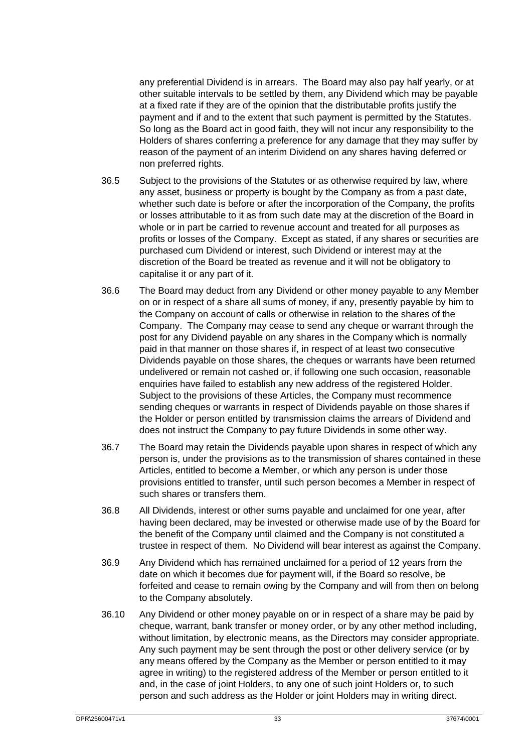any preferential Dividend is in arrears. The Board may also pay half yearly, or at other suitable intervals to be settled by them, any Dividend which may be payable at a fixed rate if they are of the opinion that the distributable profits justify the payment and if and to the extent that such payment is permitted by the Statutes. So long as the Board act in good faith, they will not incur any responsibility to the Holders of shares conferring a preference for any damage that they may suffer by reason of the payment of an interim Dividend on any shares having deferred or non preferred rights.

36.5 Subject to the provisions of the Statutes or as otherwise required by law, where any asset, business or property is bought by the Company as from a past date, whether such date is before or after the incorporation of the Company, the profits or losses attributable to it as from such date may at the discretion of the Board in whole or in part be carried to revenue account and treated for all purposes as profits or losses of the Company. Except as stated, if any shares or securities are purchased cum Dividend or interest, such Dividend or interest may at the discretion of the Board be treated as revenue and it will not be obligatory to capitalise it or any part of it.

36.6 The Board may deduct from any Dividend or other money payable to any Member on or in respect of a share all sums of money, if any, presently payable by him to the Company on account of calls or otherwise in relation to the shares of the Company. The Company may cease to send any cheque or warrant through the post for any Dividend payable on any shares in the Company which is normally paid in that manner on those shares if, in respect of at least two consecutive Dividends payable on those shares, the cheques or warrants have been returned undelivered or remain not cashed or, if following one such occasion, reasonable enquiries have failed to establish any new address of the registered Holder. Subject to the provisions of these Articles, the Company must recommence sending cheques or warrants in respect of Dividends payable on those shares if the Holder or person entitled by transmission claims the arrears of Dividend and does not instruct the Company to pay future Dividends in some other way.

36.7 The Board may retain the Dividends payable upon shares in respect of which any person is, under the provisions as to the transmission of shares contained in these Articles, entitled to become a Member, or which any person is under those provisions entitled to transfer, until such person becomes a Member in respect of such shares or transfers them.

36.8 All Dividends, interest or other sums payable and unclaimed for one year, after having been declared, may be invested or otherwise made use of by the Board for the benefit of the Company until claimed and the Company is not constituted a trustee in respect of them. No Dividend will bear interest as against the Company.

36.9 Any Dividend which has remained unclaimed for a period of 12 years from the date on which it becomes due for payment will, if the Board so resolve, be forfeited and cease to remain owing by the Company and will from then on belong to the Company absolutely.

36.10 Any Dividend or other money payable on or in respect of a share may be paid by cheque, warrant, bank transfer or money order, or by any other method including, without limitation, by electronic means, as the Directors may consider appropriate. Any such payment may be sent through the post or other delivery service (or by any means offered by the Company as the Member or person entitled to it may agree in writing) to the registered address of the Member or person entitled to it and, in the case of joint Holders, to any one of such joint Holders or, to such person and such address as the Holder or joint Holders may in writing direct.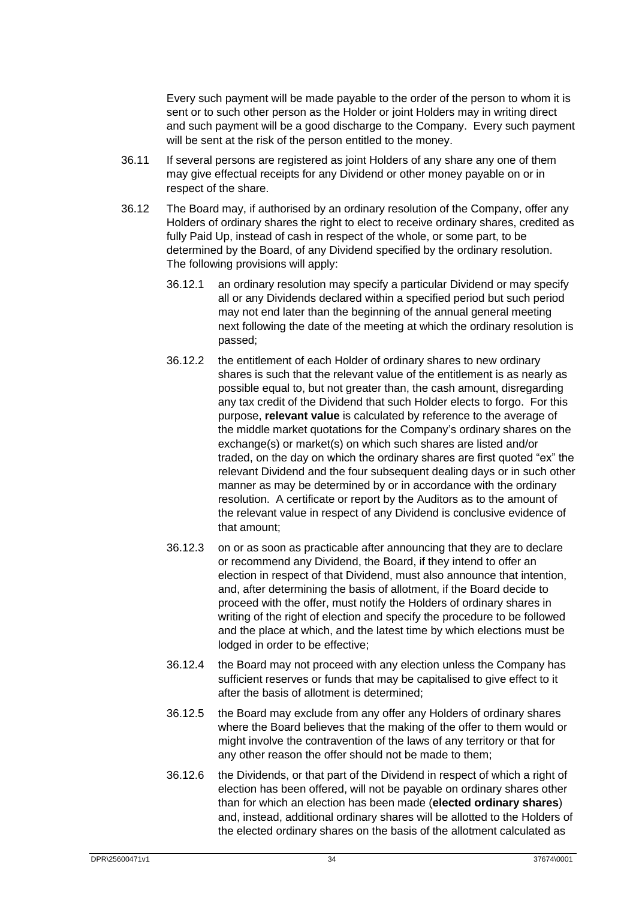Every such payment will be made payable to the order of the person to whom it is sent or to such other person as the Holder or joint Holders may in writing direct and such payment will be a good discharge to the Company. Every such payment will be sent at the risk of the person entitled to the money.

36.11 If several persons are registered as joint Holders of any share any one of them may give effectual receipts for any Dividend or other money payable on or in respect of the share.

36.12 The Board may, if authorised by an ordinary resolution of the Company, offer any Holders of ordinary shares the right to elect to receive ordinary shares, credited as fully Paid Up, instead of cash in respect of the whole, or some part, to be determined by the Board, of any Dividend specified by the ordinary resolution. The following provisions will apply:

36.12.1 an ordinary resolution may specify a particular Dividend or may specify all or any Dividends declared within a specified period but such period may not end later than the beginning of the annual general meeting next following the date of the meeting at which the ordinary resolution is passed;

36.12.2 the entitlement of each Holder of ordinary shares to new ordinary shares is such that the relevant value of the entitlement is as nearly as possible equal to, but not greater than, the cash amount, disregarding any tax credit of the Dividend that such Holder elects to forgo. For this purpose, **relevant value** is calculated by reference to the average of the middle market quotations for the Company's ordinary shares on the exchange(s) or market(s) on which such shares are listed and/or traded, on the day on which the ordinary shares are first quoted "ex" the relevant Dividend and the four subsequent dealing days or in such other manner as may be determined by or in accordance with the ordinary resolution. A certificate or report by the Auditors as to the amount of the relevant value in respect of any Dividend is conclusive evidence of that amount;

36.12.3 on or as soon as practicable after announcing that they are to declare or recommend any Dividend, the Board, if they intend to offer an election in respect of that Dividend, must also announce that intention, and, after determining the basis of allotment, if the Board decide to proceed with the offer, must notify the Holders of ordinary shares in writing of the right of election and specify the procedure to be followed and the place at which, and the latest time by which elections must be lodged in order to be effective;

36.12.4 the Board may not proceed with any election unless the Company has sufficient reserves or funds that may be capitalised to give effect to it after the basis of allotment is determined;

36.12.5 the Board may exclude from any offer any Holders of ordinary shares where the Board believes that the making of the offer to them would or might involve the contravention of the laws of any territory or that for any other reason the offer should not be made to them;

36.12.6 the Dividends, or that part of the Dividend in respect of which a right of election has been offered, will not be payable on ordinary shares other than for which an election has been made (**elected ordinary shares**) and, instead, additional ordinary shares will be allotted to the Holders of the elected ordinary shares on the basis of the allotment calculated as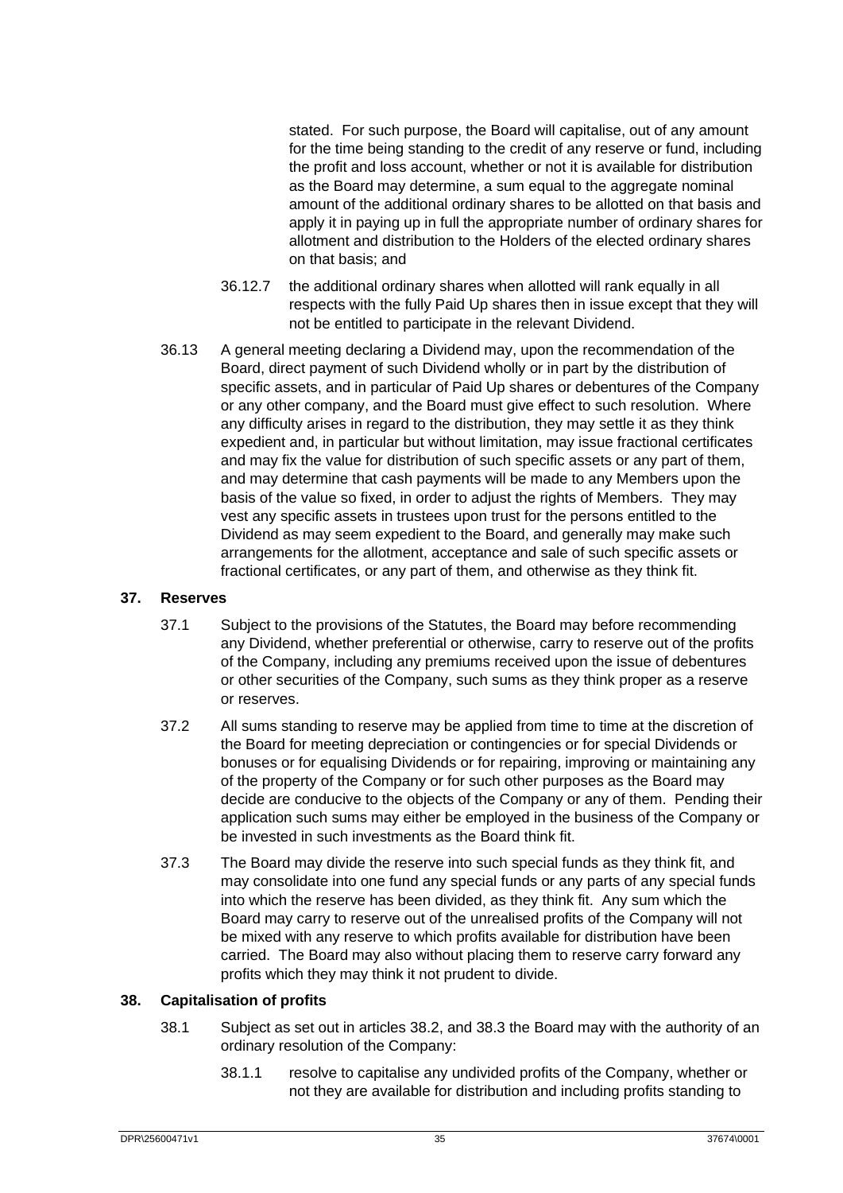stated. For such purpose, the Board will capitalise, out of any amount for the time being standing to the credit of any reserve or fund, including the profit and loss account, whether or not it is available for distribution as the Board may determine, a sum equal to the aggregate nominal amount of the additional ordinary shares to be allotted on that basis and apply it in paying up in full the appropriate number of ordinary shares for allotment and distribution to the Holders of the elected ordinary shares on that basis; and

36.12.7 the additional ordinary shares when allotted will rank equally in all respects with the fully Paid Up shares then in issue except that they will not be entitled to participate in the relevant Dividend.

36.13 A general meeting declaring a Dividend may, upon the recommendation of the Board, direct payment of such Dividend wholly or in part by the distribution of specific assets, and in particular of Paid Up shares or debentures of the Company or any other company, and the Board must give effect to such resolution. Where any difficulty arises in regard to the distribution, they may settle it as they think expedient and, in particular but without limitation, may issue fractional certificates and may fix the value for distribution of such specific assets or any part of them, and may determine that cash payments will be made to any Members upon the basis of the value so fixed, in order to adjust the rights of Members. They may vest any specific assets in trustees upon trust for the persons entitled to the Dividend as may seem expedient to the Board, and generally may make such arrangements for the allotment, acceptance and sale of such specific assets or fractional certificates, or any part of them, and otherwise as they think fit.

## 37. Reserves

37.1 Subject to the provisions of the Statutes, the Board may before recommending any Dividend, whether preferential or otherwise, carry to reserve out of the profits of the Company, including any premiums received upon the issue of debentures or other securities of the Company, such sums as they think proper as a reserve or reserves.

37.2 All sums standing to reserve may be applied from time to time at the discretion of the Board for meeting depreciation or contingencies or for special Dividends or bonuses or for equalising Dividends or for repairing, improving or maintaining any of the property of the Company or for such other purposes as the Board may decide are conducive to the objects of the Company or any of them. Pending their application such sums may either be employed in the business of the Company or be invested in such investments as the Board think fit.

37.3 The Board may divide the reserve into such special funds as they think fit, and may consolidate into one fund any special funds or any parts of any special funds into which the reserve has been divided, as they think fit. Any sum which the Board may carry to reserve out of the unrealised profits of the Company will not be mixed with any reserve to which profits available for distribution have been carried. The Board may also without placing them to reserve carry forward any profits which they may think it not prudent to divide.

## 38. Capitalisation of profits

38.1 Subject as set out in articles 38.2, and 38.3 the Board may with the authority of an ordinary resolution of the Company:

38.1.1 resolve to capitalise any undivided profits of the Company, whether or not they are available for distribution and including profits standing to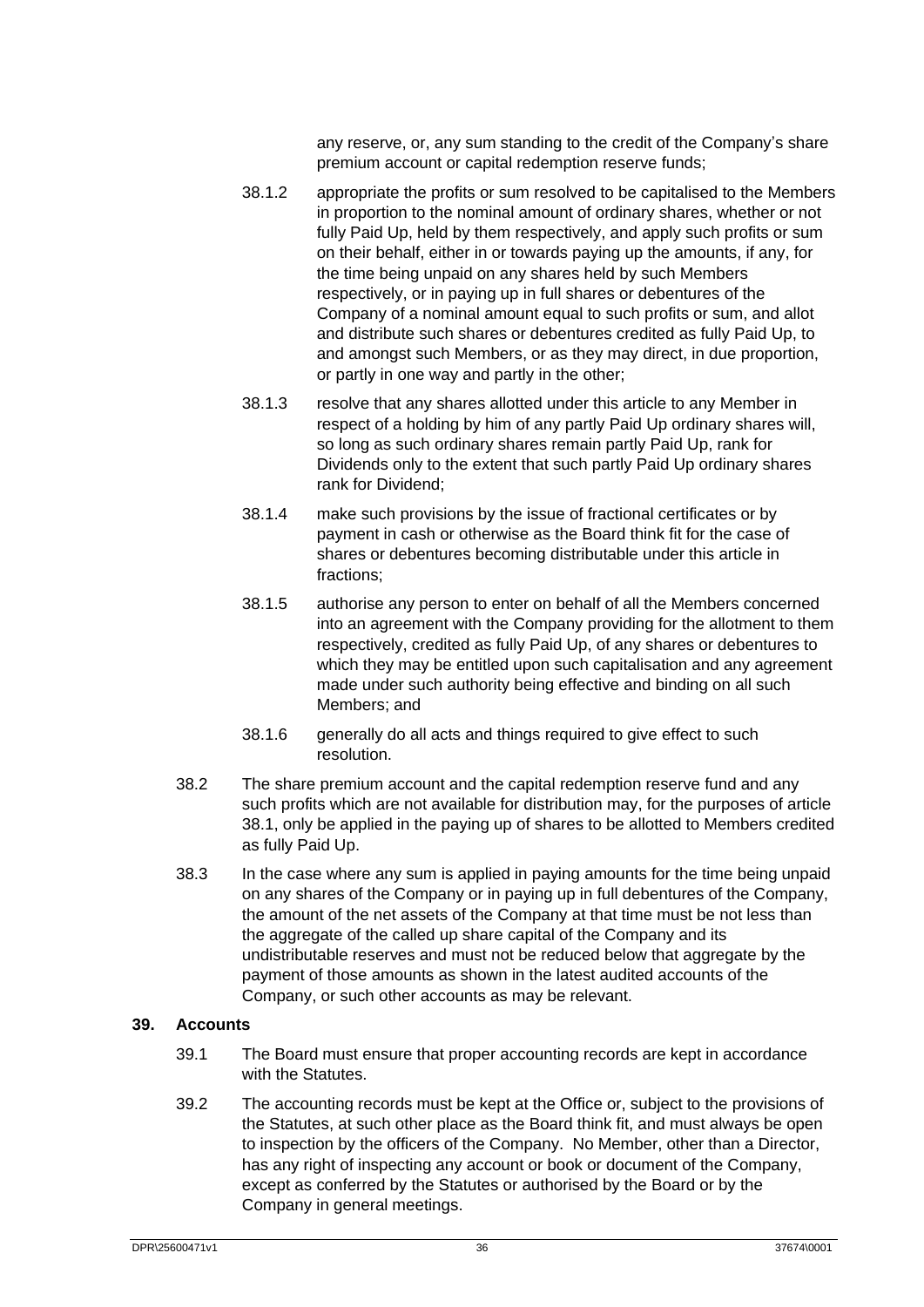any reserve, or, any sum standing to the credit of the Company's share premium account or capital redemption reserve funds;

38.1.2 appropriate the profits or sum resolved to be capitalised to the Members in proportion to the nominal amount of ordinary shares, whether or not fully Paid Up, held by them respectively, and apply such profits or sum on their behalf, either in or towards paying up the amounts, if any, for the time being unpaid on any shares held by such Members respectively, or in paying up in full shares or debentures of the Company of a nominal amount equal to such profits or sum, and allot and distribute such shares or debentures credited as fully Paid Up, to and amongst such Members, or as they may direct, in due proportion, or partly in one way and partly in the other;

38.1.3 resolve that any shares allotted under this article to any Member in respect of a holding by him of any partly Paid Up ordinary shares will, so long as such ordinary shares remain partly Paid Up, rank for Dividends only to the extent that such partly Paid Up ordinary shares rank for Dividend;

38.1.4 make such provisions by the issue of fractional certificates or by payment in cash or otherwise as the Board think fit for the case of shares or debentures becoming distributable under this article in fractions;

38.1.5 authorise any person to enter on behalf of all the Members concerned into an agreement with the Company providing for the allotment to them respectively, credited as fully Paid Up, of any shares or debentures to which they may be entitled upon such capitalisation and any agreement made under such authority being effective and binding on all such Members; and

38.1.6 generally do all acts and things required to give effect to such resolution.

38.2 The share premium account and the capital redemption reserve fund and any such profits which are not available for distribution may, for the purposes of article 38.1, only be applied in the paying up of shares to be allotted to Members credited as fully Paid Up.

38.3 In the case where any sum is applied in paying amounts for the time being unpaid on any shares of the Company or in paying up in full debentures of the Company, the amount of the net assets of the Company at that time must be not less than the aggregate of the called up share capital of the Company and its undistributable reserves and must not be reduced below that aggregate by the payment of those amounts as shown in the latest audited accounts of the Company, or such other accounts as may be relevant.

## 39. Accounts

39.1 The Board must ensure that proper accounting records are kept in accordance with the Statutes.

39.2 The accounting records must be kept at the Office or, subject to the provisions of the Statutes, at such other place as the Board think fit, and must always be open to inspection by the officers of the Company. No Member, other than a Director, has any right of inspecting any account or book or document of the Company, except as conferred by the Statutes or authorised by the Board or by the Company in general meetings.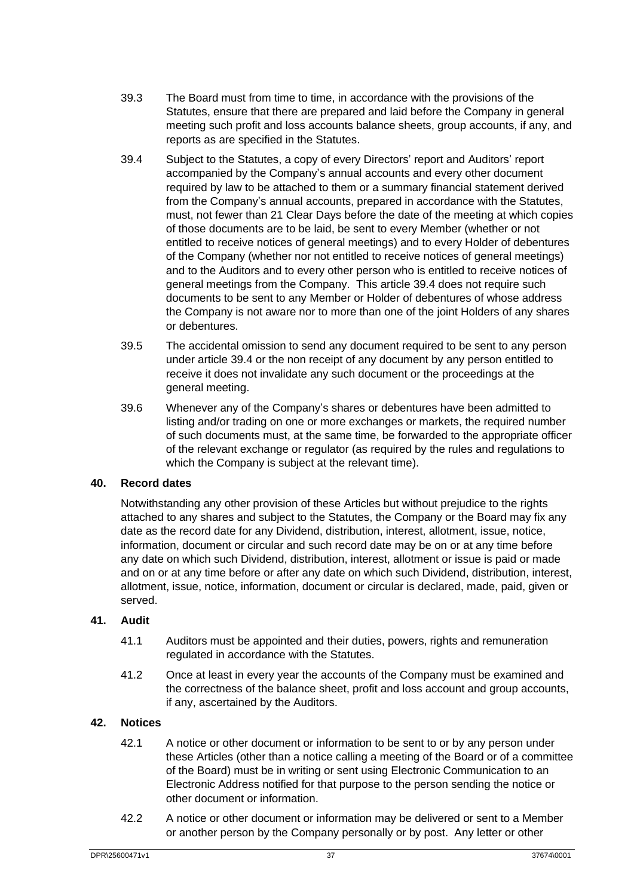39.3 The Board must from time to time, in accordance with the provisions of the Statutes, ensure that there are prepared and laid before the Company in general meeting such profit and loss accounts balance sheets, group accounts, if any, and reports as are specified in the Statutes.

39.4 Subject to the Statutes, a copy of every Directors' report and Auditors' report accompanied by the Company's annual accounts and every other document required by law to be attached to them or a summary financial statement derived from the Company's annual accounts, prepared in accordance with the Statutes, must, not fewer than 21 Clear Days before the date of the meeting at which copies of those documents are to be laid, be sent to every Member (whether or not entitled to receive notices of general meetings) and to every Holder of debentures of the Company (whether nor not entitled to receive notices of general meetings) and to the Auditors and to every other person who is entitled to receive notices of general meetings from the Company. This article 39.4 does not require such documents to be sent to any Member or Holder of debentures of whose address the Company is not aware nor to more than one of the joint Holders of any shares or debentures.

39.5 The accidental omission to send any document required to be sent to any person under article 39.4 or the non receipt of any document by any person entitled to receive it does not invalidate any such document or the proceedings at the general meeting.

39.6 Whenever any of the Company's shares or debentures have been admitted to listing and/or trading on one or more exchanges or markets, the required number of such documents must, at the same time, be forwarded to the appropriate officer of the relevant exchange or regulator (as required by the rules and regulations to which the Company is subject at the relevant time).

## 40. Record dates

Notwithstanding any other provision of these Articles but without prejudice to the rights attached to any shares and subject to the Statutes, the Company or the Board may fix any date as the record date for any Dividend, distribution, interest, allotment, issue, notice, information, document or circular and such record date may be on or at any time before any date on which such Dividend, distribution, interest, allotment or issue is paid or made and on or at any time before or after any date on which such Dividend, distribution, interest, allotment, issue, notice, information, document or circular is declared, made, paid, given or served.

## 41. Audit

41.1 Auditors must be appointed and their duties, powers, rights and remuneration regulated in accordance with the Statutes.

41.2 Once at least in every year the accounts of the Company must be examined and the correctness of the balance sheet, profit and loss account and group accounts, if any, ascertained by the Auditors.

## 42. Notices

42.1 A notice or other document or information to be sent to or by any person under these Articles (other than a notice calling a meeting of the Board or of a committee of the Board) must be in writing or sent using Electronic Communication to an Electronic Address notified for that purpose to the person sending the notice or other document or information.

42.2 A notice or other document or information may be delivered or sent to a Member or another person by the Company personally or by post. Any letter or other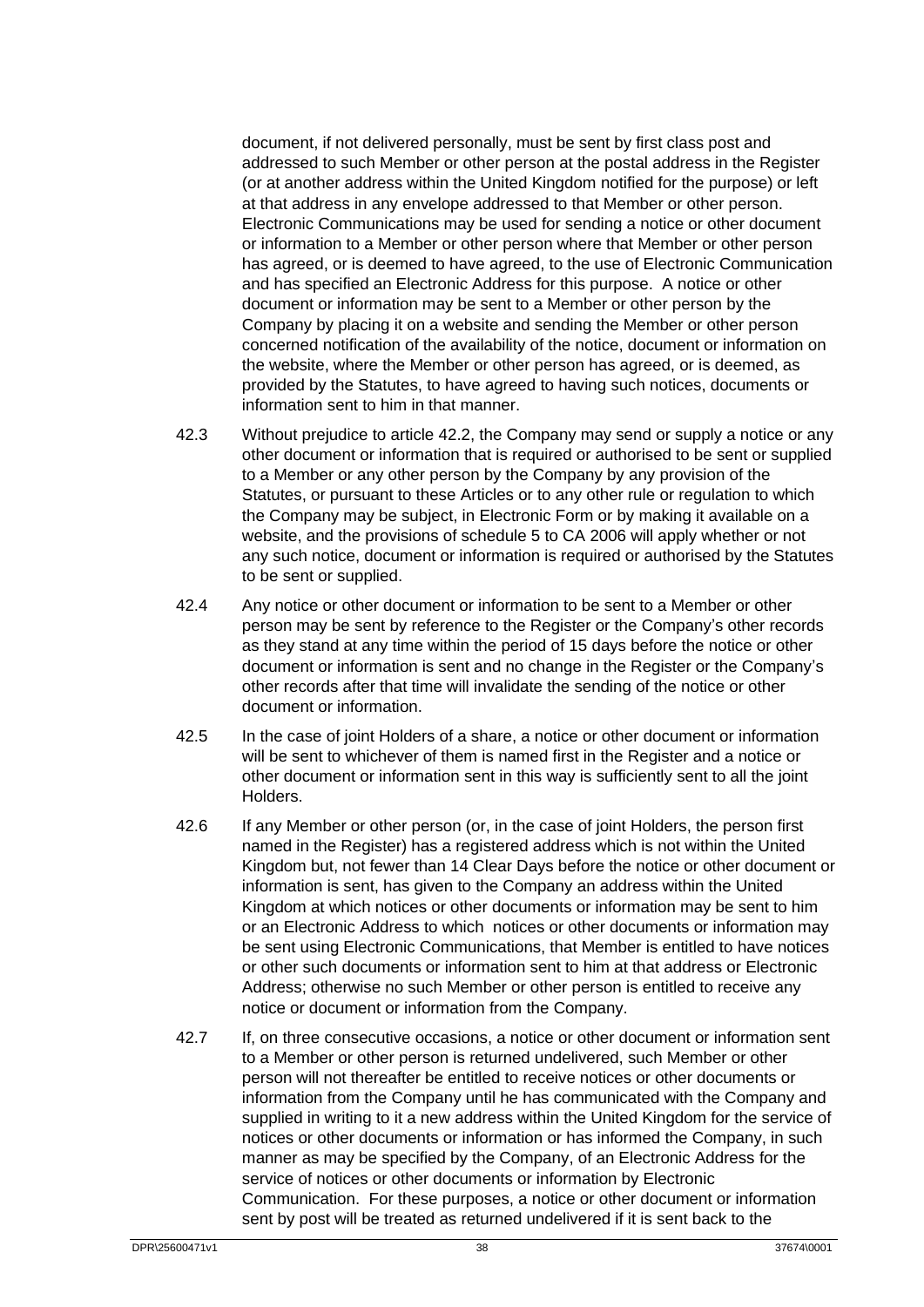document, if not delivered personally, must be sent by first class post and addressed to such Member or other person at the postal address in the Register (or at another address within the United Kingdom notified for the purpose) or left at that address in any envelope addressed to that Member or other person. Electronic Communications may be used for sending a notice or other document or information to a Member or other person where that Member or other person has agreed, or is deemed to have agreed, to the use of Electronic Communication and has specified an Electronic Address for this purpose. A notice or other document or information may be sent to a Member or other person by the Company by placing it on a website and sending the Member or other person concerned notification of the availability of the notice, document or information on the website, where the Member or other person has agreed, or is deemed, as provided by the Statutes, to have agreed to having such notices, documents or information sent to him in that manner.

42.3 Without prejudice to article 42.2, the Company may send or supply a notice or any other document or information that is required or authorised to be sent or supplied to a Member or any other person by the Company by any provision of the Statutes, or pursuant to these Articles or to any other rule or regulation to which the Company may be subject, in Electronic Form or by making it available on a website, and the provisions of schedule 5 to CA 2006 will apply whether or not any such notice, document or information is required or authorised by the Statutes to be sent or supplied.

42.4 Any notice or other document or information to be sent to a Member or other person may be sent by reference to the Register or the Company's other records as they stand at any time within the period of 15 days before the notice or other document or information is sent and no change in the Register or the Company's other records after that time will invalidate the sending of the notice or other document or information.

42.5 In the case of joint Holders of a share, a notice or other document or information will be sent to whichever of them is named first in the Register and a notice or other document or information sent in this way is sufficiently sent to all the joint Holders.

42.6 If any Member or other person (or, in the case of joint Holders, the person first named in the Register) has a registered address which is not within the United Kingdom but, not fewer than 14 Clear Days before the notice or other document or information is sent, has given to the Company an address within the United Kingdom at which notices or other documents or information may be sent to him or an Electronic Address to which notices or other documents or information may be sent using Electronic Communications, that Member is entitled to have notices or other such documents or information sent to him at that address or Electronic Address; otherwise no such Member or other person is entitled to receive any notice or document or information from the Company.

42.7 If, on three consecutive occasions, a notice or other document or information sent to a Member or other person is returned undelivered, such Member or other person will not thereafter be entitled to receive notices or other documents or information from the Company until he has communicated with the Company and supplied in writing to it a new address within the United Kingdom for the service of notices or other documents or information or has informed the Company, in such manner as may be specified by the Company, of an Electronic Address for the service of notices or other documents or information by Electronic Communication. For these purposes, a notice or other document or information sent by post will be treated as returned undelivered if it is sent back to the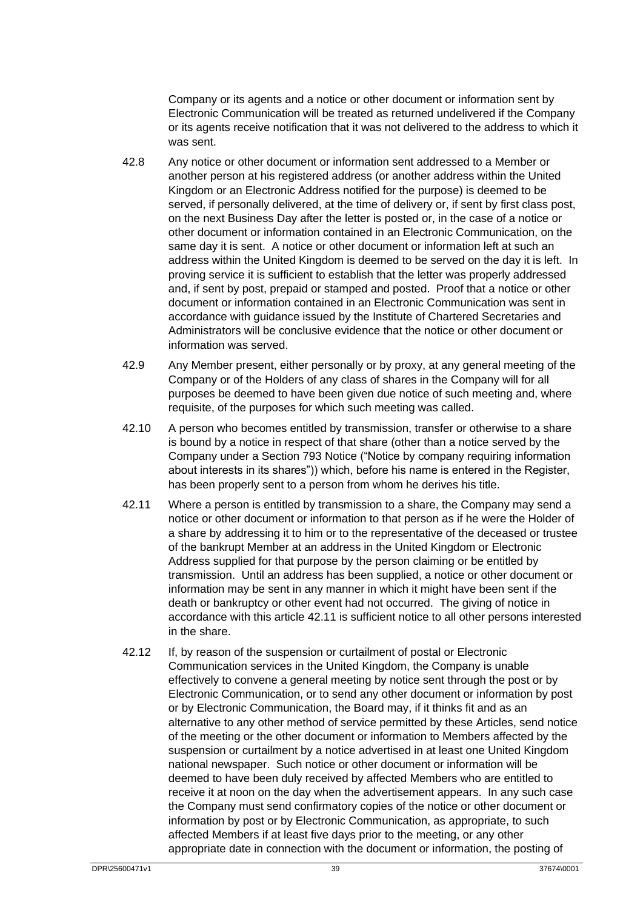Company or its agents and a notice or other document or information sent by Electronic Communication will be treated as returned undelivered if the Company or its agents receive notification that it was not delivered to the address to which it was sent.

42.8 Any notice or other document or information sent addressed to a Member or another person at his registered address (or another address within the United Kingdom or an Electronic Address notified for the purpose) is deemed to be served, if personally delivered, at the time of delivery or, if sent by first class post, on the next Business Day after the letter is posted or, in the case of a notice or other document or information contained in an Electronic Communication, on the same day it is sent. A notice or other document or information left at such an address within the United Kingdom is deemed to be served on the day it is left. In proving service it is sufficient to establish that the letter was properly addressed and, if sent by post, prepaid or stamped and posted. Proof that a notice or other document or information contained in an Electronic Communication was sent in accordance with guidance issued by the Institute of Chartered Secretaries and Administrators will be conclusive evidence that the notice or other document or information was served.

42.9 Any Member present, either personally or by proxy, at any general meeting of the Company or of the Holders of any class of shares in the Company will for all purposes be deemed to have been given due notice of such meeting and, where requisite, of the purposes for which such meeting was called.

42.10 A person who becomes entitled by transmission, transfer or otherwise to a share is bound by a notice in respect of that share (other than a notice served by the Company under a Section 793 Notice ("Notice by company requiring information about interests in its shares")) which, before his name is entered in the Register, has been properly sent to a person from whom he derives his title.

42.11 Where a person is entitled by transmission to a share, the Company may send a notice or other document or information to that person as if he were the Holder of a share by addressing it to him or to the representative of the deceased or trustee of the bankrupt Member at an address in the United Kingdom or Electronic Address supplied for that purpose by the person claiming or be entitled by transmission. Until an address has been supplied, a notice or other document or information may be sent in any manner in which it might have been sent if the death or bankruptcy or other event had not occurred. The giving of notice in accordance with this article 42.11 is sufficient notice to all other persons interested in the share.

42.12 If, by reason of the suspension or curtailment of postal or Electronic Communication services in the United Kingdom, the Company is unable effectively to convene a general meeting by notice sent through the post or by Electronic Communication, or to send any other document or information by post or by Electronic Communication, the Board may, if it thinks fit and as an alternative to any other method of service permitted by these Articles, send notice of the meeting or the other document or information to Members affected by the suspension or curtailment by a notice advertised in at least one United Kingdom national newspaper. Such notice or other document or information will be deemed to have been duly received by affected Members who are entitled to receive it at noon on the day when the advertisement appears. In any such case the Company must send confirmatory copies of the notice or other document or information by post or by Electronic Communication, as appropriate, to such affected Members if at least five days prior to the meeting, or any other appropriate date in connection with the document or information, the posting of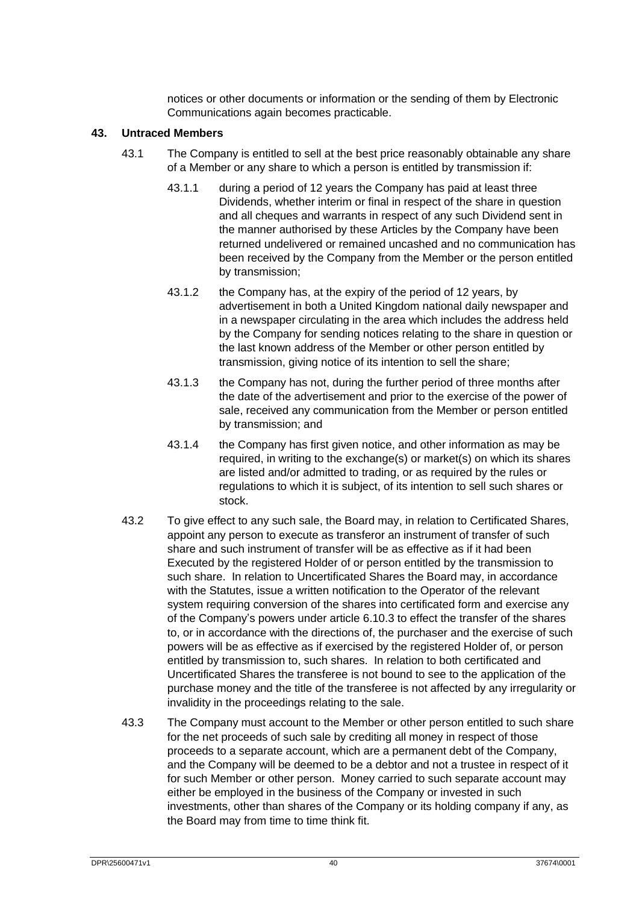notices or other documents or information or the sending of them by Electronic Communications again becomes practicable.

## 43. Untraced Members

43.1 The Company is entitled to sell at the best price reasonably obtainable any share of a Member or any share to which a person is entitled by transmission if:

43.1.1 during a period of 12 years the Company has paid at least three Dividends, whether interim or final in respect of the share in question and all cheques and warrants in respect of any such Dividend sent in the manner authorised by these Articles by the Company have been returned undelivered or remained uncashed and no communication has been received by the Company from the Member or the person entitled by transmission;

43.1.2 the Company has, at the expiry of the period of 12 years, by advertisement in both a United Kingdom national daily newspaper and in a newspaper circulating in the area which includes the address held by the Company for sending notices relating to the share in question or the last known address of the Member or other person entitled by transmission, giving notice of its intention to sell the share;

43.1.3 the Company has not, during the further period of three months after the date of the advertisement and prior to the exercise of the power of sale, received any communication from the Member or person entitled by transmission; and

43.1.4 the Company has first given notice, and other information as may be required, in writing to the exchange(s) or market(s) on which its shares are listed and/or admitted to trading, or as required by the rules or regulations to which it is subject, of its intention to sell such shares or stock.

43.2 To give effect to any such sale, the Board may, in relation to Certificated Shares, appoint any person to execute as transferor an instrument of transfer of such share and such instrument of transfer will be as effective as if it had been Executed by the registered Holder of or person entitled by the transmission to such share. In relation to Uncertificated Shares the Board may, in accordance with the Statutes, issue a written notification to the Operator of the relevant system requiring conversion of the shares into certificated form and exercise any of the Company's powers under article 6.10.3 to effect the transfer of the shares to, or in accordance with the directions of, the purchaser and the exercise of such powers will be as effective as if exercised by the registered Holder of, or person entitled by transmission to, such shares. In relation to both certificated and Uncertificated Shares the transferee is not bound to see to the application of the purchase money and the title of the transferee is not affected by any irregularity or invalidity in the proceedings relating to the sale.

43.3 The Company must account to the Member or other person entitled to such share for the net proceeds of such sale by crediting all money in respect of those proceeds to a separate account, which are a permanent debt of the Company, and the Company will be deemed to be a debtor and not a trustee in respect of it for such Member or other person. Money carried to such separate account may either be employed in the business of the Company or invested in such investments, other than shares of the Company or its holding company if any, as the Board may from time to time think fit.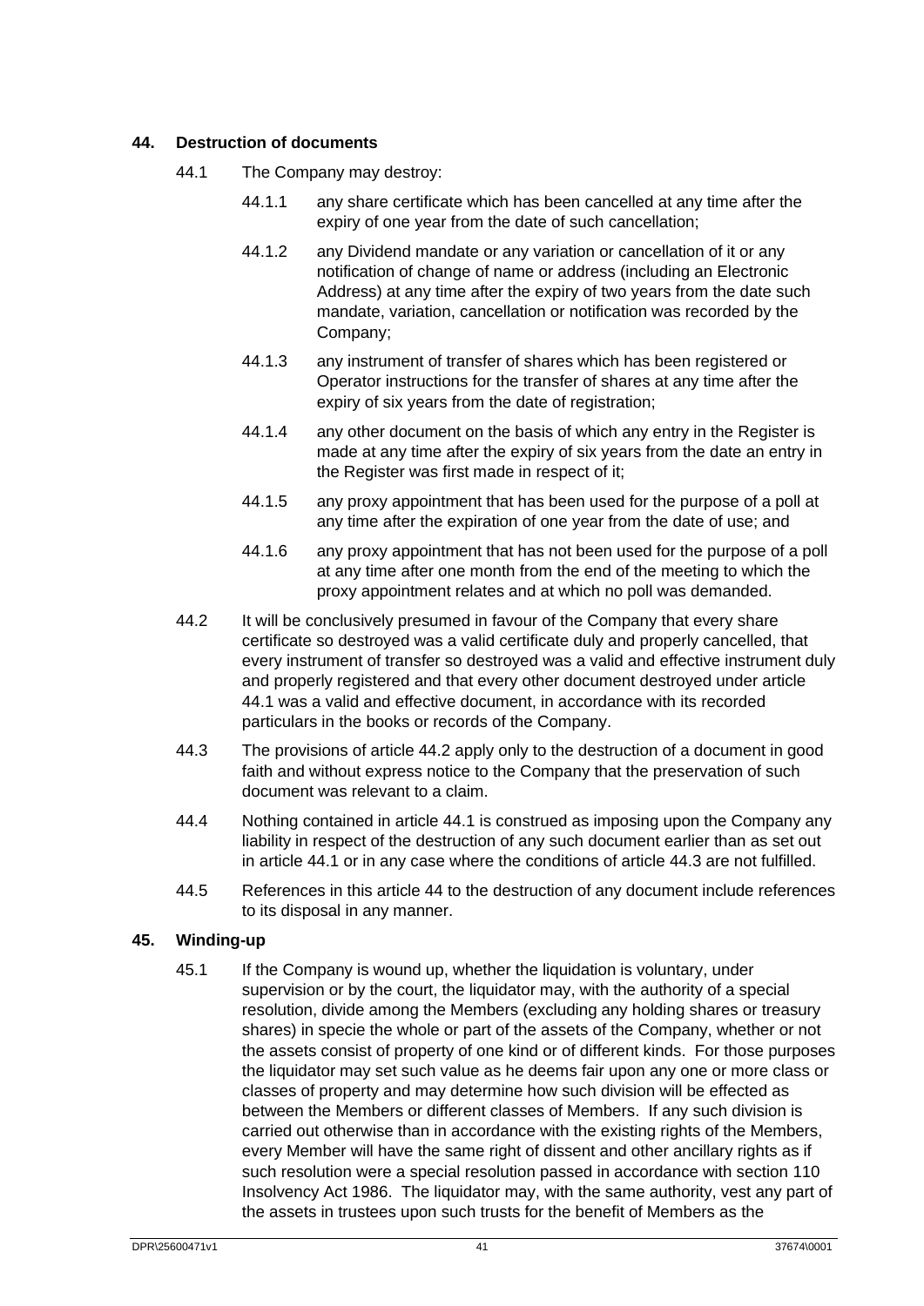## 44. Destruction of documents

44.1 The Company may destroy:

44.1.1 any share certificate which has been cancelled at any time after the expiry of one year from the date of such cancellation;

44.1.2 any Dividend mandate or any variation or cancellation of it or any notification of change of name or address (including an Electronic Address) at any time after the expiry of two years from the date such mandate, variation, cancellation or notification was recorded by the Company;

44.1.3 any instrument of transfer of shares which has been registered or Operator instructions for the transfer of shares at any time after the expiry of six years from the date of registration;

44.1.4 any other document on the basis of which any entry in the Register is made at any time after the expiry of six years from the date an entry in the Register was first made in respect of it;

44.1.5 any proxy appointment that has been used for the purpose of a poll at any time after the expiration of one year from the date of use; and

44.1.6 any proxy appointment that has not been used for the purpose of a poll at any time after one month from the end of the meeting to which the proxy appointment relates and at which no poll was demanded.

44.2 It will be conclusively presumed in favour of the Company that every share certificate so destroyed was a valid certificate duly and properly cancelled, that every instrument of transfer so destroyed was a valid and effective instrument duly and properly registered and that every other document destroyed under article 44.1 was a valid and effective document, in accordance with its recorded particulars in the books or records of the Company.

44.3 The provisions of article 44.2 apply only to the destruction of a document in good faith and without express notice to the Company that the preservation of such document was relevant to a claim.

44.4 Nothing contained in article 44.1 is construed as imposing upon the Company any liability in respect of the destruction of any such document earlier than as set out in article 44.1 or in any case where the conditions of article 44.3 are not fulfilled.

44.5 References in this article 44 to the destruction of any document include references to its disposal in any manner.

## 45. Winding-up

45.1 If the Company is wound up, whether the liquidation is voluntary, under supervision or by the court, the liquidator may, with the authority of a special resolution, divide among the Members (excluding any holding shares or treasury shares) in specie the whole or part of the assets of the Company, whether or not the assets consist of property of one kind or of different kinds. For those purposes the liquidator may set such value as he deems fair upon any one or more class or classes of property and may determine how such division will be effected as between the Members or different classes of Members. If any such division is carried out otherwise than in accordance with the existing rights of the Members, every Member will have the same right of dissent and other ancillary rights as if such resolution were a special resolution passed in accordance with section 110 Insolvency Act 1986. The liquidator may, with the same authority, vest any part of the assets in trustees upon such trusts for the benefit of Members as the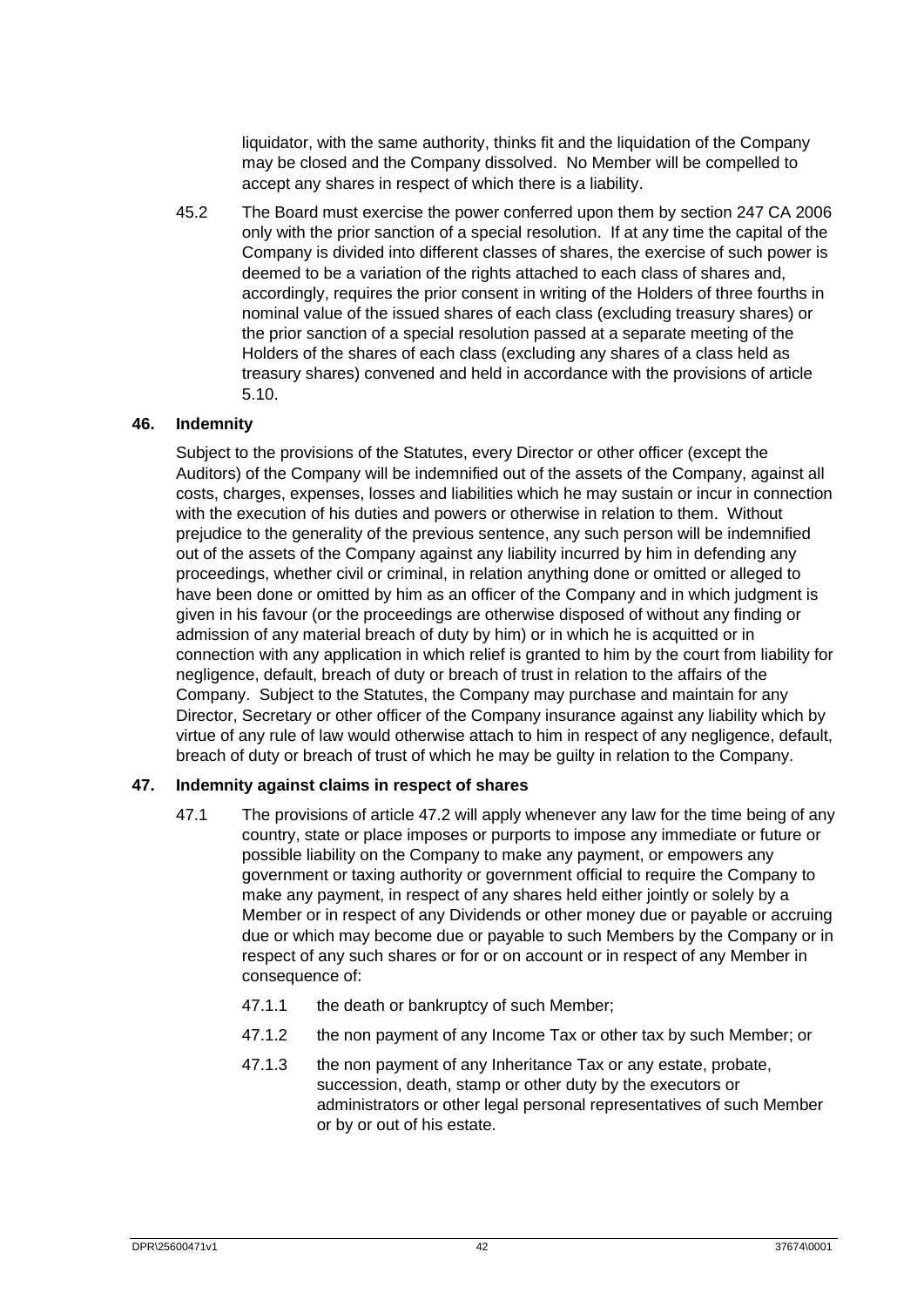liquidator, with the same authority, thinks fit and the liquidation of the Company may be closed and the Company dissolved. No Member will be compelled to accept any shares in respect of which there is a liability.

45.2 The Board must exercise the power conferred upon them by section 247 CA 2006 only with the prior sanction of a special resolution. If at any time the capital of the Company is divided into different classes of shares, the exercise of such power is deemed to be a variation of the rights attached to each class of shares and, accordingly, requires the prior consent in writing of the Holders of three fourths in nominal value of the issued shares of each class (excluding treasury shares) or the prior sanction of a special resolution passed at a separate meeting of the Holders of the shares of each class (excluding any shares of a class held as treasury shares) convened and held in accordance with the provisions of article 5.10.

## 46. Indemnity

Subject to the provisions of the Statutes, every Director or other officer (except the Auditors) of the Company will be indemnified out of the assets of the Company, against all costs, charges, expenses, losses and liabilities which he may sustain or incur in connection with the execution of his duties and powers or otherwise in relation to them. Without prejudice to the generality of the previous sentence, any such person will be indemnified out of the assets of the Company against any liability incurred by him in defending any proceedings, whether civil or criminal, in relation anything done or omitted or alleged to have been done or omitted by him as an officer of the Company and in which judgment is given in his favour (or the proceedings are otherwise disposed of without any finding or admission of any material breach of duty by him) or in which he is acquitted or in connection with any application in which relief is granted to him by the court from liability for negligence, default, breach of duty or breach of trust in relation to the affairs of the Company. Subject to the Statutes, the Company may purchase and maintain for any Director, Secretary or other officer of the Company insurance against any liability which by virtue of any rule of law would otherwise attach to him in respect of any negligence, default, breach of duty or breach of trust of which he may be guilty in relation to the Company.

## 47. Indemnity against claims in respect of shares

47.1 The provisions of article 47.2 will apply whenever any law for the time being of any country, state or place imposes or purports to impose any immediate or future or possible liability on the Company to make any payment, or empowers any government or taxing authority or government official to require the Company to make any payment, in respect of any shares held either jointly or solely by a Member or in respect of any Dividends or other money due or payable or accruing due or which may become due or payable to such Members by the Company or in respect of any such shares or for or on account or in respect of any Member in consequence of:

47.1.1 the death or bankruptcy of such Member;

47.1.2 the non payment of any Income Tax or other tax by such Member; or

47.1.3 the non payment of any Inheritance Tax or any estate, probate, succession, death, stamp or other duty by the executors or administrators or other legal personal representatives of such Member or by or out of his estate.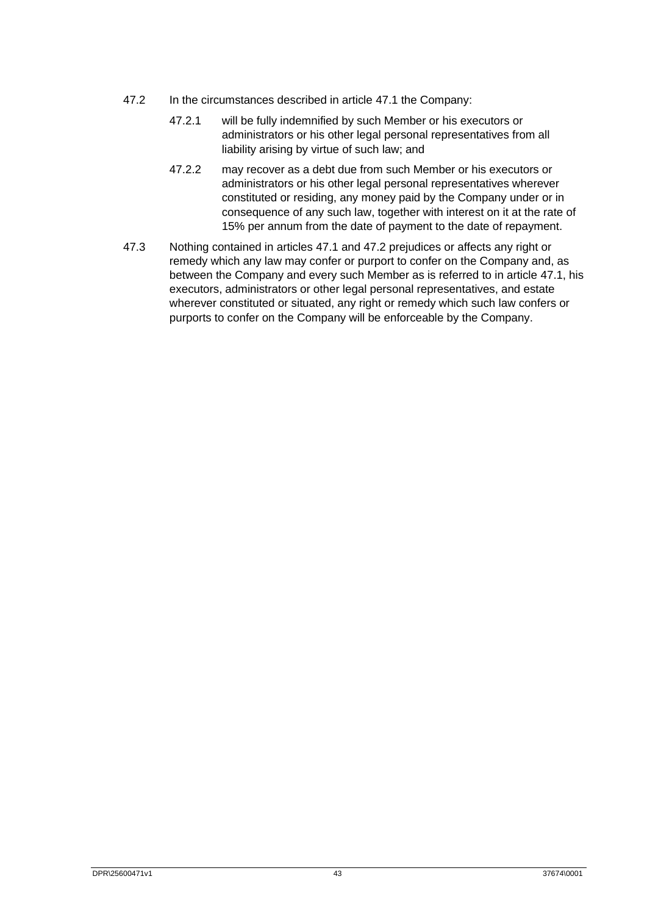47.2 In the circumstances described in article 47.1 the Company:

47.2.1 will be fully indemnified by such Member or his executors or administrators or his other legal personal representatives from all liability arising by virtue of such law; and

47.2.2 may recover as a debt due from such Member or his executors or administrators or his other legal personal representatives wherever constituted or residing, any money paid by the Company under or in consequence of any such law, together with interest on it at the rate of 15% per annum from the date of payment to the date of repayment.

47.3 Nothing contained in articles 47.1 and 47.2 prejudices or affects any right or remedy which any law may confer or purport to confer on the Company and, as between the Company and every such Member as is referred to in article 47.1, his executors, administrators or other legal personal representatives, and estate wherever constituted or situated, any right or remedy which such law confers or purports to confer on the Company will be enforceable by the Company.